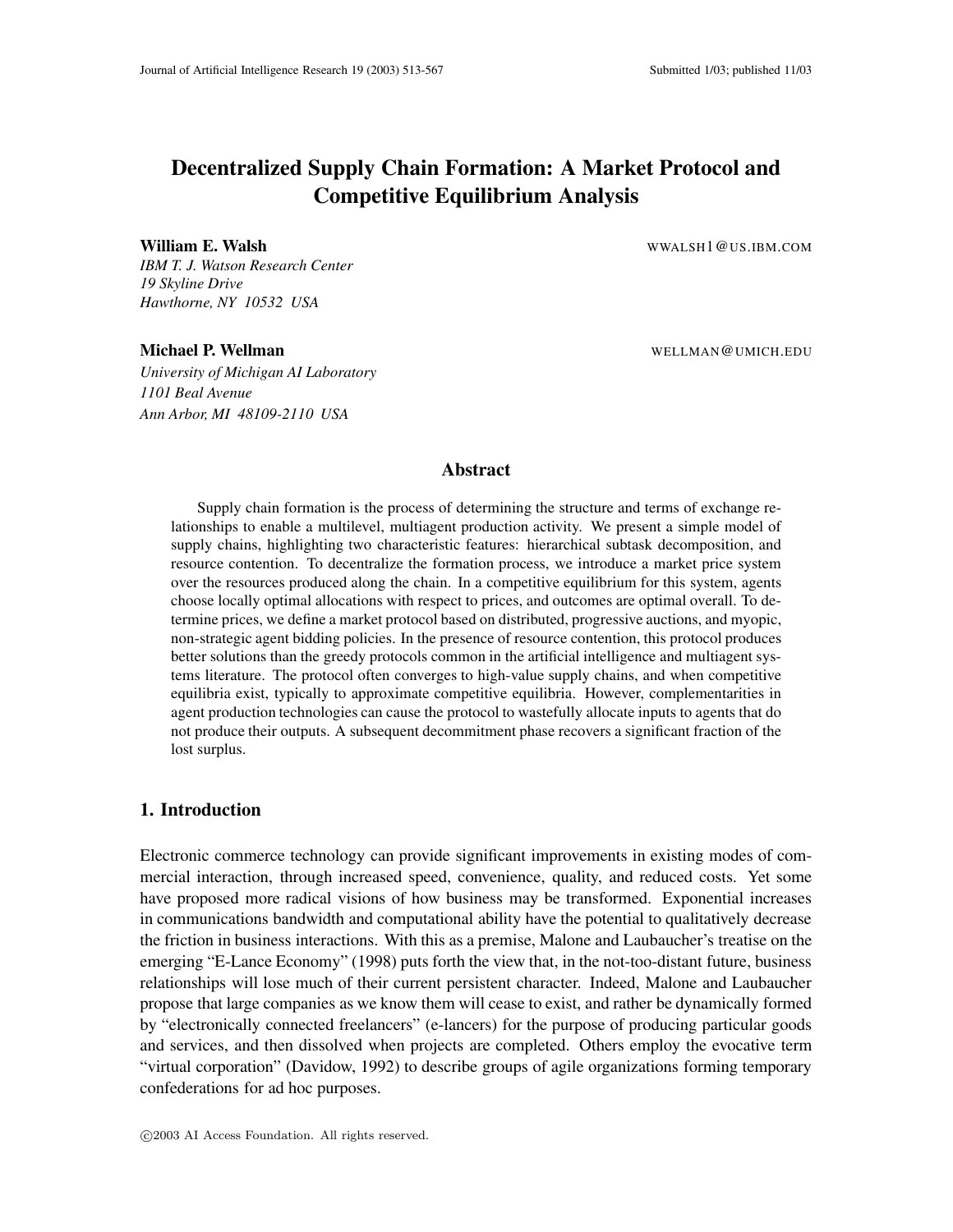# Decentralized Supply Chain Formation: A Market Protocol and Competitive Equilibrium Analysis

**William E. Walsh** WWALSH1@US.IBM.COM
*IBM T. J. Watson Research Center*
*19 Skyline Drive*
*Hawthorne, NY 10532 USA*

**Michael P. Wellman** WELLMAN@UMICH.EDU
*University of Michigan AI Laboratory*
*1101 Beal Avenue*
*Ann Arbor, MI 48109-2110 USA*

## Abstract

Supply chain formation is the process of determining the structure and terms of exchange relationships to enable a multilevel, multiagent production activity. We present a simple model of supply chains, highlighting two characteristic features: hierarchical subtask decomposition, and resource contention. To decentralize the formation process, we introduce a market price system over the resources produced along the chain. In a competitive equilibrium for this system, agents choose locally optimal allocations with respect to prices, and outcomes are optimal overall. To determine prices, we define a market protocol based on distributed, progressive auctions, and myopic, non-strategic agent bidding policies. In the presence of resource contention, this protocol produces better solutions than the greedy protocols common in the artificial intelligence and multiagent systems literature. The protocol often converges to high-value supply chains, and when competitive equilibria exist, typically to approximate competitive equilibria. However, complementarities in agent production technologies can cause the protocol to wastefully allocate inputs to agents that do not produce their outputs. A subsequent decommitment phase recovers a significant fraction of the lost surplus.

## 1. Introduction

Electronic commerce technology can provide significant improvements in existing modes of commercial interaction, through increased speed, convenience, quality, and reduced costs. Yet some have proposed more radical visions of how business may be transformed. Exponential increases in communications bandwidth and computational ability have the potential to qualitatively decrease the friction in business interactions. With this as a premise, Malone and Laubaucher's treatise on the emerging "E-Lance Economy" (1998) puts forth the view that, in the not-too-distant future, business relationships will lose much of their current persistent character. Indeed, Malone and Laubaucher propose that large companies as we know them will cease to exist, and rather be dynamically formed by "electronically connected freelancers" (e-lancers) for the purpose of producing particular goods and services, and then dissolved when projects are completed. Others employ the evocative term "virtual corporation" (Davidow, 1992) to describe groups of agile organizations forming temporary confederations for ad hoc purposes.

©2003 AI Access Foundation. All rights reserved.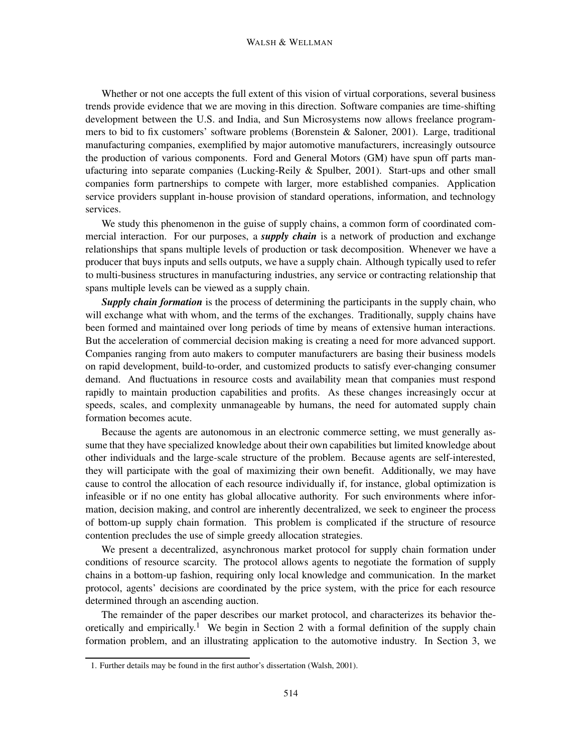Whether or not one accepts the full extent of this vision of virtual corporations, several business trends provide evidence that we are moving in this direction. Software companies are time-shifting development between the U.S. and India, and Sun Microsystems now allows freelance programmers to bid to fix customers' software problems (Borenstein & Saloner, 2001). Large, traditional manufacturing companies, exemplified by major automotive manufacturers, increasingly outsource the production of various components. Ford and General Motors (GM) have spun off parts manufacturing into separate companies (Lucking-Reily & Spulber, 2001). Start-ups and other small companies form partnerships to compete with larger, more established companies. Application service providers supplant in-house provision of standard operations, information, and technology services.

We study this phenomenon in the guise of supply chains, a common form of coordinated commercial interaction. For our purposes, a ***supply chain*** is a network of production and exchange relationships that spans multiple levels of production or task decomposition. Whenever we have a producer that buys inputs and sells outputs, we have a supply chain. Although typically used to refer to multi-business structures in manufacturing industries, any service or contracting relationship that spans multiple levels can be viewed as a supply chain.

***Supply chain formation*** is the process of determining the participants in the supply chain, who will exchange what with whom, and the terms of the exchanges. Traditionally, supply chains have been formed and maintained over long periods of time by means of extensive human interactions. But the acceleration of commercial decision making is creating a need for more advanced support. Companies ranging from auto makers to computer manufacturers are basing their business models on rapid development, build-to-order, and customized products to satisfy ever-changing consumer demand. And fluctuations in resource costs and availability mean that companies must respond rapidly to maintain production capabilities and profits. As these changes increasingly occur at speeds, scales, and complexity unmanageable by humans, the need for automated supply chain formation becomes acute.

Because the agents are autonomous in an electronic commerce setting, we must generally assume that they have specialized knowledge about their own capabilities but limited knowledge about other individuals and the large-scale structure of the problem. Because agents are self-interested, they will participate with the goal of maximizing their own benefit. Additionally, we may have cause to control the allocation of each resource individually if, for instance, global optimization is infeasible or if no one entity has global allocative authority. For such environments where information, decision making, and control are inherently decentralized, we seek to engineer the process of bottom-up supply chain formation. This problem is complicated if the structure of resource contention precludes the use of simple greedy allocation strategies.

We present a decentralized, asynchronous market protocol for supply chain formation under conditions of resource scarcity. The protocol allows agents to negotiate the formation of supply chains in a bottom-up fashion, requiring only local knowledge and communication. In the market protocol, agents' decisions are coordinated by the price system, with the price for each resource determined through an ascending auction.

The remainder of the paper describes our market protocol, and characterizes its behavior theoretically and empirically.[1] We begin in Section 2 with a formal definition of the supply chain formation problem, and an illustrating application to the automotive industry. In Section 3, we

1. Further details may be found in the first author's dissertation (Walsh, 2001).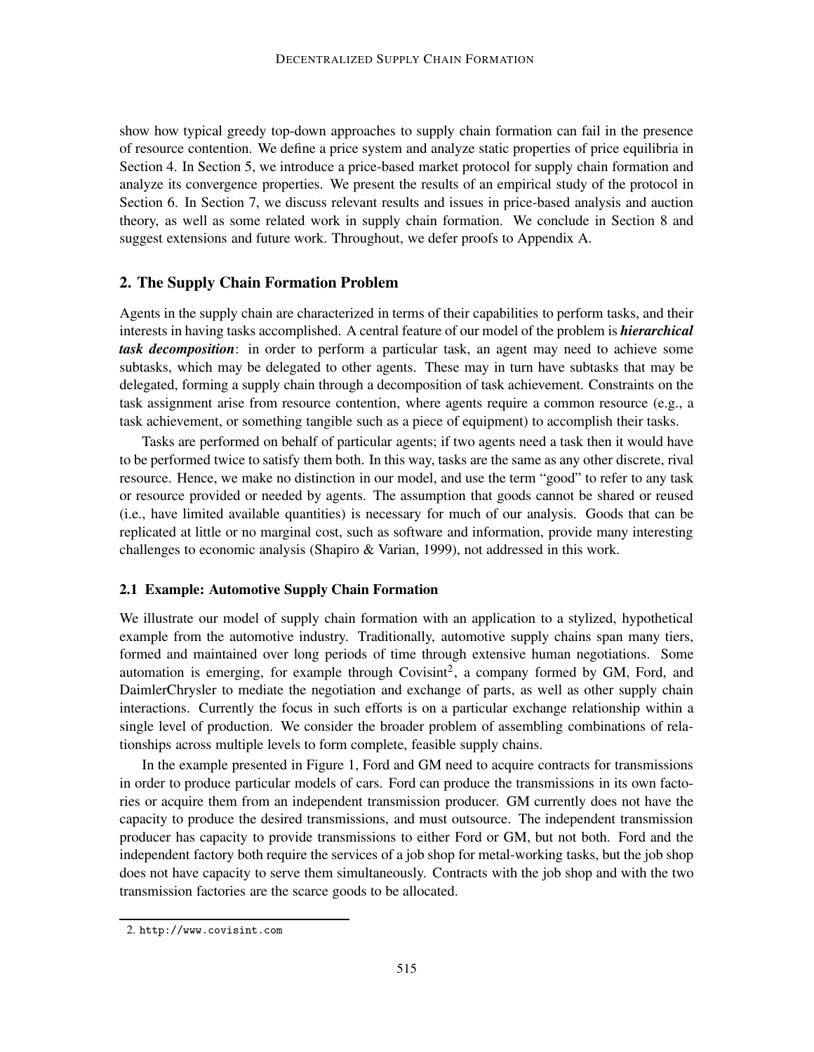show how typical greedy top-down approaches to supply chain formation can fail in the presence of resource contention. We define a price system and analyze static properties of price equilibria in Section 4. In Section 5, we introduce a price-based market protocol for supply chain formation and analyze its convergence properties. We present the results of an empirical study of the protocol in Section 6. In Section 7, we discuss relevant results and issues in price-based analysis and auction theory, as well as some related work in supply chain formation. We conclude in Section 8 and suggest extensions and future work. Throughout, we defer proofs to Appendix A.

## 2. The Supply Chain Formation Problem

Agents in the supply chain are characterized in terms of their capabilities to perform tasks, and their interests in having tasks accomplished. A central feature of our model of the problem is ***hierarchical task decomposition***: in order to perform a particular task, an agent may need to achieve some subtasks, which may be delegated to other agents. These may in turn have subtasks that may be delegated, forming a supply chain through a decomposition of task achievement. Constraints on the task assignment arise from resource contention, where agents require a common resource (e.g., a task achievement, or something tangible such as a piece of equipment) to accomplish their tasks.

Tasks are performed on behalf of particular agents; if two agents need a task then it would have to be performed twice to satisfy them both. In this way, tasks are the same as any other discrete, rival resource. Hence, we make no distinction in our model, and use the term "good" to refer to any task or resource provided or needed by agents. The assumption that goods cannot be shared or reused (i.e., have limited available quantities) is necessary for much of our analysis. Goods that can be replicated at little or no marginal cost, such as software and information, provide many interesting challenges to economic analysis (Shapiro & Varian, 1999), not addressed in this work.

### 2.1 Example: Automotive Supply Chain Formation

We illustrate our model of supply chain formation with an application to a stylized, hypothetical example from the automotive industry. Traditionally, automotive supply chains span many tiers, formed and maintained over long periods of time through extensive human negotiations. Some automation is emerging, for example through Covisint[2], a company formed by GM, Ford, and DaimlerChrysler to mediate the negotiation and exchange of parts, as well as other supply chain interactions. Currently the focus in such efforts is on a particular exchange relationship within a single level of production. We consider the broader problem of assembling combinations of relationships across multiple levels to form complete, feasible supply chains.

In the example presented in Figure 1, Ford and GM need to acquire contracts for transmissions in order to produce particular models of cars. Ford can produce the transmissions in its own factories or acquire them from an independent transmission producer. GM currently does not have the capacity to produce the desired transmissions, and must outsource. The independent transmission producer has capacity to provide transmissions to either Ford or GM, but not both. Ford and the independent factory both require the services of a job shop for metal-working tasks, but the job shop does not have capacity to serve them simultaneously. Contracts with the job shop and with the two transmission factories are the scarce goods to be allocated.

2. http://www.covisint.com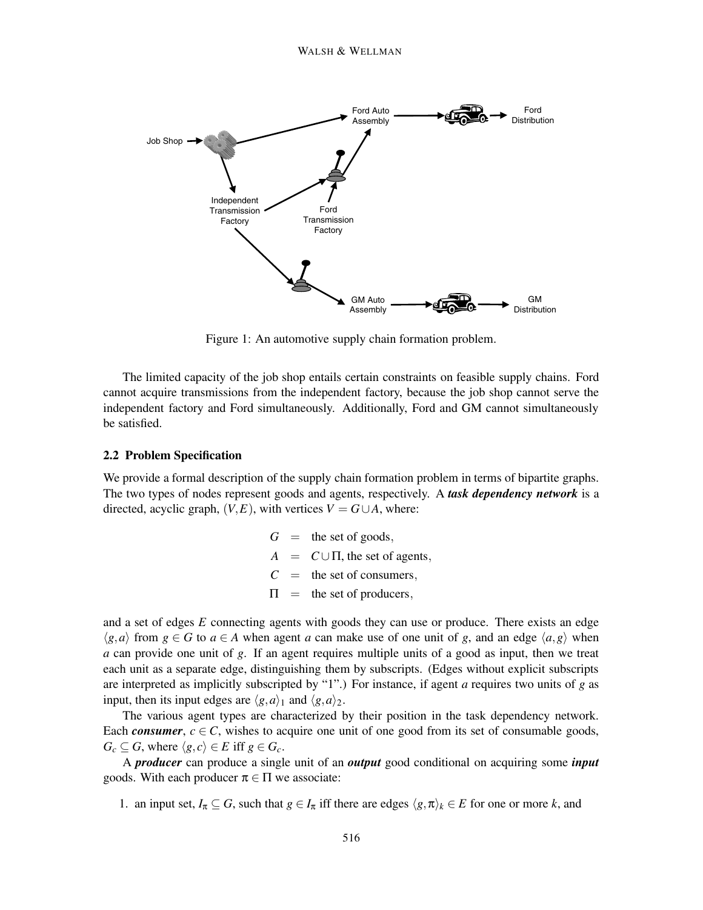Figure 1: An automotive supply chain formation problem.

The limited capacity of the job shop entails certain constraints on feasible supply chains. Ford cannot acquire transmissions from the independent factory, because the job shop cannot serve the independent factory and Ford simultaneously. Additionally, Ford and GM cannot simultaneously be satisfied.

### 2.2 Problem Specification

We provide a formal description of the supply chain formation problem in terms of bipartite graphs. The two types of nodes represent goods and agents, respectively. A ***task dependency network*** is a directed, acyclic graph, $(V,E)$, with vertices $V = G \cup A$, where:

$$
\begin{aligned}
G &= \text{the set of goods,} \\
A &= C \cup \Pi, \text{ the set of agents,} \\
C &= \text{the set of consumers,} \\
\Pi &= \text{the set of producers,}
\end{aligned}
$$

and a set of edges $E$ connecting agents with goods they can use or produce. There exists an edge $\langle g,a \rangle$ from $g \in G$ to $a \in A$ when agent $a$ can make use of one unit of $g$, and an edge $\langle a,g \rangle$ when $a$ can provide one unit of $g$. If an agent requires multiple units of a good as input, then we treat each unit as a separate edge, distinguishing them by subscripts. (Edges without explicit subscripts are interpreted as implicitly subscripted by "1".) For instance, if agent $a$ requires two units of $g$ as input, then its input edges are $\langle g,a \rangle_1$ and $\langle g,a \rangle_2$.

The various agent types are characterized by their position in the task dependency network. Each ***consumer***, $c \in C$, wishes to acquire one unit of one good from its set of consumable goods, $G_c \subseteq G$, where $\langle g,c \rangle \in E$ iff $g \in G_c$.

A ***producer*** can produce a single unit of an ***output*** good conditional on acquiring some ***input*** goods. With each producer $\pi \in \Pi$ we associate:

1. an input set, $I_\pi \subseteq G$, such that $g \in I_\pi$ iff there are edges $\langle g,\pi \rangle_k \in E$ for one or more $k$, and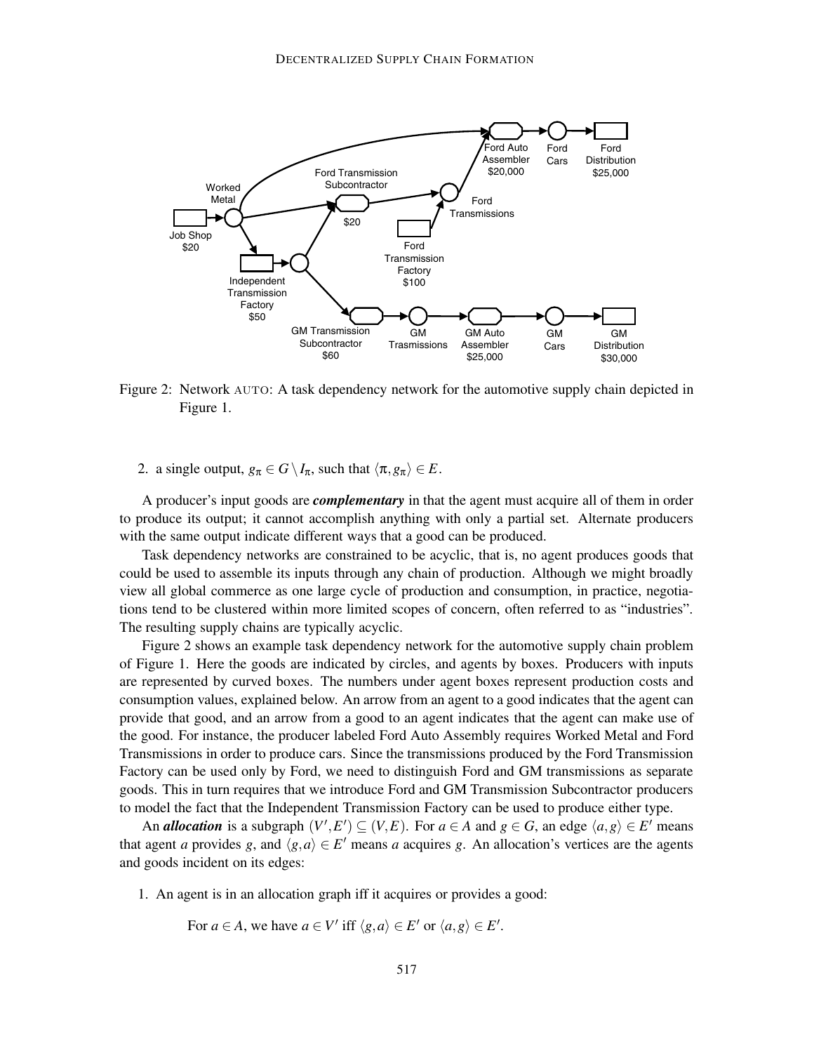Figure 2: Network AUTO: A task dependency network for the automotive supply chain depicted in Figure 1.

2. a single output, $g_\pi \in G \setminus I_\pi$, such that $\langle \pi, g_\pi \rangle \in E$.

A producer's input goods are ***complementary*** in that the agent must acquire all of them in order to produce its output; it cannot accomplish anything with only a partial set. Alternate producers with the same output indicate different ways that a good can be produced.

Task dependency networks are constrained to be acyclic, that is, no agent produces goods that could be used to assemble its inputs through any chain of production. Although we might broadly view all global commerce as one large cycle of production and consumption, in practice, negotiations tend to be clustered within more limited scopes of concern, often referred to as "industries". The resulting supply chains are typically acyclic.

Figure 2 shows an example task dependency network for the automotive supply chain problem of Figure 1. Here the goods are indicated by circles, and agents by boxes. Producers with inputs are represented by curved boxes. The numbers under agent boxes represent production costs and consumption values, explained below. An arrow from an agent to a good indicates that the agent can provide that good, and an arrow from a good to an agent indicates that the agent can make use of the good. For instance, the producer labeled Ford Auto Assembly requires Worked Metal and Ford Transmissions in order to produce cars. Since the transmissions produced by the Ford Transmission Factory can be used only by Ford, we need to distinguish Ford and GM transmissions as separate goods. This in turn requires that we introduce Ford and GM Transmission Subcontractor producers to model the fact that the Independent Transmission Factory can be used to produce either type.

An ***allocation*** is a subgraph $(V', E') \subseteq (V, E)$. For $a \in A$ and $g \in G$, an edge $\langle a, g \rangle \in E'$ means that agent $a$ provides $g$, and $\langle g, a \rangle \in E'$ means $a$ acquires $g$. An allocation's vertices are the agents and goods incident on its edges:

1. An agent is in an allocation graph iff it acquires or provides a good:

   For $a \in A$, we have $a \in V'$ iff $\langle g, a \rangle \in E'$ or $\langle a, g \rangle \in E'$.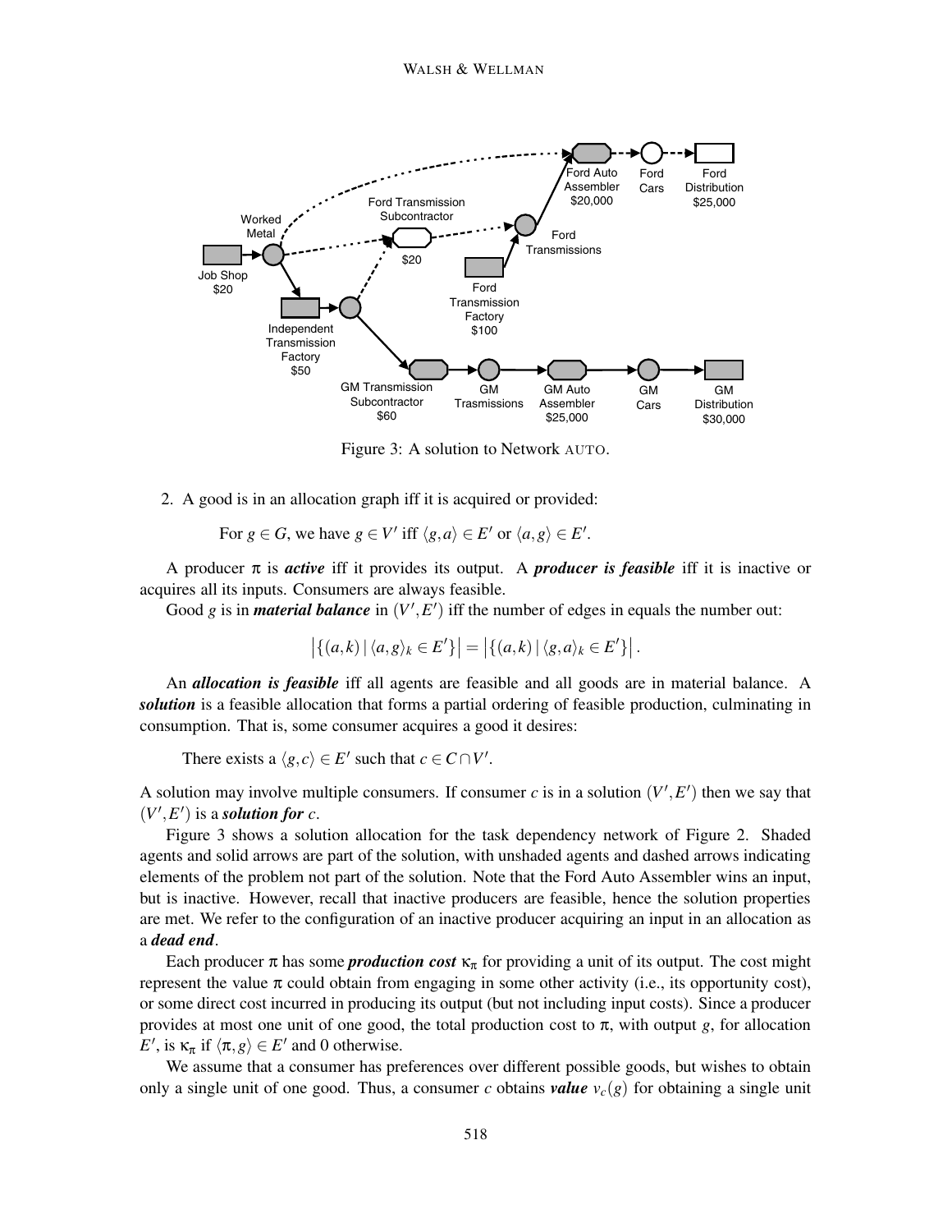Figure 3: A solution to Network AUTO.

2. A good is in an allocation graph iff it is acquired or provided:

   For $g \in G$, we have $g \in V'$ iff $\langle g, a \rangle \in E'$ or $\langle a, g \rangle \in E'$.

A producer $\pi$ is ***active*** iff it provides its output. A ***producer is feasible*** iff it is inactive or acquires all its inputs. Consumers are always feasible.

Good $g$ is in ***material balance*** in $(V', E')$ iff the number of edges in equals the number out:

$$\left|\{(a,k) \mid \langle a, g \rangle_k \in E'\}\right| = \left|\{(a,k) \mid \langle g, a \rangle_k \in E'\}\right|.$$

An ***allocation is feasible*** iff all agents are feasible and all goods are in material balance. A ***solution*** is a feasible allocation that forms a partial ordering of feasible production, culminating in consumption. That is, some consumer acquires a good it desires:

There exists a $\langle g, c \rangle \in E'$ such that $c \in C \cap V'$.

A solution may involve multiple consumers. If consumer $c$ is in a solution $(V', E')$ then we say that $(V', E')$ is a ***solution for*** $c$.

Figure 3 shows a solution allocation for the task dependency network of Figure 2. Shaded agents and solid arrows are part of the solution, with unshaded agents and dashed arrows indicating elements of the problem not part of the solution. Note that the Ford Auto Assembler wins an input, but is inactive. However, recall that inactive producers are feasible, hence the solution properties are met. We refer to the configuration of an inactive producer acquiring an input in an allocation as a ***dead end***.

Each producer $\pi$ has some ***production cost*** $\kappa_\pi$ for providing a unit of its output. The cost might represent the value $\pi$ could obtain from engaging in some other activity (i.e., its opportunity cost), or some direct cost incurred in producing its output (but not including input costs). Since a producer provides at most one unit of one good, the total production cost to $\pi$, with output $g$, for allocation $E'$, is $\kappa_\pi$ if $\langle \pi, g \rangle \in E'$ and 0 otherwise.

We assume that a consumer has preferences over different possible goods, but wishes to obtain only a single unit of one good. Thus, a consumer $c$ obtains ***value*** $v_c(g)$ for obtaining a single unit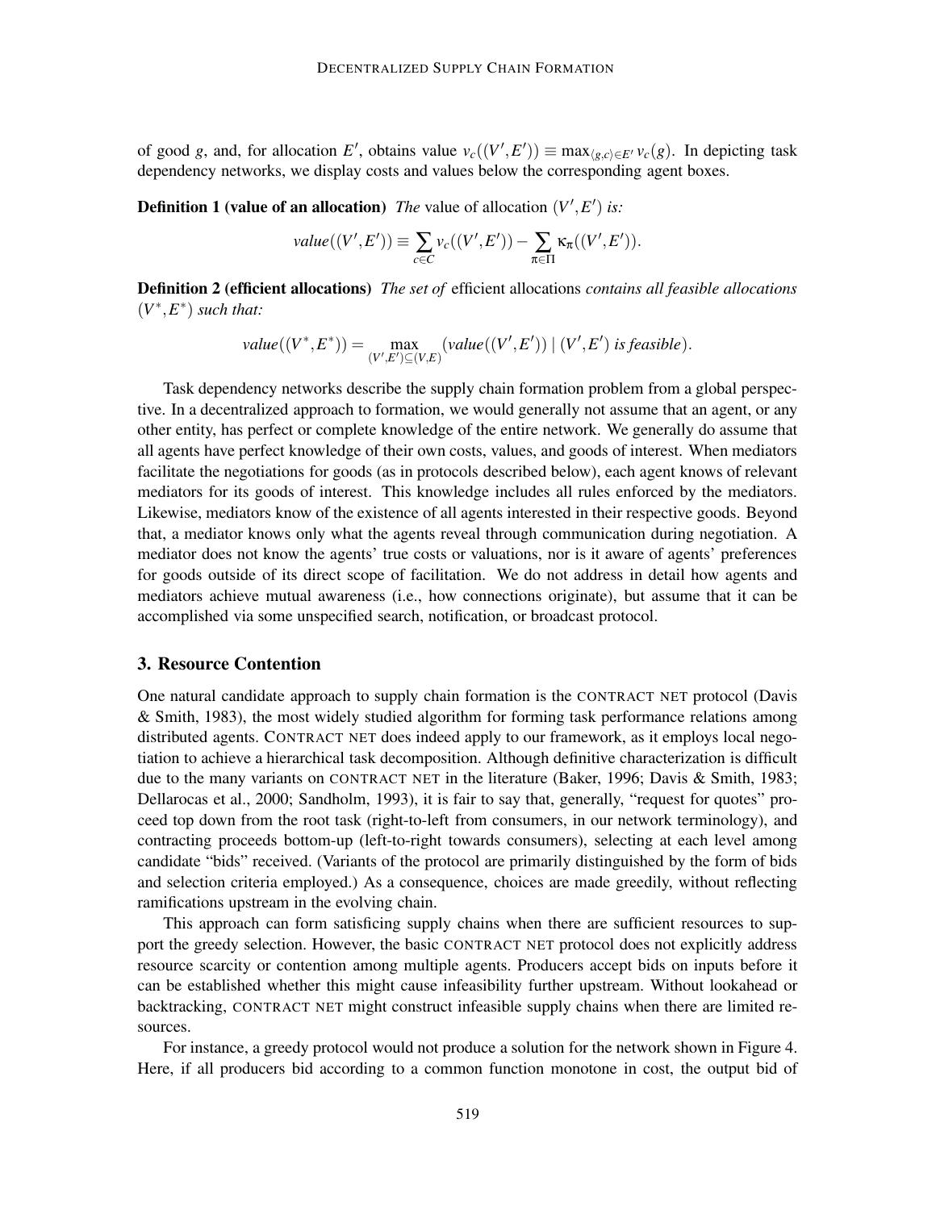of good $g$, and, for allocation $E'$, obtains value $v_c((V',E')) \equiv \max_{\langle g,c\rangle \in E'} v_c(g)$. In depicting task dependency networks, we display costs and values below the corresponding agent boxes.

**Definition 1 (value of an allocation)** *The* value of allocation $(V',E')$ *is:*

$$value((V',E')) \equiv \sum_{c\in C} v_c((V',E')) - \sum_{\pi\in\Pi} \kappa_\pi((V',E')).$$

**Definition 2 (efficient allocations)** *The set of* efficient allocations *contains all feasible allocations* $(V^*,E^*)$ *such that:*

$$value((V^*,E^*)) = \max_{(V',E')\subseteq(V,E)} (value((V',E')) \mid (V',E') \text{ is feasible}).$$

Task dependency networks describe the supply chain formation problem from a global perspective. In a decentralized approach to formation, we would generally not assume that an agent, or any other entity, has perfect or complete knowledge of the entire network. We generally do assume that all agents have perfect knowledge of their own costs, values, and goods of interest. When mediators facilitate the negotiations for goods (as in protocols described below), each agent knows of relevant mediators for its goods of interest. This knowledge includes all rules enforced by the mediators. Likewise, mediators know of the existence of all agents interested in their respective goods. Beyond that, a mediator knows only what the agents reveal through communication during negotiation. A mediator does not know the agents' true costs or valuations, nor is it aware of agents' preferences for goods outside of its direct scope of facilitation. We do not address in detail how agents and mediators achieve mutual awareness (i.e., how connections originate), but assume that it can be accomplished via some unspecified search, notification, or broadcast protocol.

## 3. Resource Contention

One natural candidate approach to supply chain formation is the CONTRACT NET protocol (Davis & Smith, 1983), the most widely studied algorithm for forming task performance relations among distributed agents. CONTRACT NET does indeed apply to our framework, as it employs local negotiation to achieve a hierarchical task decomposition. Although definitive characterization is difficult due to the many variants on CONTRACT NET in the literature (Baker, 1996; Davis & Smith, 1983; Dellarocas et al., 2000; Sandholm, 1993), it is fair to say that, generally, "request for quotes" proceed top down from the root task (right-to-left from consumers, in our network terminology), and contracting proceeds bottom-up (left-to-right towards consumers), selecting at each level among candidate "bids" received. (Variants of the protocol are primarily distinguished by the form of bids and selection criteria employed.) As a consequence, choices are made greedily, without reflecting ramifications upstream in the evolving chain.

This approach can form satisficing supply chains when there are sufficient resources to support the greedy selection. However, the basic CONTRACT NET protocol does not explicitly address resource scarcity or contention among multiple agents. Producers accept bids on inputs before it can be established whether this might cause infeasibility further upstream. Without lookahead or backtracking, CONTRACT NET might construct infeasible supply chains when there are limited resources.

For instance, a greedy protocol would not produce a solution for the network shown in Figure 4. Here, if all producers bid according to a common function monotone in cost, the output bid of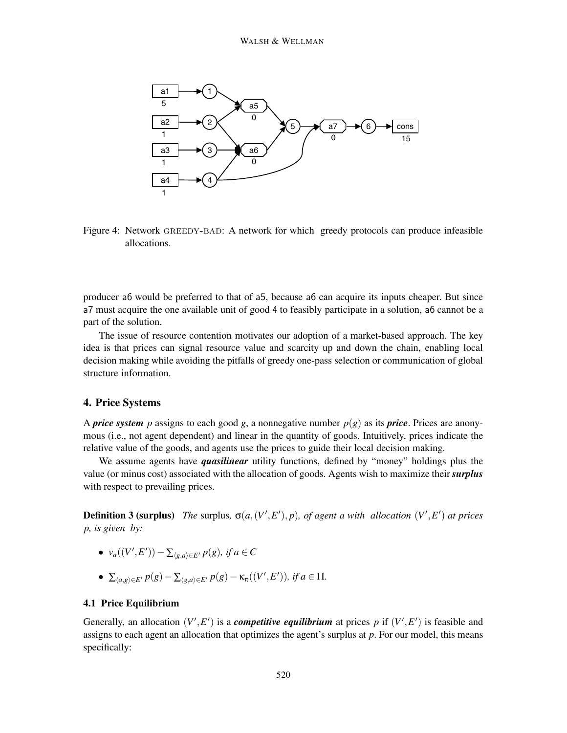Figure 4: Network GREEDY-BAD: A network for which greedy protocols can produce infeasible allocations.

producer a6 would be preferred to that of a5, because a6 can acquire its inputs cheaper. But since a7 must acquire the one available unit of good 4 to feasibly participate in a solution, a6 cannot be a part of the solution.

The issue of resource contention motivates our adoption of a market-based approach. The key idea is that prices can signal resource value and scarcity up and down the chain, enabling local decision making while avoiding the pitfalls of greedy one-pass selection or communication of global structure information.

## 4. Price Systems

A ***price system*** $p$ assigns to each good $g$, a nonnegative number $p(g)$ as its ***price***. Prices are anonymous (i.e., not agent dependent) and linear in the quantity of goods. Intuitively, prices indicate the relative value of the goods, and agents use the prices to guide their local decision making.

We assume agents have ***quasilinear*** utility functions, defined by "money" holdings plus the value (or minus cost) associated with the allocation of goods. Agents wish to maximize their ***surplus*** with respect to prevailing prices.

**Definition 3 (surplus)** *The* surplus, $\sigma(a,(V',E'),p)$, *of agent* $a$ *with allocation* $(V',E')$ *at prices* $p$, *is given by:*

- $v_a((V',E')) - \sum_{\langle g,a\rangle \in E'} p(g)$, *if* $a \in C$
- $\sum_{\langle a,g\rangle \in E'} p(g) - \sum_{\langle g,a\rangle \in E'} p(g) - \kappa_\pi((V',E'))$, *if* $a \in \Pi$.

### 4.1 Price Equilibrium

Generally, an allocation $(V',E')$ is a ***competitive equilibrium*** at prices $p$ if $(V',E')$ is feasible and assigns to each agent an allocation that optimizes the agent's surplus at $p$. For our model, this means specifically: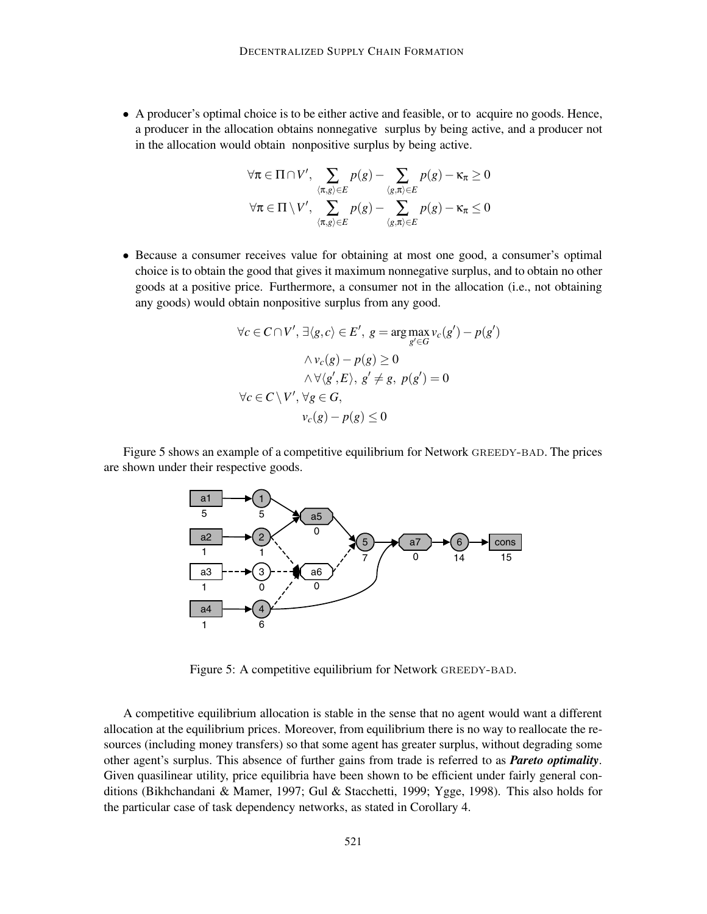- A producer's optimal choice is to be either active and feasible, or to acquire no goods. Hence, a producer in the allocation obtains nonnegative surplus by being active, and a producer not in the allocation would obtain nonpositive surplus by being active.

$$\forall \pi \in \Pi \cap V', \sum_{\langle \pi, g \rangle \in E} p(g) - \sum_{\langle g, \pi \rangle \in E} p(g) - \kappa_\pi \geq 0$$
$$\forall \pi \in \Pi \setminus V', \sum_{\langle \pi, g \rangle \in E} p(g) - \sum_{\langle g, \pi \rangle \in E} p(g) - \kappa_\pi \leq 0$$

- Because a consumer receives value for obtaining at most one good, a consumer's optimal choice is to obtain the good that gives it maximum nonnegative surplus, and to obtain no other goods at a positive price. Furthermore, a consumer not in the allocation (i.e., not obtaining any goods) would obtain nonpositive surplus from any good.

$$\begin{aligned}
\forall c \in C \cap V', \exists \langle g, c \rangle \in E', \; & g = \arg\max_{g' \in G} v_c(g') - p(g') \\
& \wedge v_c(g) - p(g) \geq 0 \\
& \wedge \forall \langle g', E \rangle, \; g' \neq g, \; p(g') = 0 \\
\forall c \in C \setminus V', \forall g \in G, & \\
& v_c(g) - p(g) \leq 0
\end{aligned}$$

Figure 5 shows an example of a competitive equilibrium for Network GREEDY-BAD. The prices are shown under their respective goods.

Figure 5: A competitive equilibrium for Network GREEDY-BAD.

A competitive equilibrium allocation is stable in the sense that no agent would want a different allocation at the equilibrium prices. Moreover, from equilibrium there is no way to reallocate the resources (including money transfers) so that some agent has greater surplus, without degrading some other agent's surplus. This absence of further gains from trade is referred to as ***Pareto optimality***. Given quasilinear utility, price equilibria have been shown to be efficient under fairly general conditions (Bikhchandani & Mamer, 1997; Gul & Stacchetti, 1999; Ygge, 1998). This also holds for the particular case of task dependency networks, as stated in Corollary 4.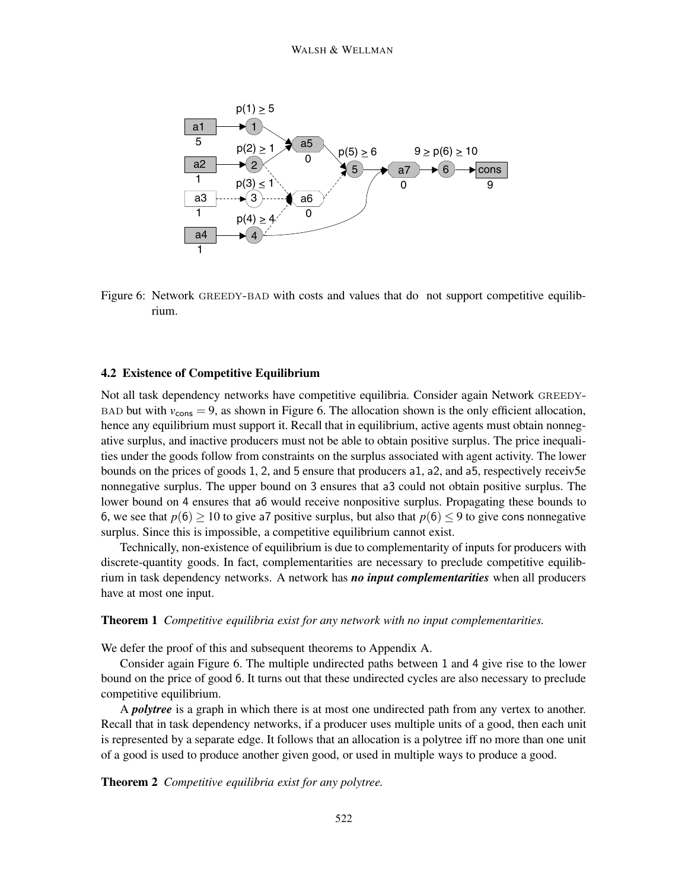Figure 6: Network GREEDY-BAD with costs and values that do not support competitive equilibrium.

### 4.2 Existence of Competitive Equilibrium

Not all task dependency networks have competitive equilibria. Consider again Network GREEDY-BAD but with $v_{\mathsf{cons}} = 9$, as shown in Figure 6. The allocation shown is the only efficient allocation, hence any equilibrium must support it. Recall that in equilibrium, active agents must obtain nonnegative surplus, and inactive producers must not be able to obtain positive surplus. The price inequalities under the goods follow from constraints on the surplus associated with agent activity. The lower bounds on the prices of goods 1, 2, and 5 ensure that producers a1, a2, and a5, respectively receiv5e nonnegative surplus. The upper bound on 3 ensures that a3 could not obtain positive surplus. The lower bound on 4 ensures that a6 would receive nonpositive surplus. Propagating these bounds to 6, we see that $p(6) \geq 10$ to give a7 positive surplus, but also that $p(6) \leq 9$ to give cons nonnegative surplus. Since this is impossible, a competitive equilibrium cannot exist.

Technically, non-existence of equilibrium is due to complementarity of inputs for producers with discrete-quantity goods. In fact, complementarities are necessary to preclude competitive equilibrium in task dependency networks. A network has ***no input complementarities*** when all producers have at most one input.

**Theorem 1** *Competitive equilibria exist for any network with no input complementarities.*

We defer the proof of this and subsequent theorems to Appendix A.

Consider again Figure 6. The multiple undirected paths between 1 and 4 give rise to the lower bound on the price of good 6. It turns out that these undirected cycles are also necessary to preclude competitive equilibrium.

A ***polytree*** is a graph in which there is at most one undirected path from any vertex to another. Recall that in task dependency networks, if a producer uses multiple units of a good, then each unit is represented by a separate edge. It follows that an allocation is a polytree iff no more than one unit of a good is used to produce another given good, or used in multiple ways to produce a good.

**Theorem 2** *Competitive equilibria exist for any polytree.*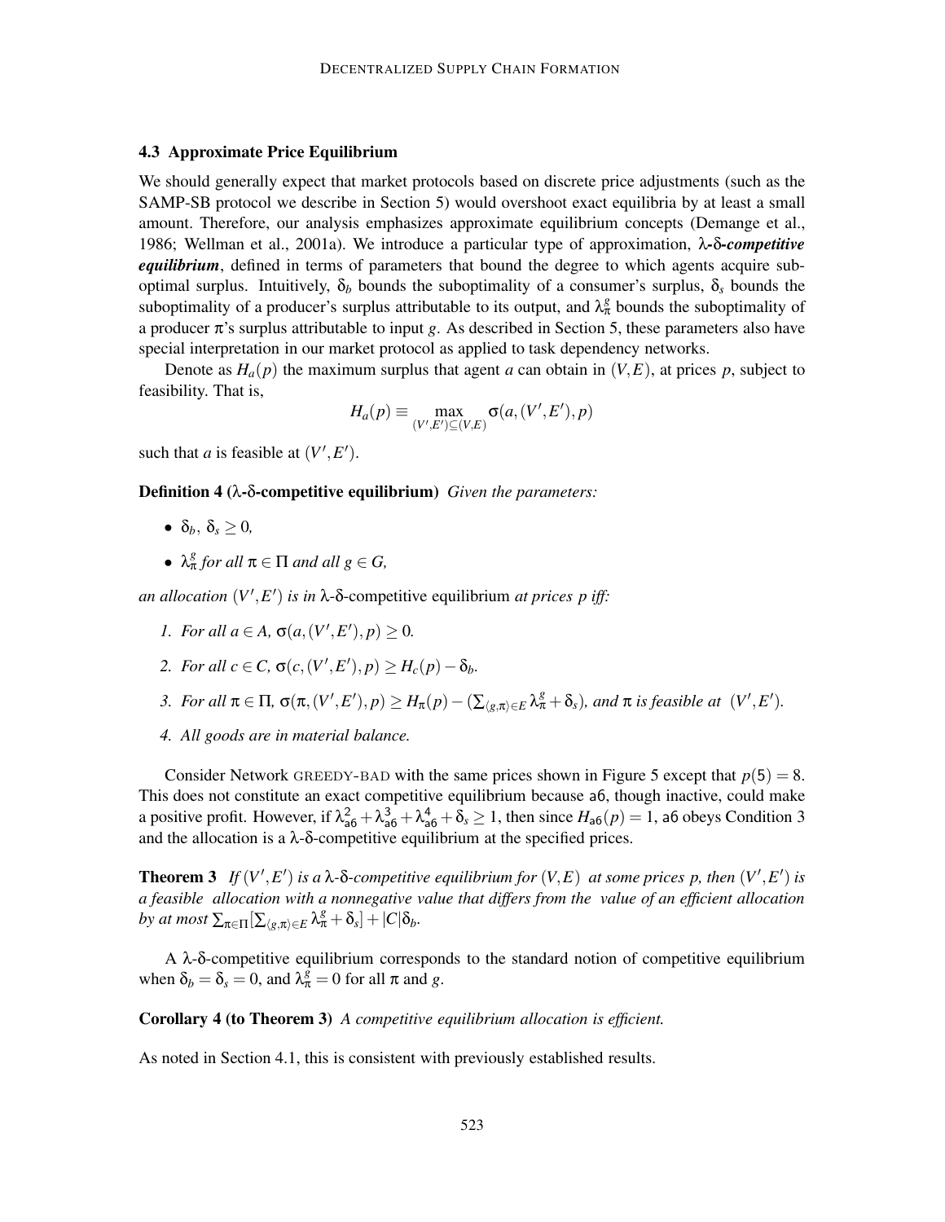### 4.3 Approximate Price Equilibrium

We should generally expect that market protocols based on discrete price adjustments (such as the SAMP-SB protocol we describe in Section 5) would overshoot exact equilibria by at least a small amount. Therefore, our analysis emphasizes approximate equilibrium concepts (Demange et al., 1986; Wellman et al., 2001a). We introduce a particular type of approximation, ***λ-δ-competitive equilibrium***, defined in terms of parameters that bound the degree to which agents acquire sub-optimal surplus. Intuitively, $\delta_b$ bounds the suboptimality of a consumer's surplus, $\delta_s$ bounds the suboptimality of a producer's surplus attributable to its output, and $\lambda_\pi^g$ bounds the suboptimality of a producer $\pi$'s surplus attributable to input $g$. As described in Section 5, these parameters also have special interpretation in our market protocol as applied to task dependency networks.

Denote as $H_a(p)$ the maximum surplus that agent $a$ can obtain in $(V,E)$, at prices $p$, subject to feasibility. That is,

$$H_a(p) \equiv \max_{(V',E') \subseteq (V,E)} \sigma(a,(V',E'),p)$$

such that $a$ is feasible at $(V',E')$.

**Definition 4 (λ-δ-competitive equilibrium)** *Given the parameters:*

- $\delta_b,\ \delta_s \geq 0,$
- $\lambda_\pi^g$ *for all* $\pi \in \Pi$ *and all* $g \in G$,

*an allocation* $(V',E')$ *is in* λ-δ-competitive equilibrium *at prices* $p$ *iff:*

1. *For all* $a \in A$, $\sigma(a,(V',E'),p) \geq 0$.
2. *For all* $c \in C$, $\sigma(c,(V',E'),p) \geq H_c(p) - \delta_b$.
3. *For all* $\pi \in \Pi$, $\sigma(\pi,(V',E'),p) \geq H_\pi(p) - (\sum_{\langle g,\pi\rangle \in E} \lambda_\pi^g + \delta_s)$*, and* $\pi$ *is feasible at* $(V',E')$.
4. *All goods are in material balance.*

Consider Network GREEDY-BAD with the same prices shown in Figure 5 except that $p(\mathsf{5}) = 8$. This does not constitute an exact competitive equilibrium because a6, though inactive, could make a positive profit. However, if $\lambda_{\mathsf{a6}}^2 + \lambda_{\mathsf{a6}}^3 + \lambda_{\mathsf{a6}}^4 + \delta_s \geq 1$, then since $H_{\mathsf{a6}}(p) = 1$, a6 obeys Condition 3 and the allocation is a λ-δ-competitive equilibrium at the specified prices.

**Theorem 3** *If* $(V',E')$ *is a* λ-δ-*competitive equilibrium for* $(V,E)$ *at some prices* $p$*, then* $(V',E')$ *is a feasible allocation with a nonnegative value that differs from the value of an efficient allocation by at most* $\sum_{\pi\in\Pi}[\sum_{\langle g,\pi\rangle \in E} \lambda_\pi^g + \delta_s] + |C|\delta_b$.

A λ-δ-competitive equilibrium corresponds to the standard notion of competitive equilibrium when $\delta_b = \delta_s = 0$, and $\lambda_\pi^g = 0$ for all $\pi$ and $g$.

**Corollary 4 (to Theorem 3)** *A competitive equilibrium allocation is efficient.*

As noted in Section 4.1, this is consistent with previously established results.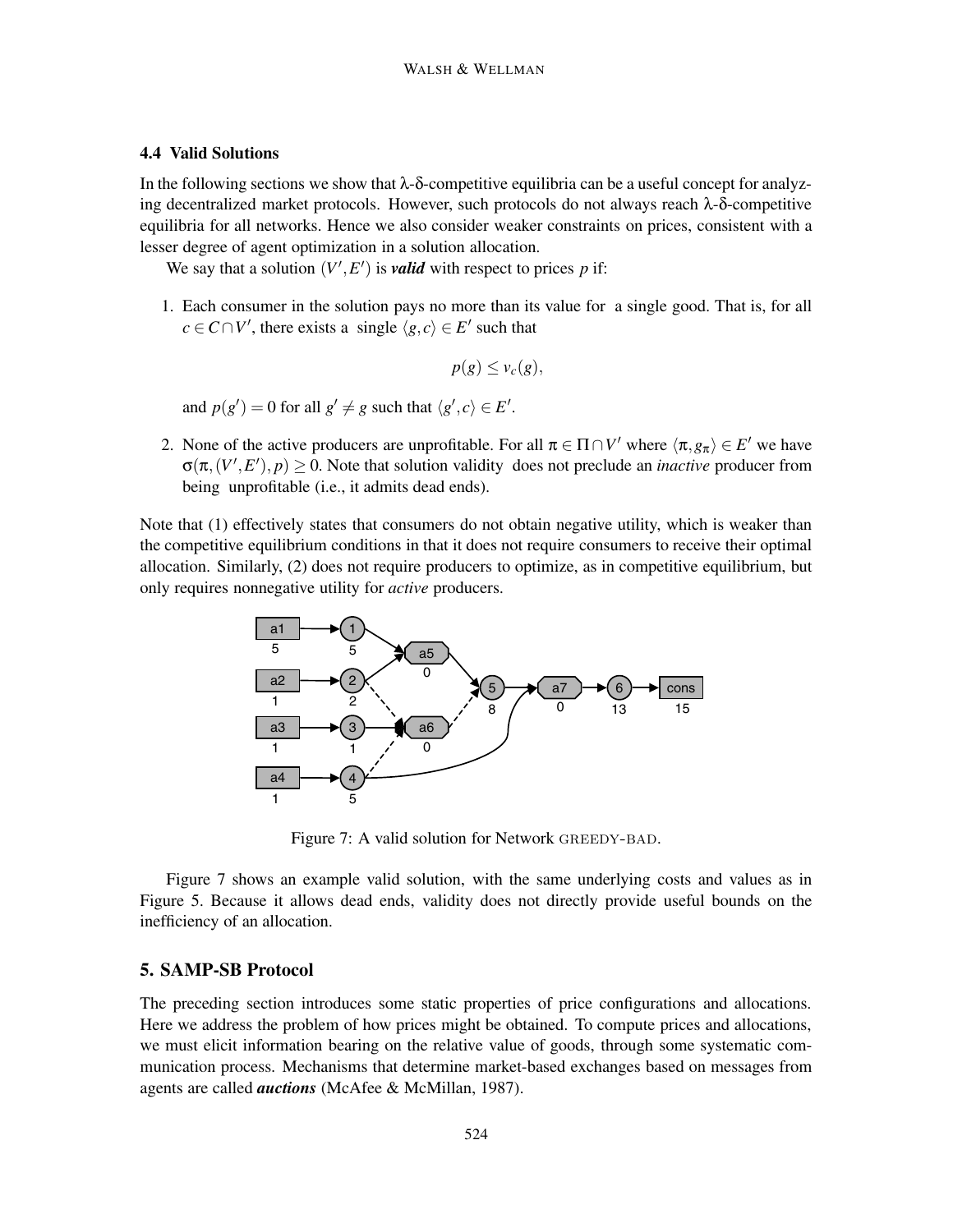### 4.4 Valid Solutions

In the following sections we show that λ-δ-competitive equilibria can be a useful concept for analyzing decentralized market protocols. However, such protocols do not always reach λ-δ-competitive equilibria for all networks. Hence we also consider weaker constraints on prices, consistent with a lesser degree of agent optimization in a solution allocation.

We say that a solution $(V', E')$ is ***valid*** with respect to prices $p$ if:

1. Each consumer in the solution pays no more than its value for a single good. That is, for all $c \in C \cap V'$, there exists a single $\langle g, c \rangle \in E'$ such that

$$p(g) \leq v_c(g),$$

and $p(g') = 0$ for all $g' \neq g$ such that $\langle g', c \rangle \in E'$.

2. None of the active producers are unprofitable. For all $\pi \in \Pi \cap V'$ where $\langle \pi, g_\pi \rangle \in E'$ we have $\sigma(\pi, (V', E'), p) \geq 0$. Note that solution validity does not preclude an *inactive* producer from being unprofitable (i.e., it admits dead ends).

Note that (1) effectively states that consumers do not obtain negative utility, which is weaker than the competitive equilibrium conditions in that it does not require consumers to receive their optimal allocation. Similarly, (2) does not require producers to optimize, as in competitive equilibrium, but only requires nonnegative utility for *active* producers.

Figure 7: A valid solution for Network GREEDY-BAD.

Figure 7 shows an example valid solution, with the same underlying costs and values as in Figure 5. Because it allows dead ends, validity does not directly provide useful bounds on the inefficiency of an allocation.

## 5. SAMP-SB Protocol

The preceding section introduces some static properties of price configurations and allocations. Here we address the problem of how prices might be obtained. To compute prices and allocations, we must elicit information bearing on the relative value of goods, through some systematic communication process. Mechanisms that determine market-based exchanges based on messages from agents are called ***auctions*** (McAfee & McMillan, 1987).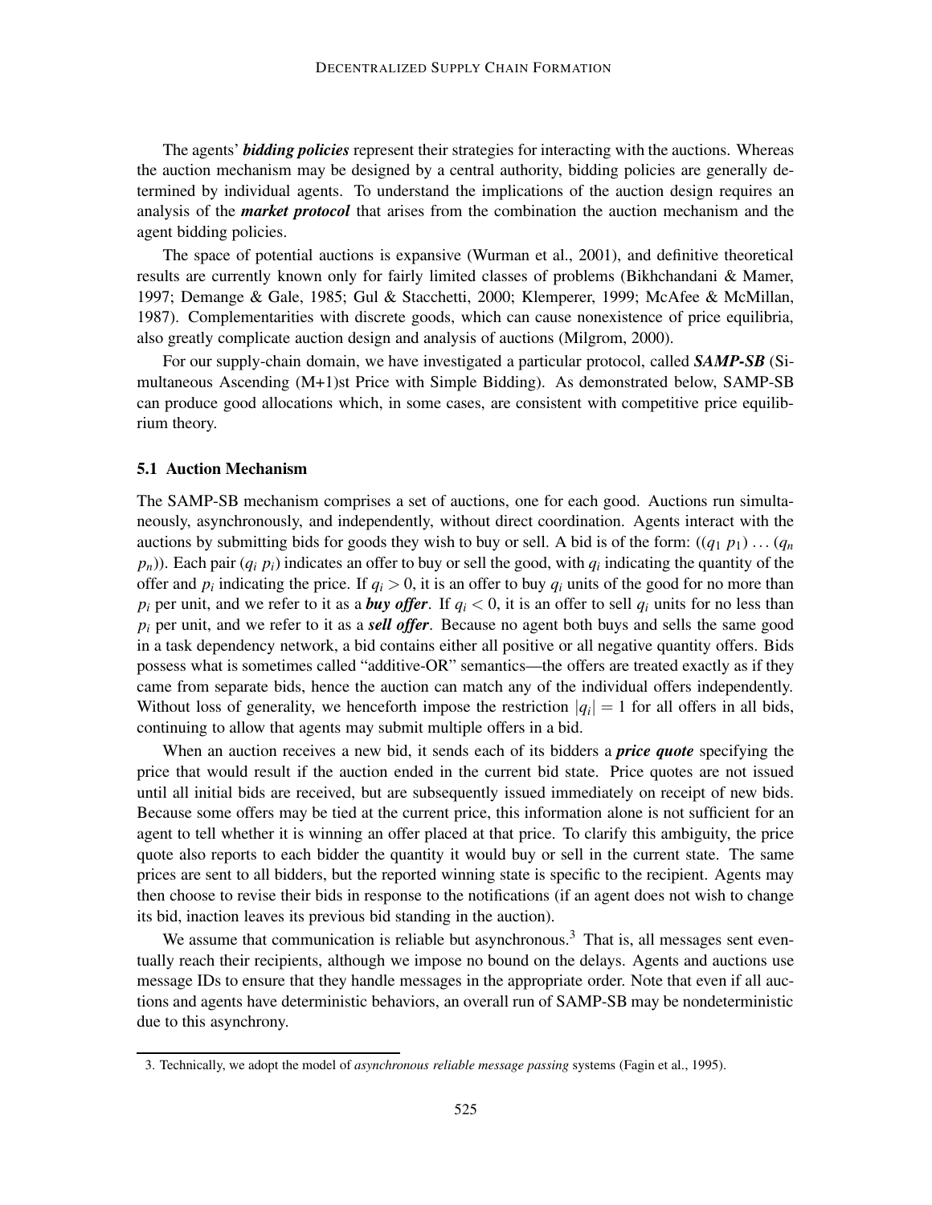The agents' ***bidding policies*** represent their strategies for interacting with the auctions. Whereas the auction mechanism may be designed by a central authority, bidding policies are generally determined by individual agents. To understand the implications of the auction design requires an analysis of the ***market protocol*** that arises from the combination the auction mechanism and the agent bidding policies.

The space of potential auctions is expansive (Wurman et al., 2001), and definitive theoretical results are currently known only for fairly limited classes of problems (Bikhchandani & Mamer, 1997; Demange & Gale, 1985; Gul & Stacchetti, 2000; Klemperer, 1999; McAfee & McMillan, 1987). Complementarities with discrete goods, which can cause nonexistence of price equilibria, also greatly complicate auction design and analysis of auctions (Milgrom, 2000).

For our supply-chain domain, we have investigated a particular protocol, called ***SAMP-SB*** (Simultaneous Ascending (M+1)st Price with Simple Bidding). As demonstrated below, SAMP-SB can produce good allocations which, in some cases, are consistent with competitive price equilibrium theory.

### 5.1 Auction Mechanism

The SAMP-SB mechanism comprises a set of auctions, one for each good. Auctions run simultaneously, asynchronously, and independently, without direct coordination. Agents interact with the auctions by submitting bids for goods they wish to buy or sell. A bid is of the form: $((q_1\ p_1) \ldots (q_n\ p_n))$. Each pair $(q_i\ p_i)$ indicates an offer to buy or sell the good, with $q_i$ indicating the quantity of the offer and $p_i$ indicating the price. If $q_i > 0$, it is an offer to buy $q_i$ units of the good for no more than $p_i$ per unit, and we refer to it as a ***buy offer***. If $q_i < 0$, it is an offer to sell $q_i$ units for no less than $p_i$ per unit, and we refer to it as a ***sell offer***. Because no agent both buys and sells the same good in a task dependency network, a bid contains either all positive or all negative quantity offers. Bids possess what is sometimes called "additive-OR" semantics—the offers are treated exactly as if they came from separate bids, hence the auction can match any of the individual offers independently. Without loss of generality, we henceforth impose the restriction $|q_i| = 1$ for all offers in all bids, continuing to allow that agents may submit multiple offers in a bid.

When an auction receives a new bid, it sends each of its bidders a ***price quote*** specifying the price that would result if the auction ended in the current bid state. Price quotes are not issued until all initial bids are received, but are subsequently issued immediately on receipt of new bids. Because some offers may be tied at the current price, this information alone is not sufficient for an agent to tell whether it is winning an offer placed at that price. To clarify this ambiguity, the price quote also reports to each bidder the quantity it would buy or sell in the current state. The same prices are sent to all bidders, but the reported winning state is specific to the recipient. Agents may then choose to revise their bids in response to the notifications (if an agent does not wish to change its bid, inaction leaves its previous bid standing in the auction).

We assume that communication is reliable but asynchronous.[3] That is, all messages sent eventually reach their recipients, although we impose no bound on the delays. Agents and auctions use message IDs to ensure that they handle messages in the appropriate order. Note that even if all auctions and agents have deterministic behaviors, an overall run of SAMP-SB may be nondeterministic due to this asynchrony.

3. Technically, we adopt the model of *asynchronous reliable message passing* systems (Fagin et al., 1995).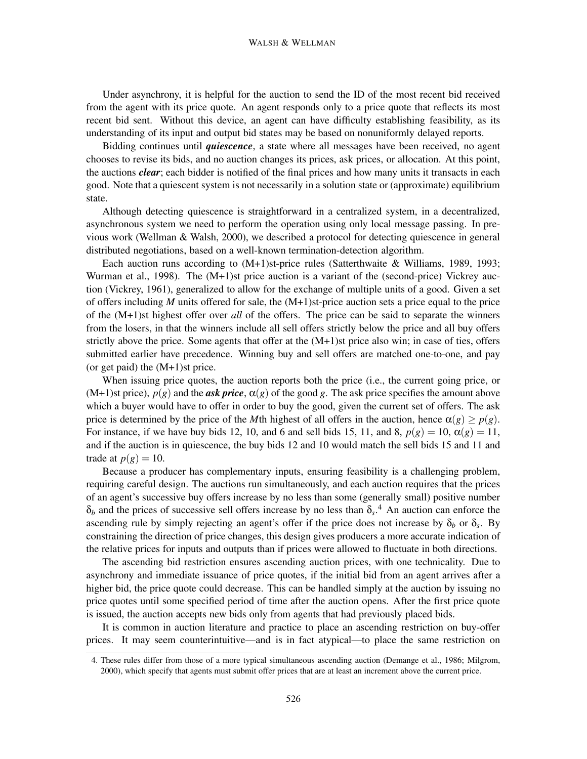Under asynchrony, it is helpful for the auction to send the ID of the most recent bid received from the agent with its price quote. An agent responds only to a price quote that reflects its most recent bid sent. Without this device, an agent can have difficulty establishing feasibility, as its understanding of its input and output bid states may be based on nonuniformly delayed reports.

Bidding continues until ***quiescence***, a state where all messages have been received, no agent chooses to revise its bids, and no auction changes its prices, ask prices, or allocation. At this point, the auctions ***clear***; each bidder is notified of the final prices and how many units it transacts in each good. Note that a quiescent system is not necessarily in a solution state or (approximate) equilibrium state.

Although detecting quiescence is straightforward in a centralized system, in a decentralized, asynchronous system we need to perform the operation using only local message passing. In previous work (Wellman & Walsh, 2000), we described a protocol for detecting quiescence in general distributed negotiations, based on a well-known termination-detection algorithm.

Each auction runs according to (M+1)st-price rules (Satterthwaite & Williams, 1989, 1993; Wurman et al., 1998). The (M+1)st price auction is a variant of the (second-price) Vickrey auction (Vickrey, 1961), generalized to allow for the exchange of multiple units of a good. Given a set of offers including $M$ units offered for sale, the (M+1)st-price auction sets a price equal to the price of the (M+1)st highest offer over *all* of the offers. The price can be said to separate the winners from the losers, in that the winners include all sell offers strictly below the price and all buy offers strictly above the price. Some agents that offer at the (M+1)st price also win; in case of ties, offers submitted earlier have precedence. Winning buy and sell offers are matched one-to-one, and pay (or get paid) the (M+1)st price.

When issuing price quotes, the auction reports both the price (i.e., the current going price, or (M+1)st price), $p(g)$ and the ***ask price***, $\alpha(g)$ of the good $g$. The ask price specifies the amount above which a buyer would have to offer in order to buy the good, given the current set of offers. The ask price is determined by the price of the $M$th highest of all offers in the auction, hence $\alpha(g) \geq p(g)$. For instance, if we have buy bids 12, 10, and 6 and sell bids 15, 11, and 8, $p(g) = 10$, $\alpha(g) = 11$, and if the auction is in quiescence, the buy bids 12 and 10 would match the sell bids 15 and 11 and trade at $p(g) = 10$.

Because a producer has complementary inputs, ensuring feasibility is a challenging problem, requiring careful design. The auctions run simultaneously, and each auction requires that the prices of an agent's successive buy offers increase by no less than some (generally small) positive number $\delta_b$ and the prices of successive sell offers increase by no less than $\delta_s$.[4] An auction can enforce the ascending rule by simply rejecting an agent's offer if the price does not increase by $\delta_b$ or $\delta_s$. By constraining the direction of price changes, this design gives producers a more accurate indication of the relative prices for inputs and outputs than if prices were allowed to fluctuate in both directions.

The ascending bid restriction ensures ascending auction prices, with one technicality. Due to asynchrony and immediate issuance of price quotes, if the initial bid from an agent arrives after a higher bid, the price quote could decrease. This can be handled simply at the auction by issuing no price quotes until some specified period of time after the auction opens. After the first price quote is issued, the auction accepts new bids only from agents that had previously placed bids.

It is common in auction literature and practice to place an ascending restriction on buy-offer prices. It may seem counterintuitive—and is in fact atypical—to place the same restriction on

4. These rules differ from those of a more typical simultaneous ascending auction (Demange et al., 1986; Milgrom, 2000), which specify that agents must submit offer prices that are at least an increment above the current price.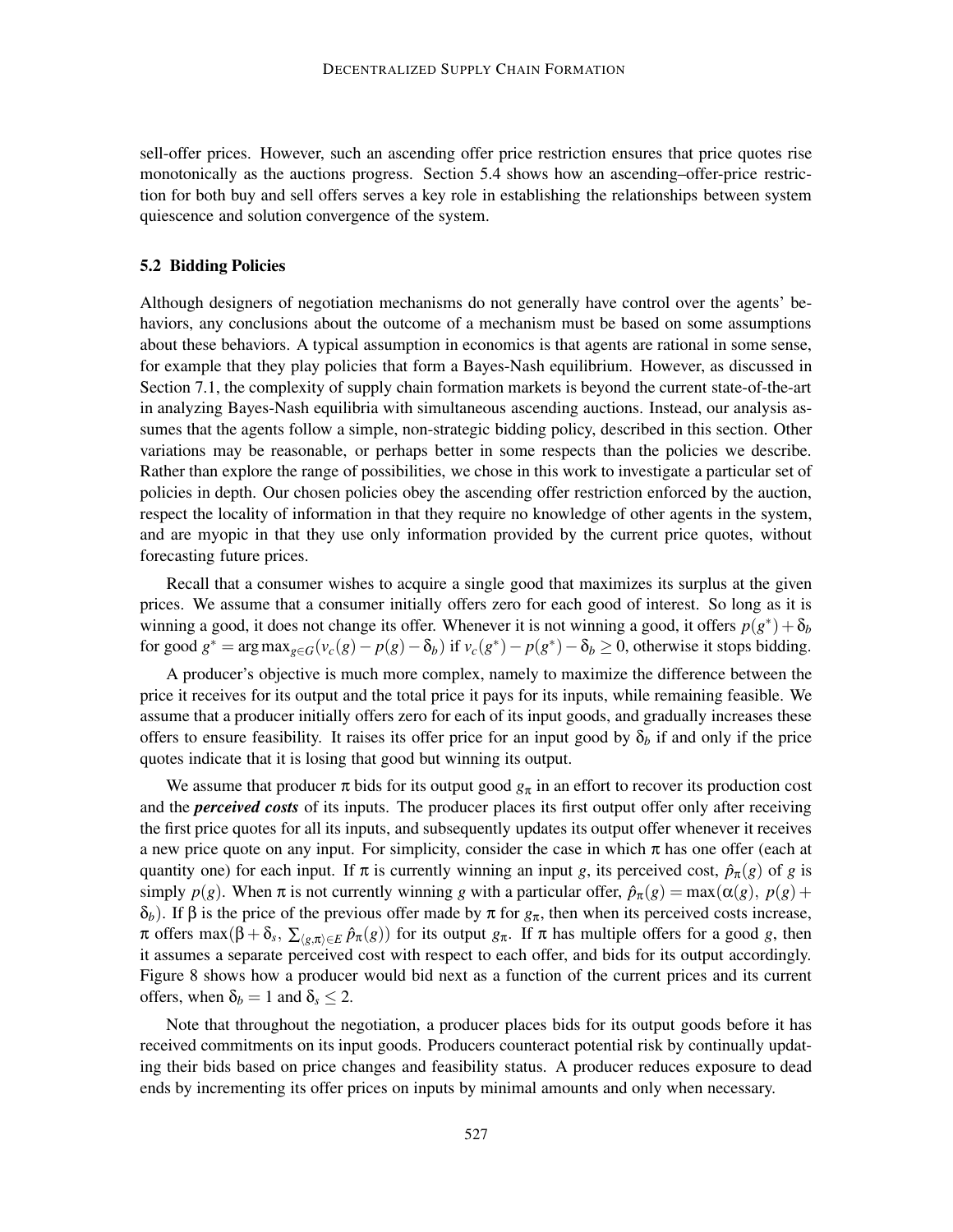sell-offer prices. However, such an ascending offer price restriction ensures that price quotes rise monotonically as the auctions progress. Section 5.4 shows how an ascending–offer-price restriction for both buy and sell offers serves a key role in establishing the relationships between system quiescence and solution convergence of the system.

### 5.2 Bidding Policies

Although designers of negotiation mechanisms do not generally have control over the agents' behaviors, any conclusions about the outcome of a mechanism must be based on some assumptions about these behaviors. A typical assumption in economics is that agents are rational in some sense, for example that they play policies that form a Bayes-Nash equilibrium. However, as discussed in Section 7.1, the complexity of supply chain formation markets is beyond the current state-of-the-art in analyzing Bayes-Nash equilibria with simultaneous ascending auctions. Instead, our analysis assumes that the agents follow a simple, non-strategic bidding policy, described in this section. Other variations may be reasonable, or perhaps better in some respects than the policies we describe. Rather than explore the range of possibilities, we chose in this work to investigate a particular set of policies in depth. Our chosen policies obey the ascending offer restriction enforced by the auction, respect the locality of information in that they require no knowledge of other agents in the system, and are myopic in that they use only information provided by the current price quotes, without forecasting future prices.

Recall that a consumer wishes to acquire a single good that maximizes its surplus at the given prices. We assume that a consumer initially offers zero for each good of interest. So long as it is winning a good, it does not change its offer. Whenever it is not winning a good, it offers $p(g^*) + \delta_b$ for good $g^* = \arg\max_{g \in G}(v_c(g) - p(g) - \delta_b)$ if $v_c(g^*) - p(g^*) - \delta_b \geq 0$, otherwise it stops bidding.

A producer's objective is much more complex, namely to maximize the difference between the price it receives for its output and the total price it pays for its inputs, while remaining feasible. We assume that a producer initially offers zero for each of its input goods, and gradually increases these offers to ensure feasibility. It raises its offer price for an input good by $\delta_b$ if and only if the price quotes indicate that it is losing that good but winning its output.

We assume that producer $\pi$ bids for its output good $g_\pi$ in an effort to recover its production cost and the ***perceived costs*** of its inputs. The producer places its first output offer only after receiving the first price quotes for all its inputs, and subsequently updates its output offer whenever it receives a new price quote on any input. For simplicity, consider the case in which $\pi$ has one offer (each at quantity one) for each input. If $\pi$ is currently winning an input $g$, its perceived cost, $\hat{p}_\pi(g)$ of $g$ is simply $p(g)$. When $\pi$ is not currently winning $g$ with a particular offer, $\hat{p}_\pi(g) = \max(\alpha(g),\ p(g) + \delta_b)$. If $\beta$ is the price of the previous offer made by $\pi$ for $g_\pi$, then when its perceived costs increase, $\pi$ offers $\max(\beta + \delta_s,\ \sum_{\langle g,\pi\rangle \in E} \hat{p}_\pi(g))$ for its output $g_\pi$. If $\pi$ has multiple offers for a good $g$, then it assumes a separate perceived cost with respect to each offer, and bids for its output accordingly. Figure 8 shows how a producer would bid next as a function of the current prices and its current offers, when $\delta_b = 1$ and $\delta_s \leq 2$.

Note that throughout the negotiation, a producer places bids for its output goods before it has received commitments on its input goods. Producers counteract potential risk by continually updating their bids based on price changes and feasibility status. A producer reduces exposure to dead ends by incrementing its offer prices on inputs by minimal amounts and only when necessary.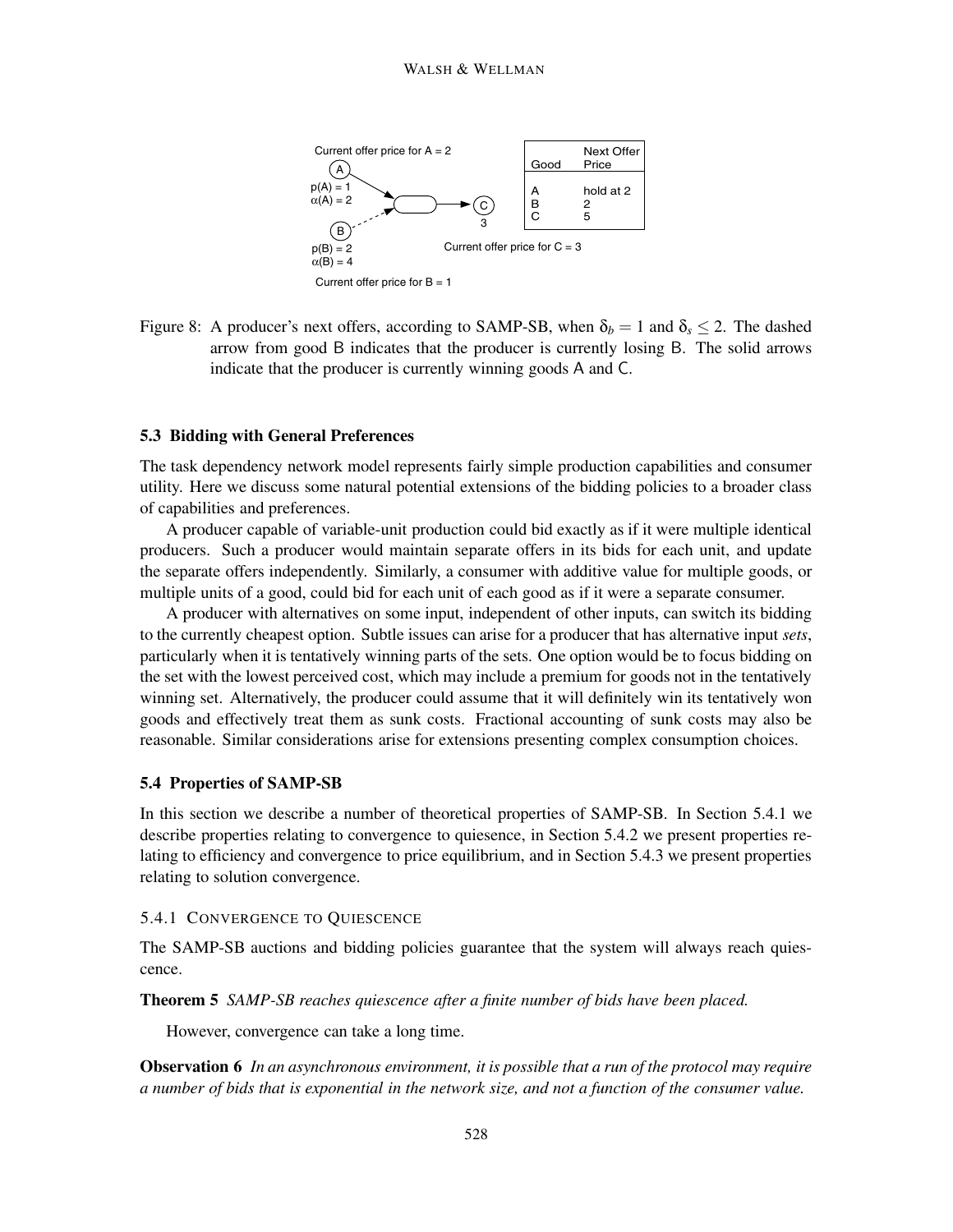Current offer price for A = 2

| Good | Next Offer Price |
|---|---|
| A | hold at 2 |
| B | 2 |
| C | 5 |

Current offer price for C = 3

Current offer price for B = 1

Figure 8: A producer's next offers, according to SAMP-SB, when $\delta_b = 1$ and $\delta_s \leq 2$. The dashed arrow from good B indicates that the producer is currently losing B. The solid arrows indicate that the producer is currently winning goods A and C.

### 5.3 Bidding with General Preferences

The task dependency network model represents fairly simple production capabilities and consumer utility. Here we discuss some natural potential extensions of the bidding policies to a broader class of capabilities and preferences.

A producer capable of variable-unit production could bid exactly as if it were multiple identical producers. Such a producer would maintain separate offers in its bids for each unit, and update the separate offers independently. Similarly, a consumer with additive value for multiple goods, or multiple units of a good, could bid for each unit of each good as if it were a separate consumer.

A producer with alternatives on some input, independent of other inputs, can switch its bidding to the currently cheapest option. Subtle issues can arise for a producer that has alternative input *sets*, particularly when it is tentatively winning parts of the sets. One option would be to focus bidding on the set with the lowest perceived cost, which may include a premium for goods not in the tentatively winning set. Alternatively, the producer could assume that it will definitely win its tentatively won goods and effectively treat them as sunk costs. Fractional accounting of sunk costs may also be reasonable. Similar considerations arise for extensions presenting complex consumption choices.

### 5.4 Properties of SAMP-SB

In this section we describe a number of theoretical properties of SAMP-SB. In Section 5.4.1 we describe properties relating to convergence to quiesence, in Section 5.4.2 we present properties relating to efficiency and convergence to price equilibrium, and in Section 5.4.3 we present properties relating to solution convergence.

#### 5.4.1 Convergence to Quiescence

The SAMP-SB auctions and bidding policies guarantee that the system will always reach quiescence.

**Theorem 5** *SAMP-SB reaches quiescence after a finite number of bids have been placed.*

However, convergence can take a long time.

**Observation 6** *In an asynchronous environment, it is possible that a run of the protocol may require a number of bids that is exponential in the network size, and not a function of the consumer value.*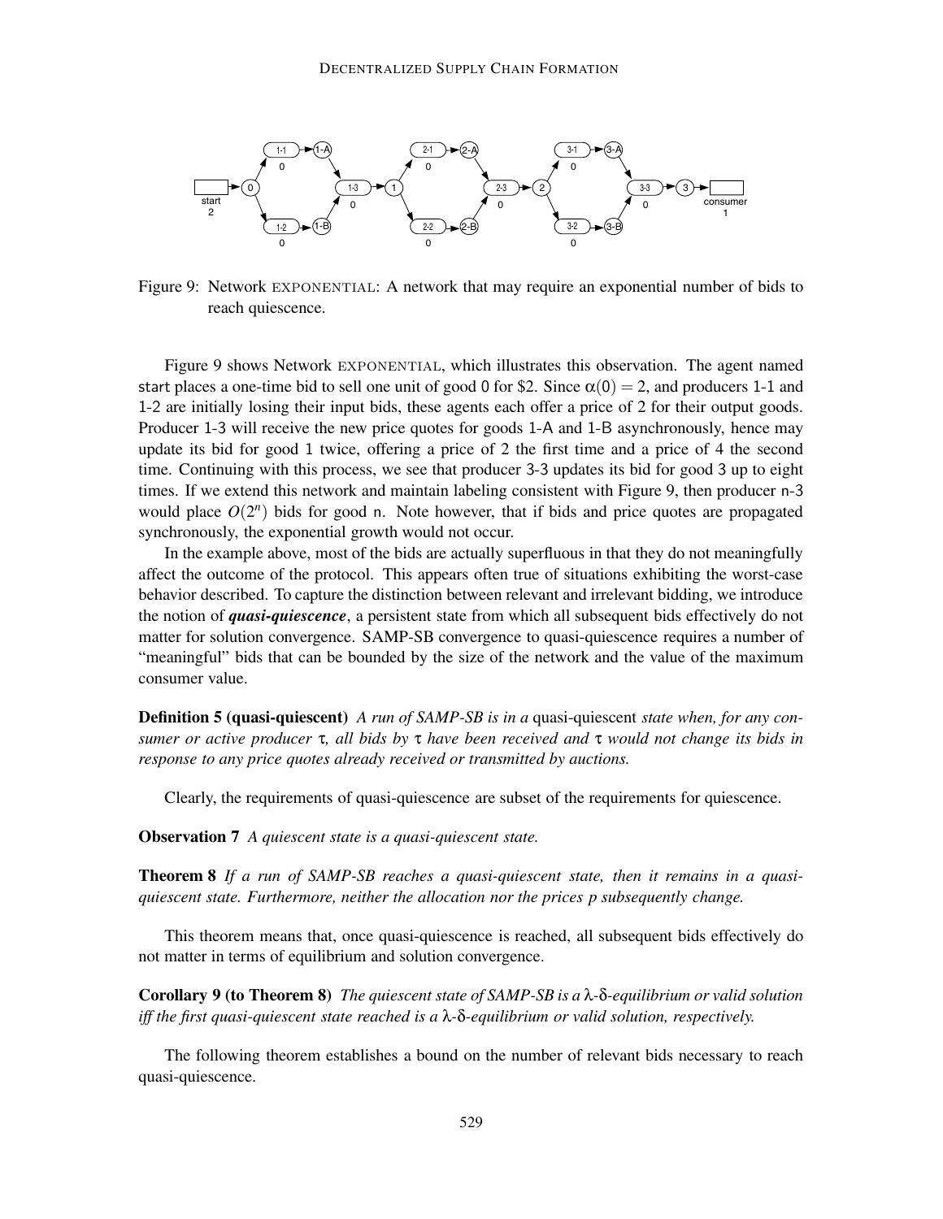Figure 9: Network EXPONENTIAL: A network that may require an exponential number of bids to reach quiescence.

Figure 9 shows Network EXPONENTIAL, which illustrates this observation. The agent named start places a one-time bid to sell one unit of good 0 for \$2. Since $\alpha(0) = 2$, and producers 1-1 and 1-2 are initially losing their input bids, these agents each offer a price of 2 for their output goods. Producer 1-3 will receive the new price quotes for goods 1-A and 1-B asynchronously, hence may update its bid for good 1 twice, offering a price of 2 the first time and a price of 4 the second time. Continuing with this process, we see that producer 3-3 updates its bid for good 3 up to eight times. If we extend this network and maintain labeling consistent with Figure 9, then producer n-3 would place $O(2^n)$ bids for good n. Note however, that if bids and price quotes are propagated synchronously, the exponential growth would not occur.

In the example above, most of the bids are actually superfluous in that they do not meaningfully affect the outcome of the protocol. This appears often true of situations exhibiting the worst-case behavior described. To capture the distinction between relevant and irrelevant bidding, we introduce the notion of ***quasi-quiescence***, a persistent state from which all subsequent bids effectively do not matter for solution convergence. SAMP-SB convergence to quasi-quiescence requires a number of "meaningful" bids that can be bounded by the size of the network and the value of the maximum consumer value.

**Definition 5 (quasi-quiescent)** *A run of SAMP-SB is in a* quasi-quiescent *state when, for any consumer or active producer $\tau$, all bids by $\tau$ have been received and $\tau$ would not change its bids in response to any price quotes already received or transmitted by auctions.*

Clearly, the requirements of quasi-quiescence are subset of the requirements for quiescence.

**Observation 7** *A quiescent state is a quasi-quiescent state.*

**Theorem 8** *If a run of SAMP-SB reaches a quasi-quiescent state, then it remains in a quasi-quiescent state. Furthermore, neither the allocation nor the prices p subsequently change.*

This theorem means that, once quasi-quiescence is reached, all subsequent bids effectively do not matter in terms of equilibrium and solution convergence.

**Corollary 9 (to Theorem 8)** *The quiescent state of SAMP-SB is a $\lambda$-$\delta$-equilibrium or valid solution iff the first quasi-quiescent state reached is a $\lambda$-$\delta$-equilibrium or valid solution, respectively.*

The following theorem establishes a bound on the number of relevant bids necessary to reach quasi-quiescence.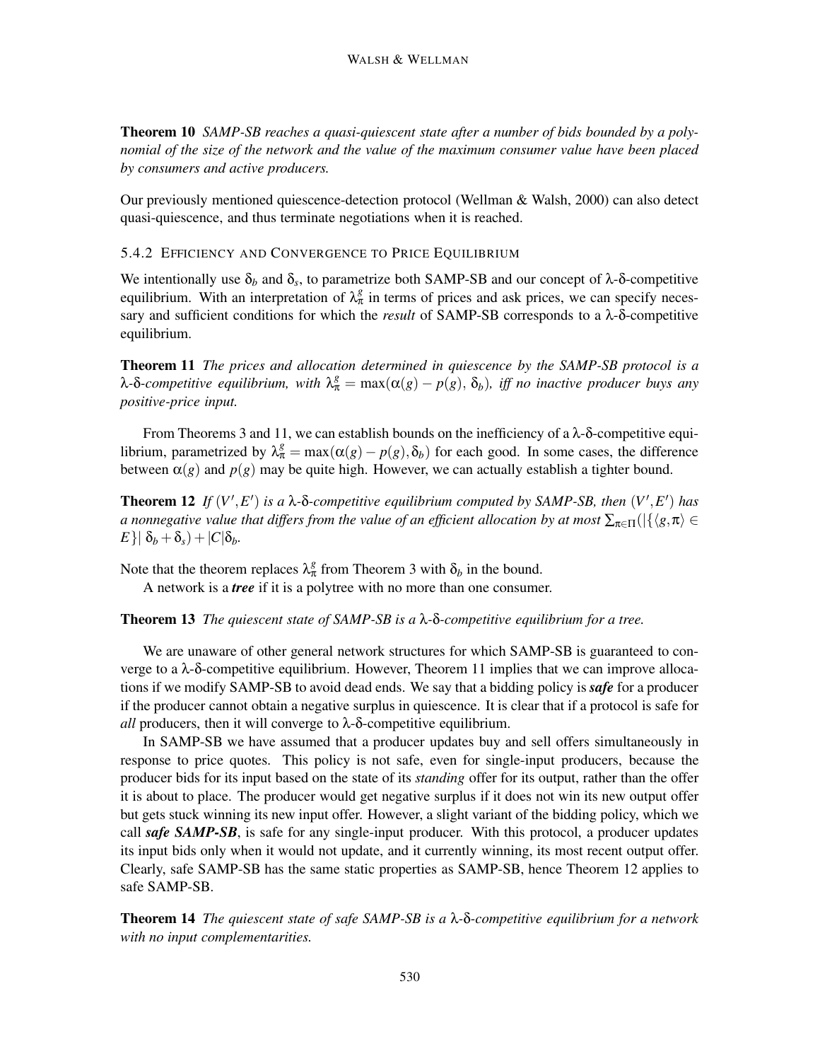**Theorem 10** *SAMP-SB reaches a quasi-quiescent state after a number of bids bounded by a polynomial of the size of the network and the value of the maximum consumer value have been placed by consumers and active producers.*

Our previously mentioned quiescence-detection protocol (Wellman & Walsh, 2000) can also detect quasi-quiescence, and thus terminate negotiations when it is reached.

### 5.4.2 Efficiency and Convergence to Price Equilibrium

We intentionally use $\delta_b$ and $\delta_s$, to parametrize both SAMP-SB and our concept of $\lambda$-$\delta$-competitive equilibrium. With an interpretation of $\lambda^g_\pi$ in terms of prices and ask prices, we can specify necessary and sufficient conditions for which the *result* of SAMP-SB corresponds to a $\lambda$-$\delta$-competitive equilibrium.

**Theorem 11** *The prices and allocation determined in quiescence by the SAMP-SB protocol is a $\lambda$-$\delta$-competitive equilibrium, with $\lambda^g_\pi = \max(\alpha(g) - p(g),\, \delta_b)$, iff no inactive producer buys any positive-price input.*

From Theorems 3 and 11, we can establish bounds on the inefficiency of a $\lambda$-$\delta$-competitive equilibrium, parametrized by $\lambda^g_\pi = \max(\alpha(g) - p(g), \delta_b)$ for each good. In some cases, the difference between $\alpha(g)$ and $p(g)$ may be quite high. However, we can actually establish a tighter bound.

**Theorem 12** *If $(V', E')$ is a $\lambda$-$\delta$-competitive equilibrium computed by SAMP-SB, then $(V', E')$ has a nonnegative value that differs from the value of an efficient allocation by at most $\sum_{\pi\in\Pi}(|\{\langle g,\pi\rangle \in E\}|\; \delta_b + \delta_s) + |C|\delta_b$.*

Note that the theorem replaces $\lambda^g_\pi$ from Theorem 3 with $\delta_b$ in the bound.

A network is a ***tree*** if it is a polytree with no more than one consumer.

**Theorem 13** *The quiescent state of SAMP-SB is a $\lambda$-$\delta$-competitive equilibrium for a tree.*

We are unaware of other general network structures for which SAMP-SB is guaranteed to converge to a $\lambda$-$\delta$-competitive equilibrium. However, Theorem 11 implies that we can improve allocations if we modify SAMP-SB to avoid dead ends. We say that a bidding policy is ***safe*** for a producer if the producer cannot obtain a negative surplus in quiescence. It is clear that if a protocol is safe for *all* producers, then it will converge to $\lambda$-$\delta$-competitive equilibrium.

In SAMP-SB we have assumed that a producer updates buy and sell offers simultaneously in response to price quotes. This policy is not safe, even for single-input producers, because the producer bids for its input based on the state of its *standing* offer for its output, rather than the offer it is about to place. The producer would get negative surplus if it does not win its new output offer but gets stuck winning its new input offer. However, a slight variant of the bidding policy, which we call ***safe SAMP-SB***, is safe for any single-input producer. With this protocol, a producer updates its input bids only when it would not update, and it currently winning, its most recent output offer. Clearly, safe SAMP-SB has the same static properties as SAMP-SB, hence Theorem 12 applies to safe SAMP-SB.

**Theorem 14** *The quiescent state of safe SAMP-SB is a $\lambda$-$\delta$-competitive equilibrium for a network with no input complementarities.*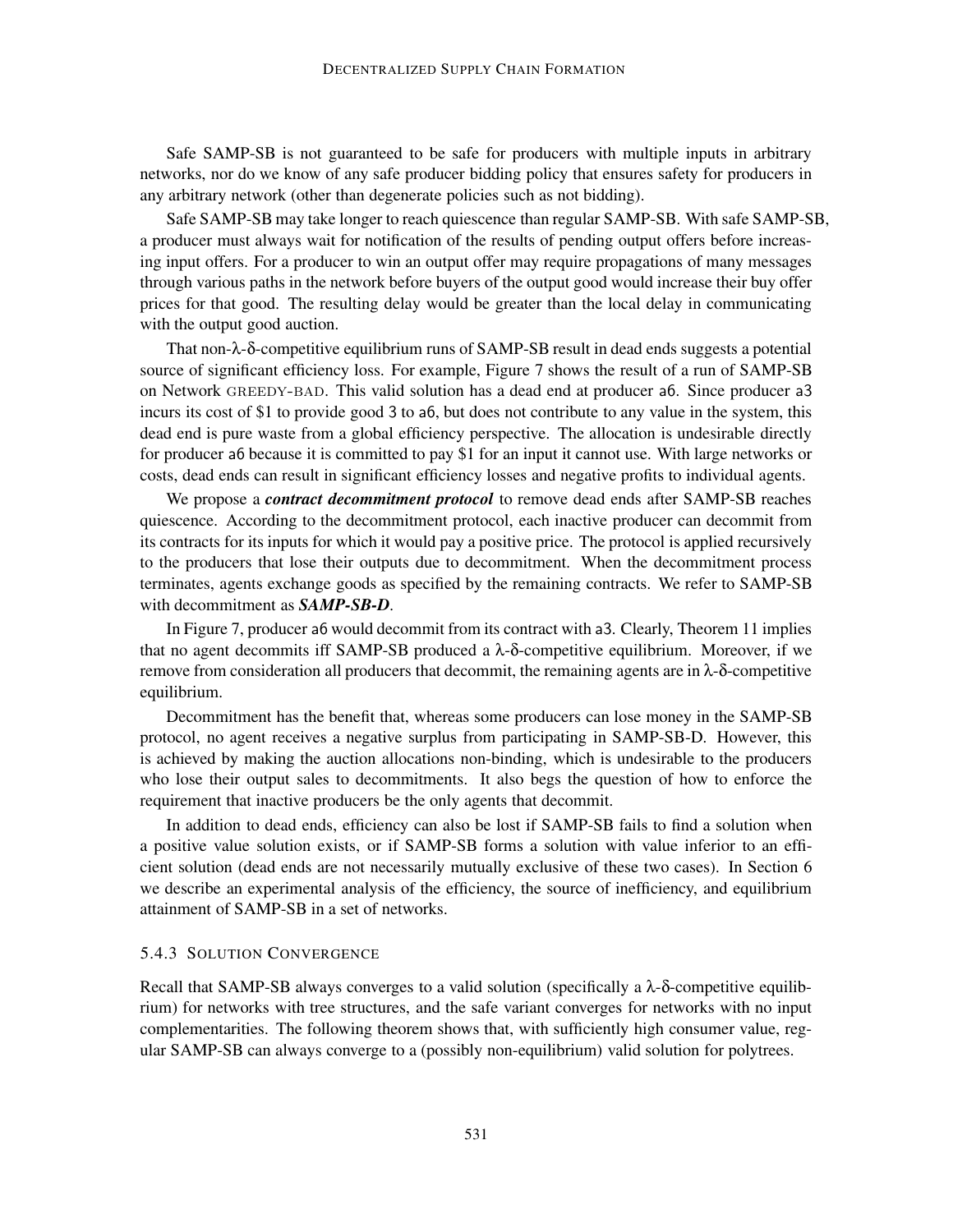Safe SAMP-SB is not guaranteed to be safe for producers with multiple inputs in arbitrary networks, nor do we know of any safe producer bidding policy that ensures safety for producers in any arbitrary network (other than degenerate policies such as not bidding).

Safe SAMP-SB may take longer to reach quiescence than regular SAMP-SB. With safe SAMP-SB, a producer must always wait for notification of the results of pending output offers before increasing input offers. For a producer to win an output offer may require propagations of many messages through various paths in the network before buyers of the output good would increase their buy offer prices for that good. The resulting delay would be greater than the local delay in communicating with the output good auction.

That non-$\lambda$-$\delta$-competitive equilibrium runs of SAMP-SB result in dead ends suggests a potential source of significant efficiency loss. For example, Figure 7 shows the result of a run of SAMP-SB on Network GREEDY-BAD. This valid solution has a dead end at producer a6. Since producer a3 incurs its cost of \$1 to provide good 3 to a6, but does not contribute to any value in the system, this dead end is pure waste from a global efficiency perspective. The allocation is undesirable directly for producer a6 because it is committed to pay \$1 for an input it cannot use. With large networks or costs, dead ends can result in significant efficiency losses and negative profits to individual agents.

We propose a ***contract decommitment protocol*** to remove dead ends after SAMP-SB reaches quiescence. According to the decommitment protocol, each inactive producer can decommit from its contracts for its inputs for which it would pay a positive price. The protocol is applied recursively to the producers that lose their outputs due to decommitment. When the decommitment process terminates, agents exchange goods as specified by the remaining contracts. We refer to SAMP-SB with decommitment as ***SAMP-SB-D***.

In Figure 7, producer a6 would decommit from its contract with a3. Clearly, Theorem 11 implies that no agent decommits iff SAMP-SB produced a $\lambda$-$\delta$-competitive equilibrium. Moreover, if we remove from consideration all producers that decommit, the remaining agents are in $\lambda$-$\delta$-competitive equilibrium.

Decommitment has the benefit that, whereas some producers can lose money in the SAMP-SB protocol, no agent receives a negative surplus from participating in SAMP-SB-D. However, this is achieved by making the auction allocations non-binding, which is undesirable to the producers who lose their output sales to decommitments. It also begs the question of how to enforce the requirement that inactive producers be the only agents that decommit.

In addition to dead ends, efficiency can also be lost if SAMP-SB fails to find a solution when a positive value solution exists, or if SAMP-SB forms a solution with value inferior to an efficient solution (dead ends are not necessarily mutually exclusive of these two cases). In Section 6 we describe an experimental analysis of the efficiency, the source of inefficiency, and equilibrium attainment of SAMP-SB in a set of networks.

### 5.4.3 Solution Convergence

Recall that SAMP-SB always converges to a valid solution (specifically a $\lambda$-$\delta$-competitive equilibrium) for networks with tree structures, and the safe variant converges for networks with no input complementarities. The following theorem shows that, with sufficiently high consumer value, regular SAMP-SB can always converge to a (possibly non-equilibrium) valid solution for polytrees.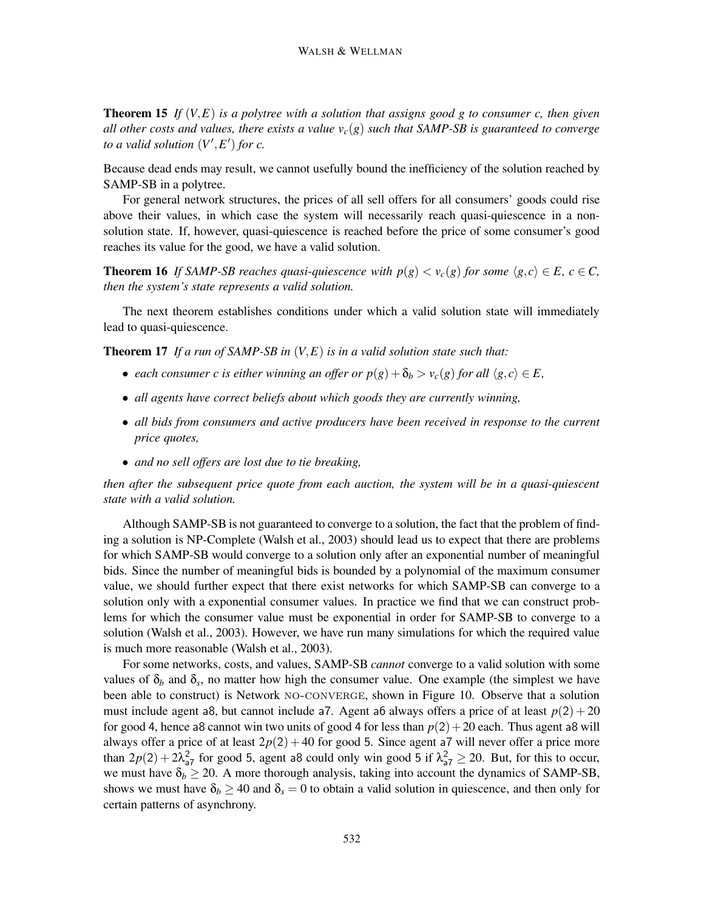**Theorem 15** *If $(V,E)$ is a polytree with a solution that assigns good $g$ to consumer $c$, then given all other costs and values, there exists a value $v_c(g)$ such that SAMP-SB is guaranteed to converge to a valid solution $(V',E')$ for $c$.*

Because dead ends may result, we cannot usefully bound the inefficiency of the solution reached by SAMP-SB in a polytree.

For general network structures, the prices of all sell offers for all consumers' goods could rise above their values, in which case the system will necessarily reach quasi-quiescence in a non-solution state. If, however, quasi-quiescence is reached before the price of some consumer's good reaches its value for the good, we have a valid solution.

**Theorem 16** *If SAMP-SB reaches quasi-quiescence with $p(g) < v_c(g)$ for some $\langle g,c \rangle \in E$, $c \in C$, then the system's state represents a valid solution.*

The next theorem establishes conditions under which a valid solution state will immediately lead to quasi-quiescence.

**Theorem 17** *If a run of SAMP-SB in $(V,E)$ is in a valid solution state such that:*

- *each consumer $c$ is either winning an offer or $p(g) + \delta_b > v_c(g)$ for all $\langle g,c \rangle \in E$,*
- *all agents have correct beliefs about which goods they are currently winning,*
- *all bids from consumers and active producers have been received in response to the current price quotes,*
- *and no sell offers are lost due to tie breaking,*

*then after the subsequent price quote from each auction, the system will be in a quasi-quiescent state with a valid solution.*

Although SAMP-SB is not guaranteed to converge to a solution, the fact that the problem of finding a solution is NP-Complete (Walsh et al., 2003) should lead us to expect that there are problems for which SAMP-SB would converge to a solution only after an exponential number of meaningful bids. Since the number of meaningful bids is bounded by a polynomial of the maximum consumer value, we should further expect that there exist networks for which SAMP-SB can converge to a solution only with a exponential consumer values. In practice we find that we can construct problems for which the consumer value must be exponential in order for SAMP-SB to converge to a solution (Walsh et al., 2003). However, we have run many simulations for which the required value is much more reasonable (Walsh et al., 2003).

For some networks, costs, and values, SAMP-SB *cannot* converge to a valid solution with some values of $\delta_b$ and $\delta_s$, no matter how high the consumer value. One example (the simplest we have been able to construct) is Network NO-CONVERGE, shown in Figure 10. Observe that a solution must include agent a8, but cannot include a7. Agent a6 always offers a price of at least $p(2)+20$ for good 4, hence a8 cannot win two units of good 4 for less than $p(2)+20$ each. Thus agent a8 will always offer a price of at least $2p(2)+40$ for good 5. Since agent a7 will never offer a price more than $2p(2)+2\lambda^2_{\mathsf{a7}}$ for good 5, agent a8 could only win good 5 if $\lambda^2_{\mathsf{a7}} \geq 20$. But, for this to occur, we must have $\delta_b \geq 20$. A more thorough analysis, taking into account the dynamics of SAMP-SB, shows we must have $\delta_b \geq 40$ and $\delta_s = 0$ to obtain a valid solution in quiescence, and then only for certain patterns of asynchrony.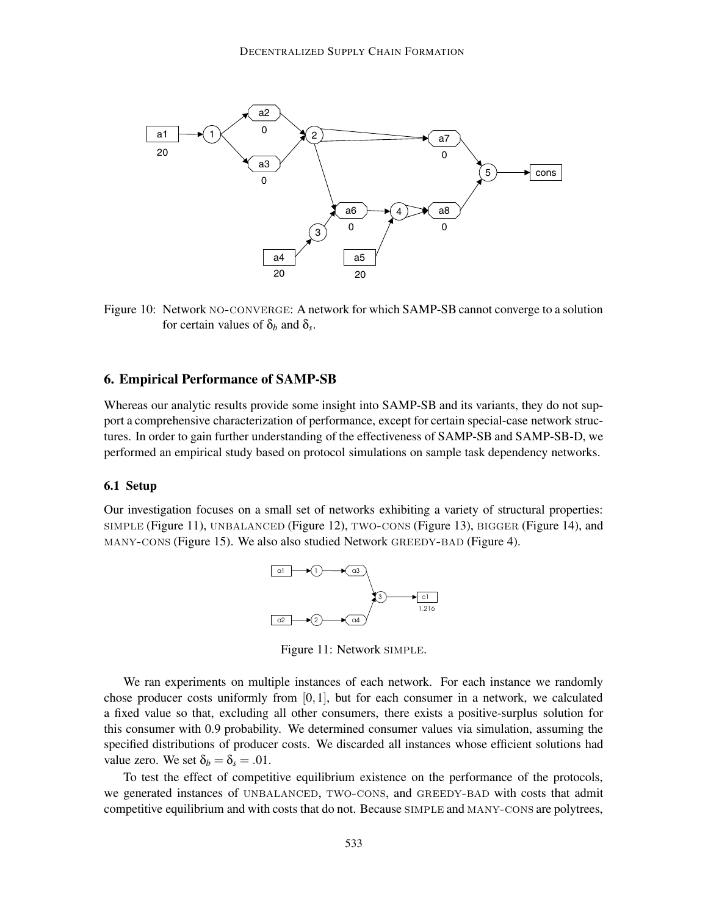Figure 10: Network NO-CONVERGE: A network for which SAMP-SB cannot converge to a solution for certain values of $\delta_b$ and $\delta_s$.

## 6. Empirical Performance of SAMP-SB

Whereas our analytic results provide some insight into SAMP-SB and its variants, they do not support a comprehensive characterization of performance, except for certain special-case network structures. In order to gain further understanding of the effectiveness of SAMP-SB and SAMP-SB-D, we performed an empirical study based on protocol simulations on sample task dependency networks.

### 6.1 Setup

Our investigation focuses on a small set of networks exhibiting a variety of structural properties: SIMPLE (Figure 11), UNBALANCED (Figure 12), TWO-CONS (Figure 13), BIGGER (Figure 14), and MANY-CONS (Figure 15). We also also studied Network GREEDY-BAD (Figure 4).

Figure 11: Network SIMPLE.

We ran experiments on multiple instances of each network. For each instance we randomly chose producer costs uniformly from $[0,1]$, but for each consumer in a network, we calculated a fixed value so that, excluding all other consumers, there exists a positive-surplus solution for this consumer with 0.9 probability. We determined consumer values via simulation, assuming the specified distributions of producer costs. We discarded all instances whose efficient solutions had value zero. We set $\delta_b = \delta_s = .01$.

To test the effect of competitive equilibrium existence on the performance of the protocols, we generated instances of UNBALANCED, TWO-CONS, and GREEDY-BAD with costs that admit competitive equilibrium and with costs that do not. Because SIMPLE and MANY-CONS are polytrees,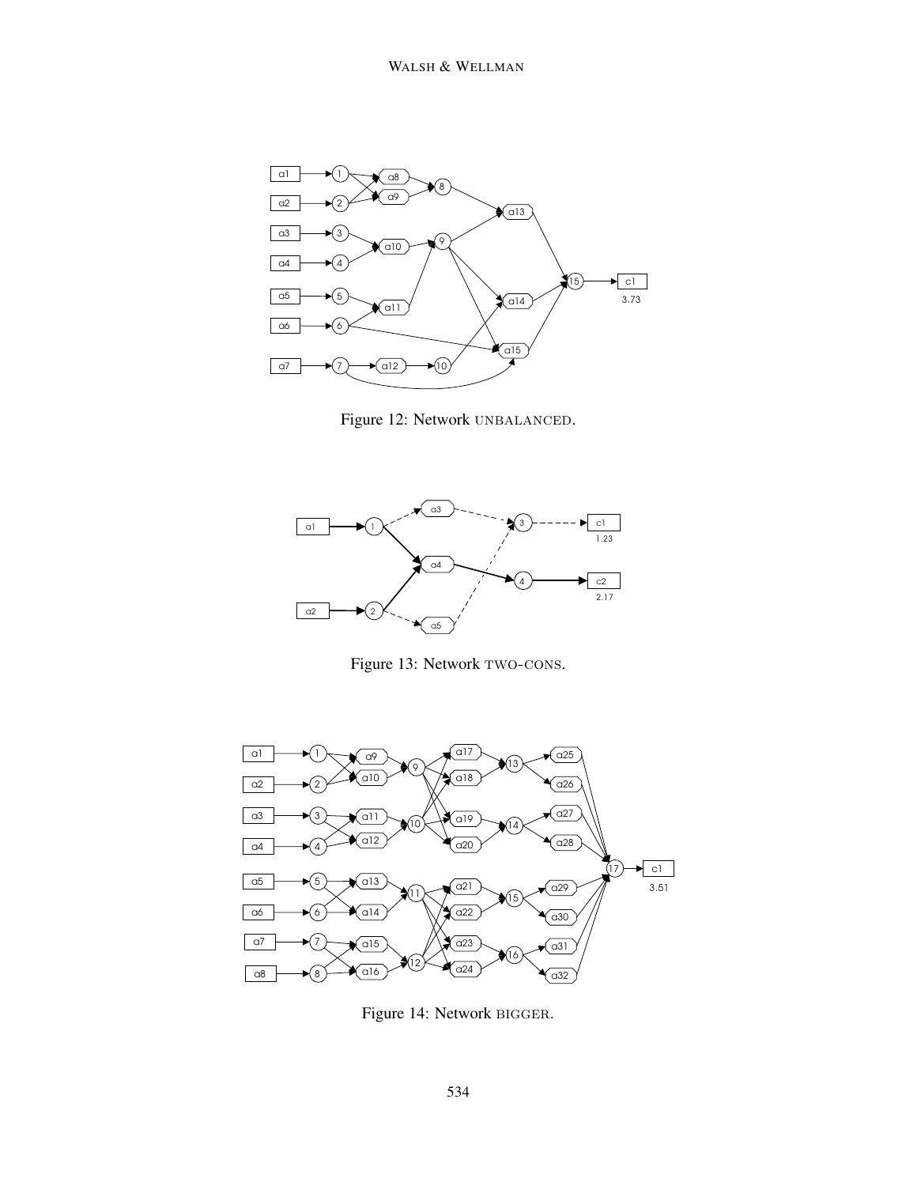Figure 12: Network UNBALANCED.

Figure 13: Network TWO-CONS.

Figure 14: Network BIGGER.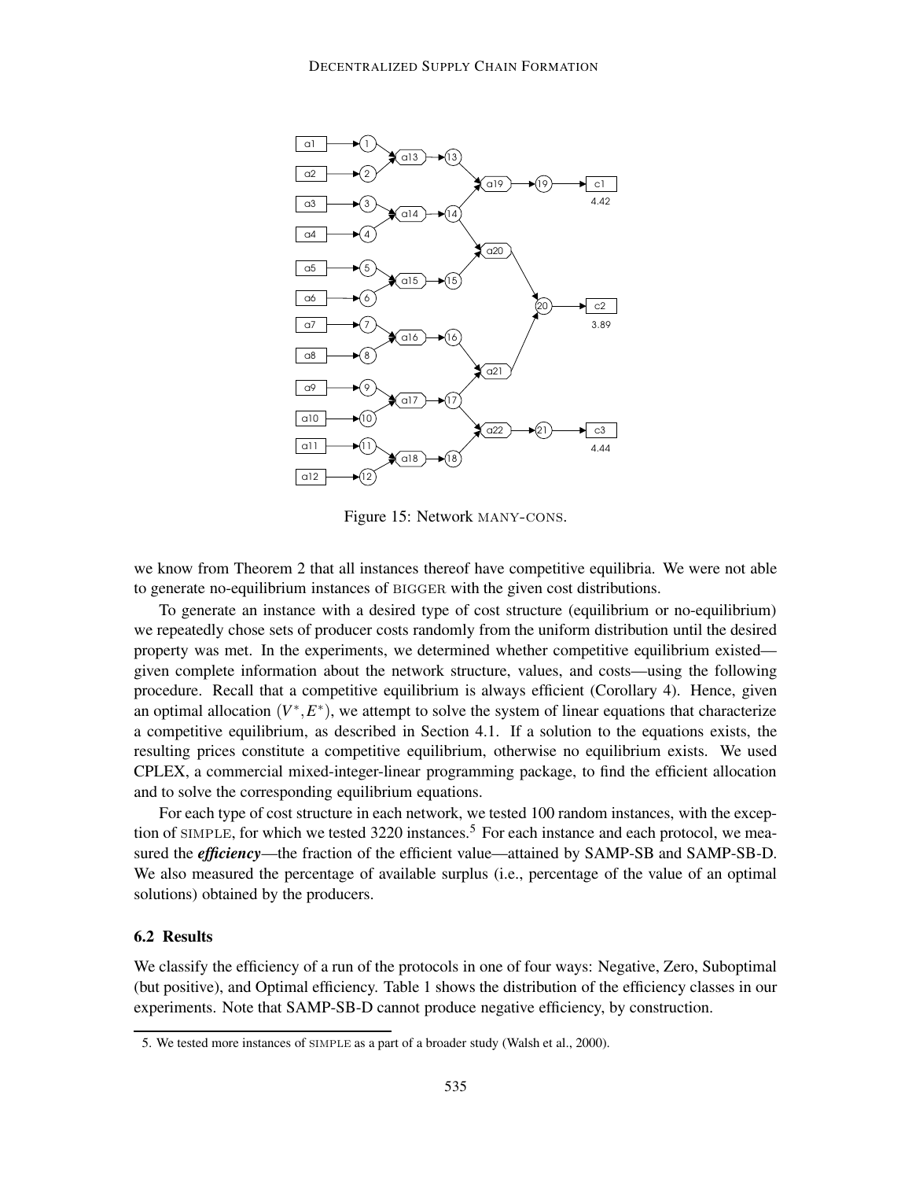Figure 15: Network MANY-CONS.

we know from Theorem 2 that all instances thereof have competitive equilibria. We were not able to generate no-equilibrium instances of BIGGER with the given cost distributions.

To generate an instance with a desired type of cost structure (equilibrium or no-equilibrium) we repeatedly chose sets of producer costs randomly from the uniform distribution until the desired property was met. In the experiments, we determined whether competitive equilibrium existed—given complete information about the network structure, values, and costs—using the following procedure. Recall that a competitive equilibrium is always efficient (Corollary 4). Hence, given an optimal allocation $(V^*, E^*)$, we attempt to solve the system of linear equations that characterize a competitive equilibrium, as described in Section 4.1. If a solution to the equations exists, the resulting prices constitute a competitive equilibrium, otherwise no equilibrium exists. We used CPLEX, a commercial mixed-integer-linear programming package, to find the efficient allocation and to solve the corresponding equilibrium equations.

For each type of cost structure in each network, we tested 100 random instances, with the exception of SIMPLE, for which we tested 3220 instances.[5] For each instance and each protocol, we measured the ***efficiency***—the fraction of the efficient value—attained by SAMP-SB and SAMP-SB-D. We also measured the percentage of available surplus (i.e., percentage of the value of an optimal solutions) obtained by the producers.

### 6.2 Results

We classify the efficiency of a run of the protocols in one of four ways: Negative, Zero, Suboptimal (but positive), and Optimal efficiency. Table 1 shows the distribution of the efficiency classes in our experiments. Note that SAMP-SB-D cannot produce negative efficiency, by construction.

5. We tested more instances of SIMPLE as a part of a broader study (Walsh et al., 2000).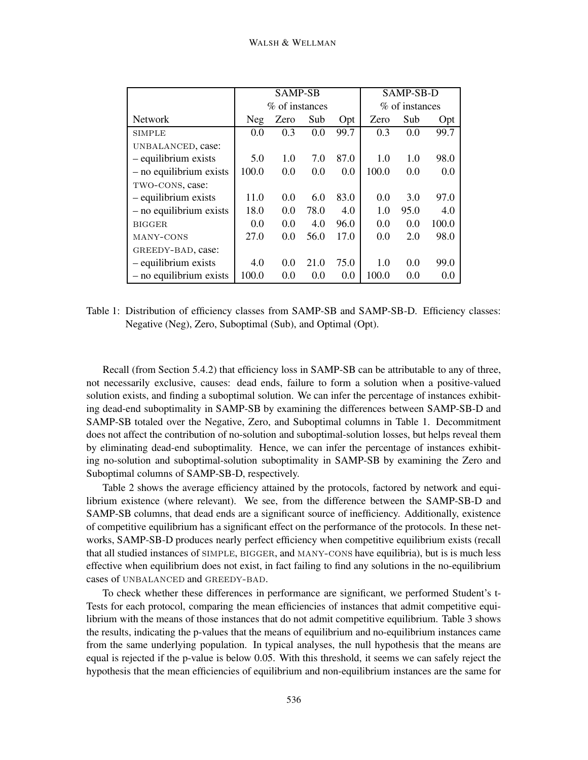| | SAMP-SB | | | | SAMP-SB-D | | |
|---|---|---|---|---|---|---|---|
| | % of instances | | | | % of instances | | |
| Network | Neg | Zero | Sub | Opt | Zero | Sub | Opt |
| SIMPLE | 0.0 | 0.3 | 0.0 | 99.7 | 0.3 | 0.0 | 99.7 |
| UNBALANCED, case: | | | | | | | |
| – equilibrium exists | 5.0 | 1.0 | 7.0 | 87.0 | 1.0 | 1.0 | 98.0 |
| – no equilibrium exists | 100.0 | 0.0 | 0.0 | 0.0 | 100.0 | 0.0 | 0.0 |
| TWO-CONS, case: | | | | | | | |
| – equilibrium exists | 11.0 | 0.0 | 6.0 | 83.0 | 0.0 | 3.0 | 97.0 |
| – no equilibrium exists | 18.0 | 0.0 | 78.0 | 4.0 | 1.0 | 95.0 | 4.0 |
| BIGGER | 0.0 | 0.0 | 4.0 | 96.0 | 0.0 | 0.0 | 100.0 |
| MANY-CONS | 27.0 | 0.0 | 56.0 | 17.0 | 0.0 | 2.0 | 98.0 |
| GREEDY-BAD, case: | | | | | | | |
| – equilibrium exists | 4.0 | 0.0 | 21.0 | 75.0 | 1.0 | 0.0 | 99.0 |
| – no equilibrium exists | 100.0 | 0.0 | 0.0 | 0.0 | 100.0 | 0.0 | 0.0 |

Table 1: Distribution of efficiency classes from SAMP-SB and SAMP-SB-D. Efficiency classes: Negative (Neg), Zero, Suboptimal (Sub), and Optimal (Opt).

Recall (from Section 5.4.2) that efficiency loss in SAMP-SB can be attributable to any of three, not necessarily exclusive, causes: dead ends, failure to form a solution when a positive-valued solution exists, and finding a suboptimal solution. We can infer the percentage of instances exhibiting dead-end suboptimality in SAMP-SB by examining the differences between SAMP-SB-D and SAMP-SB totaled over the Negative, Zero, and Suboptimal columns in Table 1. Decommitment does not affect the contribution of no-solution and suboptimal-solution losses, but helps reveal them by eliminating dead-end suboptimality. Hence, we can infer the percentage of instances exhibiting no-solution and suboptimal-solution suboptimality in SAMP-SB by examining the Zero and Suboptimal columns of SAMP-SB-D, respectively.

Table 2 shows the average efficiency attained by the protocols, factored by network and equilibrium existence (where relevant). We see, from the difference between the SAMP-SB-D and SAMP-SB columns, that dead ends are a significant source of inefficiency. Additionally, existence of competitive equilibrium has a significant effect on the performance of the protocols. In these networks, SAMP-SB-D produces nearly perfect efficiency when competitive equilibrium exists (recall that all studied instances of SIMPLE, BIGGER, and MANY-CONS have equilibria), but is is much less effective when equilibrium does not exist, in fact failing to find any solutions in the no-equilibrium cases of UNBALANCED and GREEDY-BAD.

To check whether these differences in performance are significant, we performed Student's t-Tests for each protocol, comparing the mean efficiencies of instances that admit competitive equilibrium with the means of those instances that do not admit competitive equilibrium. Table 3 shows the results, indicating the p-values that the means of equilibrium and no-equilibrium instances came from the same underlying population. In typical analyses, the null hypothesis that the means are equal is rejected if the p-value is below 0.05. With this threshold, it seems we can safely reject the hypothesis that the mean efficiencies of equilibrium and non-equilibrium instances are the same for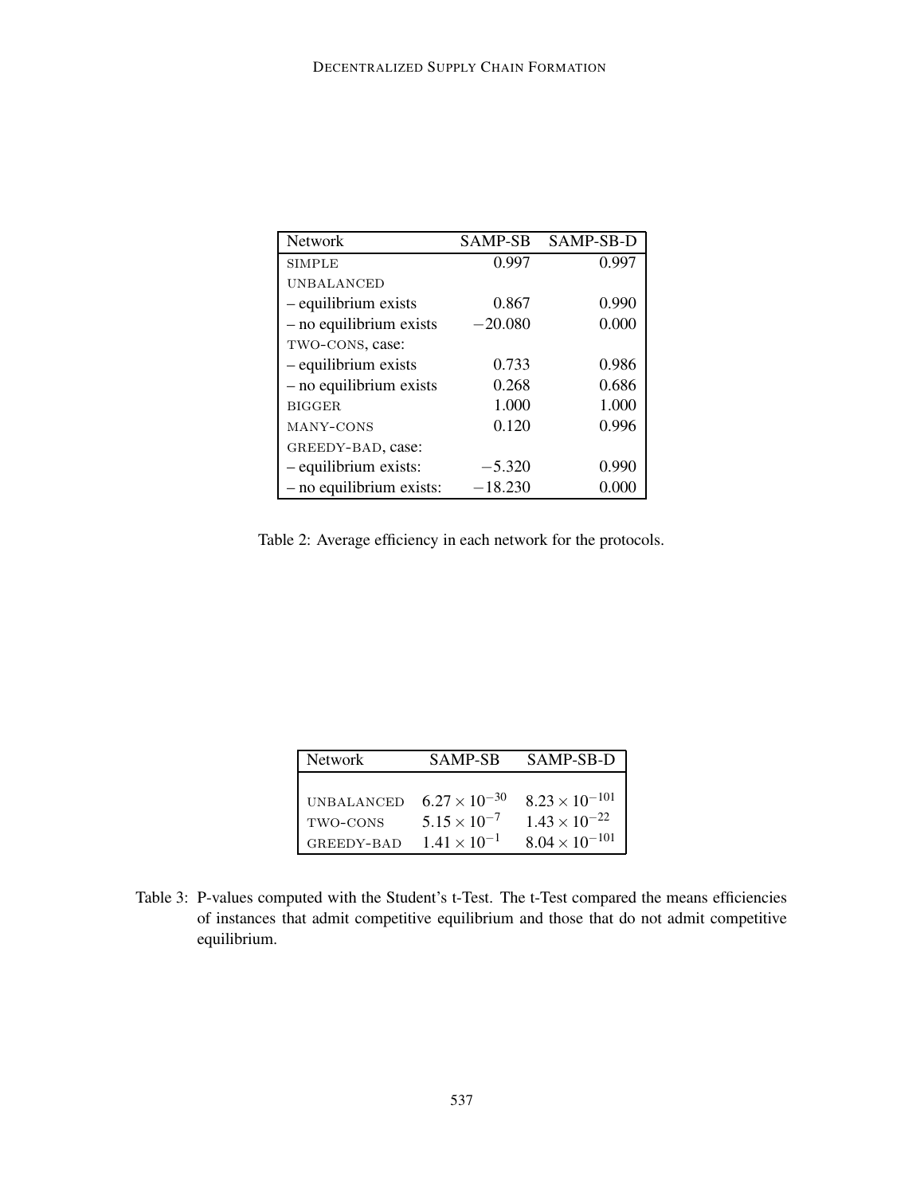| Network | SAMP-SB | SAMP-SB-D |
|---|---|---|
| SIMPLE | 0.997 | 0.997 |
| UNBALANCED | | |
| – equilibrium exists | 0.867 | 0.990 |
| – no equilibrium exists | −20.080 | 0.000 |
| TWO-CONS, case: | | |
| – equilibrium exists | 0.733 | 0.986 |
| – no equilibrium exists | 0.268 | 0.686 |
| BIGGER | 1.000 | 1.000 |
| MANY-CONS | 0.120 | 0.996 |
| GREEDY-BAD, case: | | |
| – equilibrium exists: | −5.320 | 0.990 |
| – no equilibrium exists: | −18.230 | 0.000 |

Table 2: Average efficiency in each network for the protocols.

| Network | SAMP-SB | SAMP-SB-D |
|---|---|---|
| UNBALANCED | $6.27 \times 10^{-30}$ | $8.23 \times 10^{-101}$ |
| TWO-CONS | $5.15 \times 10^{-7}$ | $1.43 \times 10^{-22}$ |
| GREEDY-BAD | $1.41 \times 10^{-1}$ | $8.04 \times 10^{-101}$ |

Table 3: P-values computed with the Student's t-Test. The t-Test compared the means efficiencies of instances that admit competitive equilibrium and those that do not admit competitive equilibrium.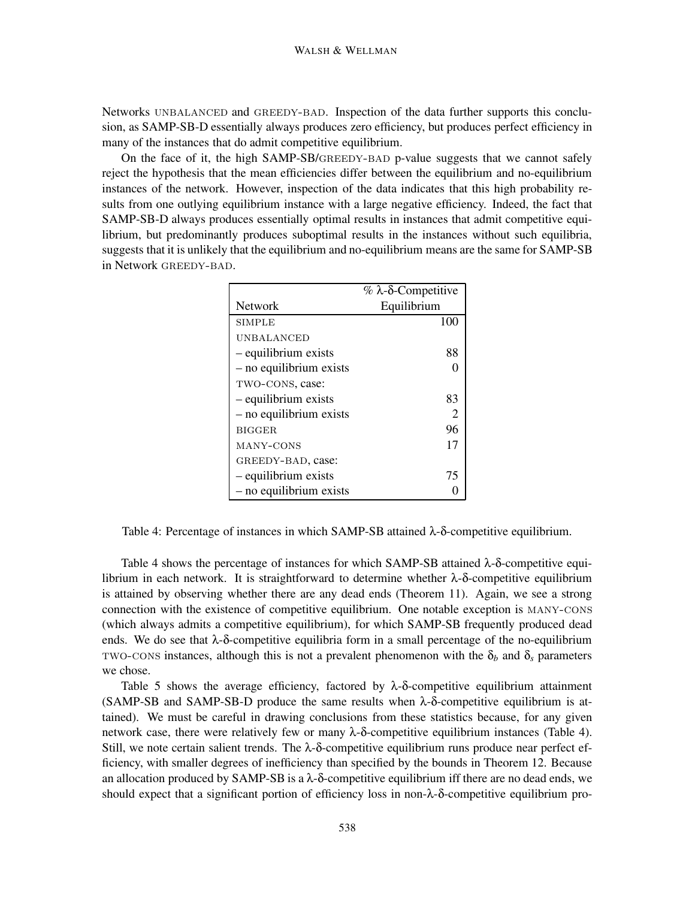Networks UNBALANCED and GREEDY-BAD. Inspection of the data further supports this conclusion, as SAMP-SB-D essentially always produces zero efficiency, but produces perfect efficiency in many of the instances that do admit competitive equilibrium.

On the face of it, the high SAMP-SB/GREEDY-BAD p-value suggests that we cannot safely reject the hypothesis that the mean efficiencies differ between the equilibrium and no-equilibrium instances of the network. However, inspection of the data indicates that this high probability results from one outlying equilibrium instance with a large negative efficiency. Indeed, the fact that SAMP-SB-D always produces essentially optimal results in instances that admit competitive equilibrium, but predominantly produces suboptimal results in the instances without such equilibria, suggests that it is unlikely that the equilibrium and no-equilibrium means are the same for SAMP-SB in Network GREEDY-BAD.

| Network | % λ-δ-Competitive Equilibrium |
|---|---|
| SIMPLE | 100 |
| UNBALANCED | |
| – equilibrium exists | 88 |
| – no equilibrium exists | 0 |
| TWO-CONS, case: | |
| – equilibrium exists | 83 |
| – no equilibrium exists | 2 |
| BIGGER | 96 |
| MANY-CONS | 17 |
| GREEDY-BAD, case: | |
| – equilibrium exists | 75 |
| – no equilibrium exists | 0 |

Table 4: Percentage of instances in which SAMP-SB attained λ-δ-competitive equilibrium.

Table 4 shows the percentage of instances for which SAMP-SB attained λ-δ-competitive equilibrium in each network. It is straightforward to determine whether λ-δ-competitive equilibrium is attained by observing whether there are any dead ends (Theorem 11). Again, we see a strong connection with the existence of competitive equilibrium. One notable exception is MANY-CONS (which always admits a competitive equilibrium), for which SAMP-SB frequently produced dead ends. We do see that λ-δ-competitive equilibria form in a small percentage of the no-equilibrium TWO-CONS instances, although this is not a prevalent phenomenon with the $\delta_b$ and $\delta_s$ parameters we chose.

Table 5 shows the average efficiency, factored by λ-δ-competitive equilibrium attainment (SAMP-SB and SAMP-SB-D produce the same results when λ-δ-competitive equilibrium is attained). We must be careful in drawing conclusions from these statistics because, for any given network case, there were relatively few or many λ-δ-competitive equilibrium instances (Table 4). Still, we note certain salient trends. The λ-δ-competitive equilibrium runs produce near perfect efficiency, with smaller degrees of inefficiency than specified by the bounds in Theorem 12. Because an allocation produced by SAMP-SB is a λ-δ-competitive equilibrium iff there are no dead ends, we should expect that a significant portion of efficiency loss in non-λ-δ-competitive equilibrium pro-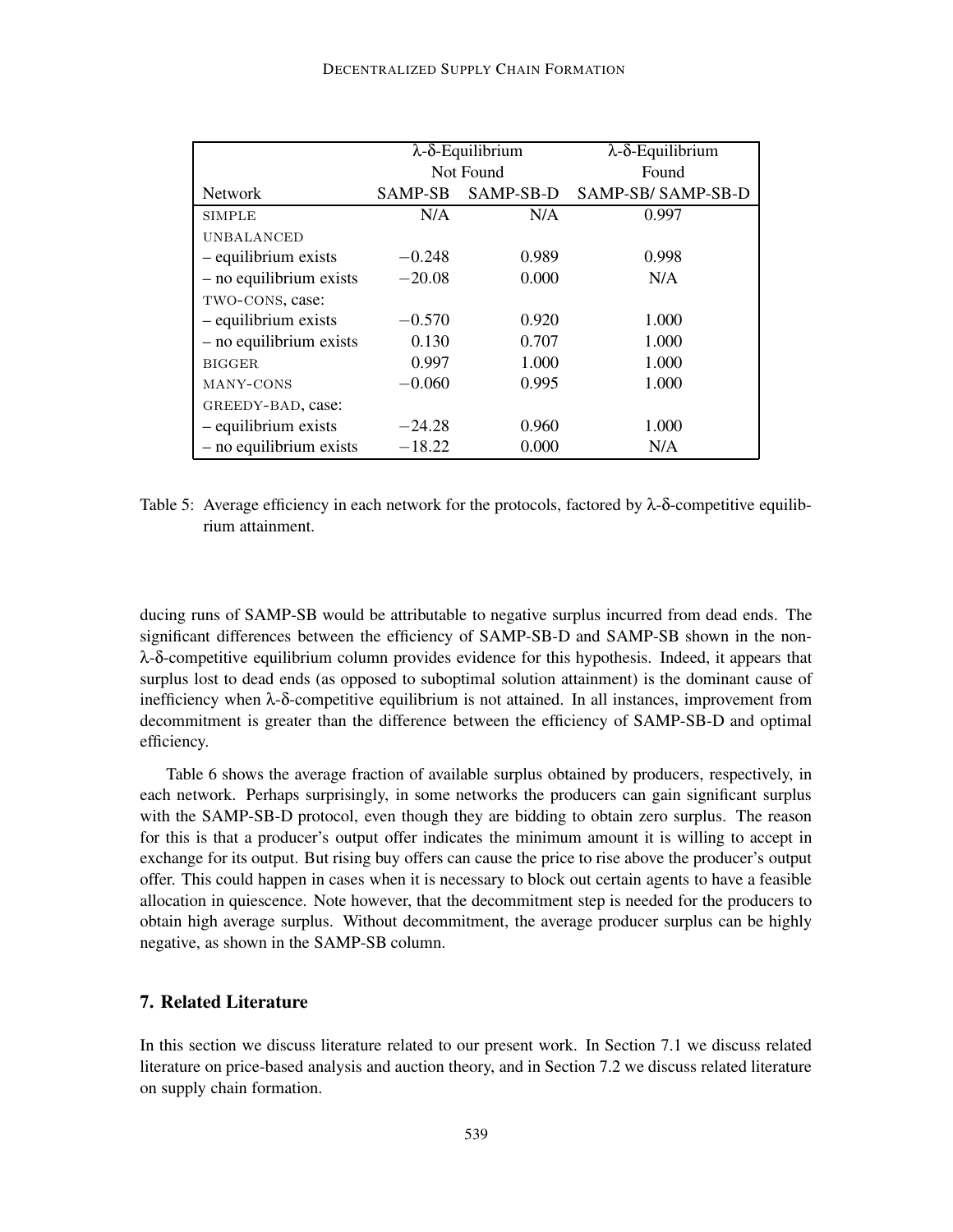| | λ-δ-Equilibrium Not Found | | λ-δ-Equilibrium Found |
|---|---|---|---|
| Network | SAMP-SB | SAMP-SB-D | SAMP-SB/ SAMP-SB-D |
| SIMPLE | N/A | N/A | 0.997 |
| UNBALANCED | | | |
| – equilibrium exists | −0.248 | 0.989 | 0.998 |
| – no equilibrium exists | −20.08 | 0.000 | N/A |
| TWO-CONS, case: | | | |
| – equilibrium exists | −0.570 | 0.920 | 1.000 |
| – no equilibrium exists | 0.130 | 0.707 | 1.000 |
| BIGGER | 0.997 | 1.000 | 1.000 |
| MANY-CONS | −0.060 | 0.995 | 1.000 |
| GREEDY-BAD, case: | | | |
| – equilibrium exists | −24.28 | 0.960 | 1.000 |
| – no equilibrium exists | −18.22 | 0.000 | N/A |

Table 5: Average efficiency in each network for the protocols, factored by λ-δ-competitive equilibrium attainment.

ducing runs of SAMP-SB would be attributable to negative surplus incurred from dead ends. The significant differences between the efficiency of SAMP-SB-D and SAMP-SB shown in the non-λ-δ-competitive equilibrium column provides evidence for this hypothesis. Indeed, it appears that surplus lost to dead ends (as opposed to suboptimal solution attainment) is the dominant cause of inefficiency when λ-δ-competitive equilibrium is not attained. In all instances, improvement from decommitment is greater than the difference between the efficiency of SAMP-SB-D and optimal efficiency.

Table 6 shows the average fraction of available surplus obtained by producers, respectively, in each network. Perhaps surprisingly, in some networks the producers can gain significant surplus with the SAMP-SB-D protocol, even though they are bidding to obtain zero surplus. The reason for this is that a producer's output offer indicates the minimum amount it is willing to accept in exchange for its output. But rising buy offers can cause the price to rise above the producer's output offer. This could happen in cases when it is necessary to block out certain agents to have a feasible allocation in quiescence. Note however, that the decommitment step is needed for the producers to obtain high average surplus. Without decommitment, the average producer surplus can be highly negative, as shown in the SAMP-SB column.

## 7. Related Literature

In this section we discuss literature related to our present work. In Section 7.1 we discuss related literature on price-based analysis and auction theory, and in Section 7.2 we discuss related literature on supply chain formation.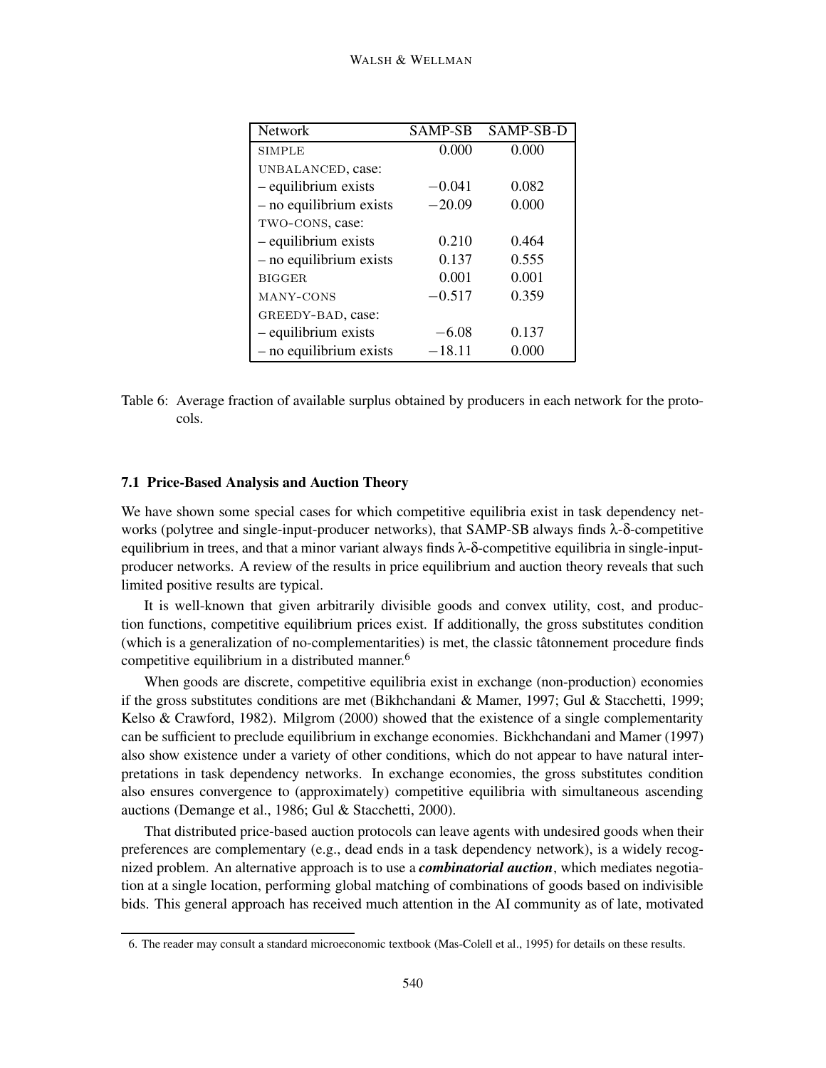| Network | SAMP-SB | SAMP-SB-D |
|---|---|---|
| SIMPLE | 0.000 | 0.000 |
| UNBALANCED, case: | | |
| – equilibrium exists | −0.041 | 0.082 |
| – no equilibrium exists | −20.09 | 0.000 |
| TWO-CONS, case: | | |
| – equilibrium exists | 0.210 | 0.464 |
| – no equilibrium exists | 0.137 | 0.555 |
| BIGGER | 0.001 | 0.001 |
| MANY-CONS | −0.517 | 0.359 |
| GREEDY-BAD, case: | | |
| – equilibrium exists | −6.08 | 0.137 |
| – no equilibrium exists | −18.11 | 0.000 |

Table 6: Average fraction of available surplus obtained by producers in each network for the protocols.

### 7.1 Price-Based Analysis and Auction Theory

We have shown some special cases for which competitive equilibria exist in task dependency networks (polytree and single-input-producer networks), that SAMP-SB always finds $\lambda$-$\delta$-competitive equilibrium in trees, and that a minor variant always finds $\lambda$-$\delta$-competitive equilibria in single-input-producer networks. A review of the results in price equilibrium and auction theory reveals that such limited positive results are typical.

It is well-known that given arbitrarily divisible goods and convex utility, cost, and production functions, competitive equilibrium prices exist. If additionally, the gross substitutes condition (which is a generalization of no-complementarities) is met, the classic tâtonnement procedure finds competitive equilibrium in a distributed manner.[6]

When goods are discrete, competitive equilibria exist in exchange (non-production) economies if the gross substitutes conditions are met (Bikhchandani & Mamer, 1997; Gul & Stacchetti, 1999; Kelso & Crawford, 1982). Milgrom (2000) showed that the existence of a single complementarity can be sufficient to preclude equilibrium in exchange economies. Bickhchandani and Mamer (1997) also show existence under a variety of other conditions, which do not appear to have natural interpretations in task dependency networks. In exchange economies, the gross substitutes condition also ensures convergence to (approximately) competitive equilibria with simultaneous ascending auctions (Demange et al., 1986; Gul & Stacchetti, 2000).

That distributed price-based auction protocols can leave agents with undesired goods when their preferences are complementary (e.g., dead ends in a task dependency network), is a widely recognized problem. An alternative approach is to use a ***combinatorial auction***, which mediates negotiation at a single location, performing global matching of combinations of goods based on indivisible bids. This general approach has received much attention in the AI community as of late, motivated

6. The reader may consult a standard microeconomic textbook (Mas-Colell et al., 1995) for details on these results.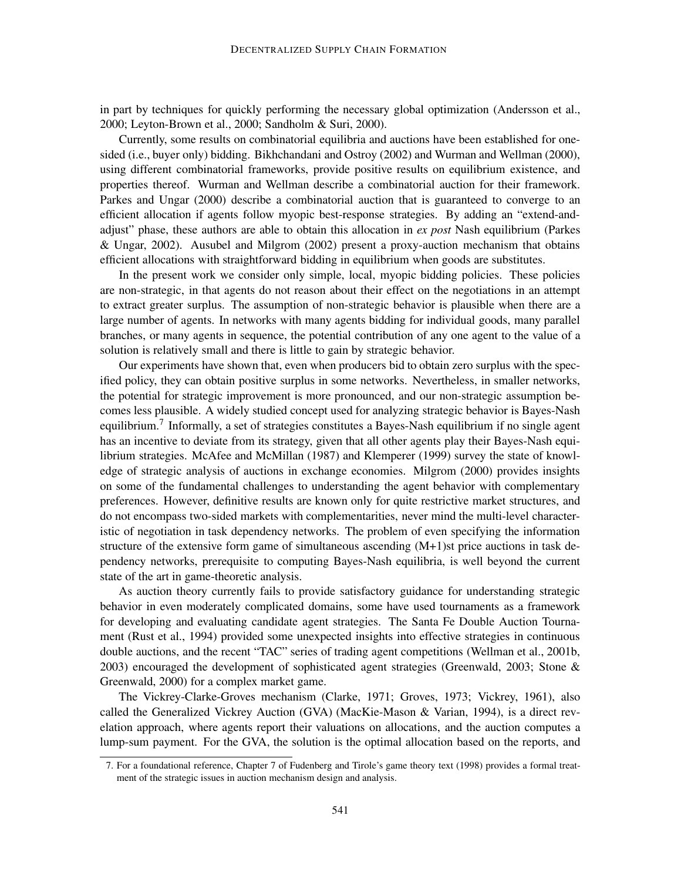in part by techniques for quickly performing the necessary global optimization (Andersson et al., 2000; Leyton-Brown et al., 2000; Sandholm & Suri, 2000).

Currently, some results on combinatorial equilibria and auctions have been established for one-sided (i.e., buyer only) bidding. Bikhchandani and Ostroy (2002) and Wurman and Wellman (2000), using different combinatorial frameworks, provide positive results on equilibrium existence, and properties thereof. Wurman and Wellman describe a combinatorial auction for their framework. Parkes and Ungar (2000) describe a combinatorial auction that is guaranteed to converge to an efficient allocation if agents follow myopic best-response strategies. By adding an "extend-and-adjust" phase, these authors are able to obtain this allocation in *ex post* Nash equilibrium (Parkes & Ungar, 2002). Ausubel and Milgrom (2002) present a proxy-auction mechanism that obtains efficient allocations with straightforward bidding in equilibrium when goods are substitutes.

In the present work we consider only simple, local, myopic bidding policies. These policies are non-strategic, in that agents do not reason about their effect on the negotiations in an attempt to extract greater surplus. The assumption of non-strategic behavior is plausible when there are a large number of agents. In networks with many agents bidding for individual goods, many parallel branches, or many agents in sequence, the potential contribution of any one agent to the value of a solution is relatively small and there is little to gain by strategic behavior.

Our experiments have shown that, even when producers bid to obtain zero surplus with the specified policy, they can obtain positive surplus in some networks. Nevertheless, in smaller networks, the potential for strategic improvement is more pronounced, and our non-strategic assumption becomes less plausible. A widely studied concept used for analyzing strategic behavior is Bayes-Nash equilibrium.[7] Informally, a set of strategies constitutes a Bayes-Nash equilibrium if no single agent has an incentive to deviate from its strategy, given that all other agents play their Bayes-Nash equilibrium strategies. McAfee and McMillan (1987) and Klemperer (1999) survey the state of knowledge of strategic analysis of auctions in exchange economies. Milgrom (2000) provides insights on some of the fundamental challenges to understanding the agent behavior with complementary preferences. However, definitive results are known only for quite restrictive market structures, and do not encompass two-sided markets with complementarities, never mind the multi-level characteristic of negotiation in task dependency networks. The problem of even specifying the information structure of the extensive form game of simultaneous ascending (M+1)st price auctions in task dependency networks, prerequisite to computing Bayes-Nash equilibria, is well beyond the current state of the art in game-theoretic analysis.

As auction theory currently fails to provide satisfactory guidance for understanding strategic behavior in even moderately complicated domains, some have used tournaments as a framework for developing and evaluating candidate agent strategies. The Santa Fe Double Auction Tournament (Rust et al., 1994) provided some unexpected insights into effective strategies in continuous double auctions, and the recent "TAC" series of trading agent competitions (Wellman et al., 2001b, 2003) encouraged the development of sophisticated agent strategies (Greenwald, 2003; Stone & Greenwald, 2000) for a complex market game.

The Vickrey-Clarke-Groves mechanism (Clarke, 1971; Groves, 1973; Vickrey, 1961), also called the Generalized Vickrey Auction (GVA) (MacKie-Mason & Varian, 1994), is a direct revelation approach, where agents report their valuations on allocations, and the auction computes a lump-sum payment. For the GVA, the solution is the optimal allocation based on the reports, and

7. For a foundational reference, Chapter 7 of Fudenberg and Tirole's game theory text (1998) provides a formal treatment of the strategic issues in auction mechanism design and analysis.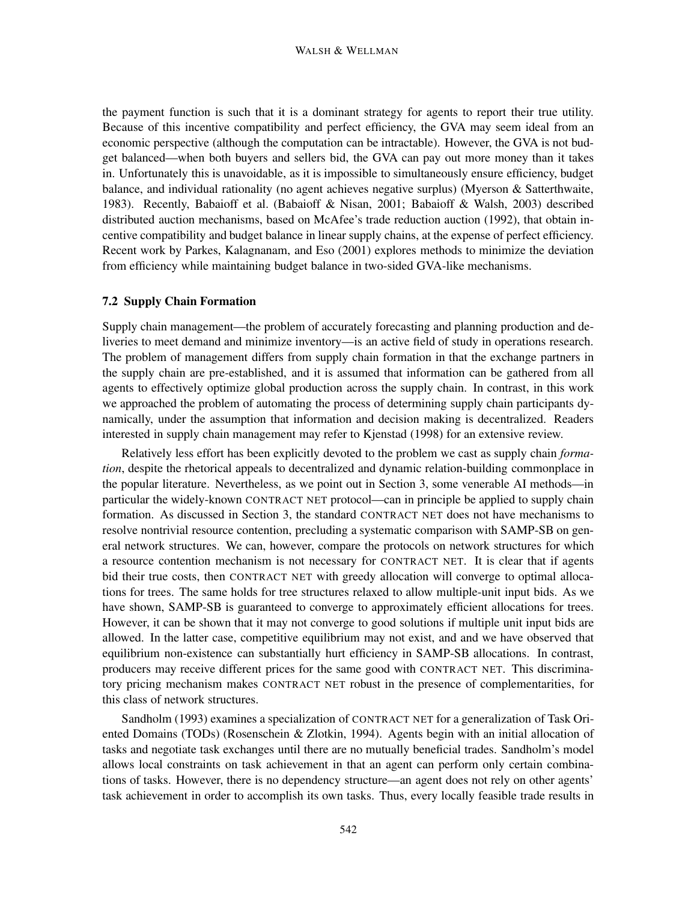the payment function is such that it is a dominant strategy for agents to report their true utility. Because of this incentive compatibility and perfect efficiency, the GVA may seem ideal from an economic perspective (although the computation can be intractable). However, the GVA is not budget balanced—when both buyers and sellers bid, the GVA can pay out more money than it takes in. Unfortunately this is unavoidable, as it is impossible to simultaneously ensure efficiency, budget balance, and individual rationality (no agent achieves negative surplus) (Myerson & Satterthwaite, 1983). Recently, Babaioff et al. (Babaioff & Nisan, 2001; Babaioff & Walsh, 2003) described distributed auction mechanisms, based on McAfee's trade reduction auction (1992), that obtain incentive compatibility and budget balance in linear supply chains, at the expense of perfect efficiency. Recent work by Parkes, Kalagnanam, and Eso (2001) explores methods to minimize the deviation from efficiency while maintaining budget balance in two-sided GVA-like mechanisms.

### 7.2 Supply Chain Formation

Supply chain management—the problem of accurately forecasting and planning production and deliveries to meet demand and minimize inventory—is an active field of study in operations research. The problem of management differs from supply chain formation in that the exchange partners in the supply chain are pre-established, and it is assumed that information can be gathered from all agents to effectively optimize global production across the supply chain. In contrast, in this work we approached the problem of automating the process of determining supply chain participants dynamically, under the assumption that information and decision making is decentralized. Readers interested in supply chain management may refer to Kjenstad (1998) for an extensive review.

Relatively less effort has been explicitly devoted to the problem we cast as supply chain *formation*, despite the rhetorical appeals to decentralized and dynamic relation-building commonplace in the popular literature. Nevertheless, as we point out in Section 3, some venerable AI methods—in particular the widely-known CONTRACT NET protocol—can in principle be applied to supply chain formation. As discussed in Section 3, the standard CONTRACT NET does not have mechanisms to resolve nontrivial resource contention, precluding a systematic comparison with SAMP-SB on general network structures. We can, however, compare the protocols on network structures for which a resource contention mechanism is not necessary for CONTRACT NET. It is clear that if agents bid their true costs, then CONTRACT NET with greedy allocation will converge to optimal allocations for trees. The same holds for tree structures relaxed to allow multiple-unit input bids. As we have shown, SAMP-SB is guaranteed to converge to approximately efficient allocations for trees. However, it can be shown that it may not converge to good solutions if multiple unit input bids are allowed. In the latter case, competitive equilibrium may not exist, and and we have observed that equilibrium non-existence can substantially hurt efficiency in SAMP-SB allocations. In contrast, producers may receive different prices for the same good with CONTRACT NET. This discriminatory pricing mechanism makes CONTRACT NET robust in the presence of complementarities, for this class of network structures.

Sandholm (1993) examines a specialization of CONTRACT NET for a generalization of Task Oriented Domains (TODs) (Rosenschein & Zlotkin, 1994). Agents begin with an initial allocation of tasks and negotiate task exchanges until there are no mutually beneficial trades. Sandholm's model allows local constraints on task achievement in that an agent can perform only certain combinations of tasks. However, there is no dependency structure—an agent does not rely on other agents' task achievement in order to accomplish its own tasks. Thus, every locally feasible trade results in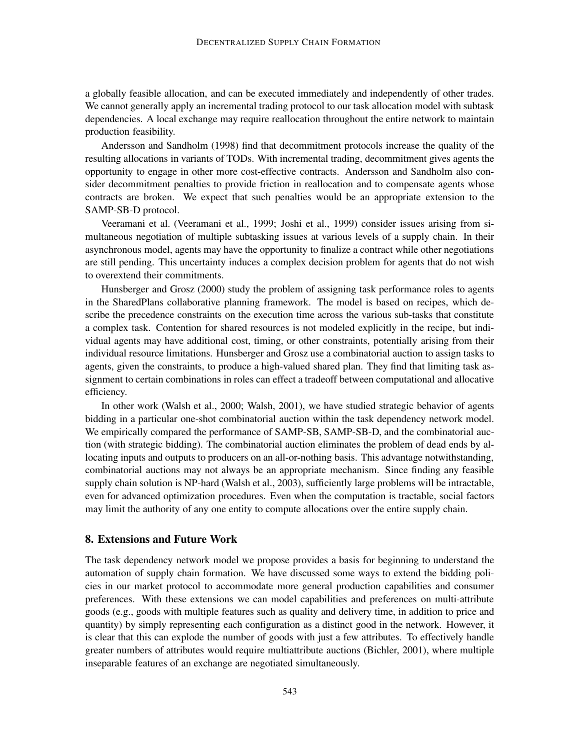a globally feasible allocation, and can be executed immediately and independently of other trades. We cannot generally apply an incremental trading protocol to our task allocation model with subtask dependencies. A local exchange may require reallocation throughout the entire network to maintain production feasibility.

Andersson and Sandholm (1998) find that decommitment protocols increase the quality of the resulting allocations in variants of TODs. With incremental trading, decommitment gives agents the opportunity to engage in other more cost-effective contracts. Andersson and Sandholm also consider decommitment penalties to provide friction in reallocation and to compensate agents whose contracts are broken. We expect that such penalties would be an appropriate extension to the SAMP-SB-D protocol.

Veeramani et al. (Veeramani et al., 1999; Joshi et al., 1999) consider issues arising from simultaneous negotiation of multiple subtasking issues at various levels of a supply chain. In their asynchronous model, agents may have the opportunity to finalize a contract while other negotiations are still pending. This uncertainty induces a complex decision problem for agents that do not wish to overextend their commitments.

Hunsberger and Grosz (2000) study the problem of assigning task performance roles to agents in the SharedPlans collaborative planning framework. The model is based on recipes, which describe the precedence constraints on the execution time across the various sub-tasks that constitute a complex task. Contention for shared resources is not modeled explicitly in the recipe, but individual agents may have additional cost, timing, or other constraints, potentially arising from their individual resource limitations. Hunsberger and Grosz use a combinatorial auction to assign tasks to agents, given the constraints, to produce a high-valued shared plan. They find that limiting task assignment to certain combinations in roles can effect a tradeoff between computational and allocative efficiency.

In other work (Walsh et al., 2000; Walsh, 2001), we have studied strategic behavior of agents bidding in a particular one-shot combinatorial auction within the task dependency network model. We empirically compared the performance of SAMP-SB, SAMP-SB-D, and the combinatorial auction (with strategic bidding). The combinatorial auction eliminates the problem of dead ends by allocating inputs and outputs to producers on an all-or-nothing basis. This advantage notwithstanding, combinatorial auctions may not always be an appropriate mechanism. Since finding any feasible supply chain solution is NP-hard (Walsh et al., 2003), sufficiently large problems will be intractable, even for advanced optimization procedures. Even when the computation is tractable, social factors may limit the authority of any one entity to compute allocations over the entire supply chain.

## 8. Extensions and Future Work

The task dependency network model we propose provides a basis for beginning to understand the automation of supply chain formation. We have discussed some ways to extend the bidding policies in our market protocol to accommodate more general production capabilities and consumer preferences. With these extensions we can model capabilities and preferences on multi-attribute goods (e.g., goods with multiple features such as quality and delivery time, in addition to price and quantity) by simply representing each configuration as a distinct good in the network. However, it is clear that this can explode the number of goods with just a few attributes. To effectively handle greater numbers of attributes would require multiattribute auctions (Bichler, 2001), where multiple inseparable features of an exchange are negotiated simultaneously.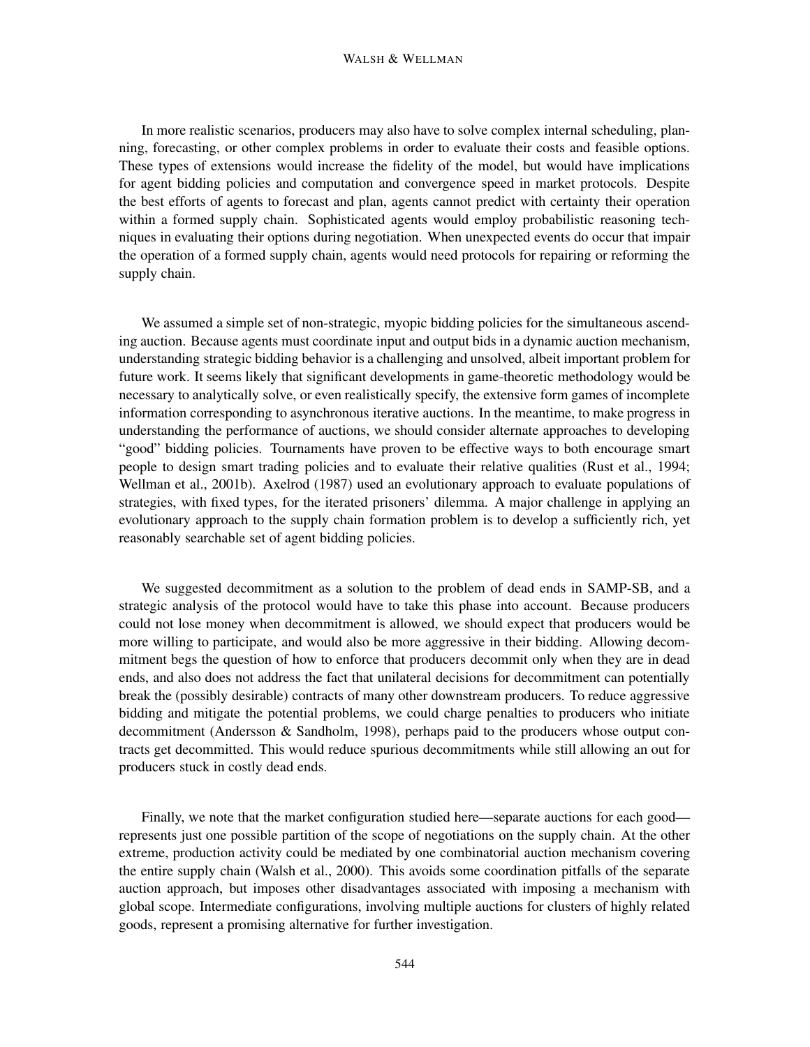In more realistic scenarios, producers may also have to solve complex internal scheduling, planning, forecasting, or other complex problems in order to evaluate their costs and feasible options. These types of extensions would increase the fidelity of the model, but would have implications for agent bidding policies and computation and convergence speed in market protocols. Despite the best efforts of agents to forecast and plan, agents cannot predict with certainty their operation within a formed supply chain. Sophisticated agents would employ probabilistic reasoning techniques in evaluating their options during negotiation. When unexpected events do occur that impair the operation of a formed supply chain, agents would need protocols for repairing or reforming the supply chain.

We assumed a simple set of non-strategic, myopic bidding policies for the simultaneous ascending auction. Because agents must coordinate input and output bids in a dynamic auction mechanism, understanding strategic bidding behavior is a challenging and unsolved, albeit important problem for future work. It seems likely that significant developments in game-theoretic methodology would be necessary to analytically solve, or even realistically specify, the extensive form games of incomplete information corresponding to asynchronous iterative auctions. In the meantime, to make progress in understanding the performance of auctions, we should consider alternate approaches to developing "good" bidding policies. Tournaments have proven to be effective ways to both encourage smart people to design smart trading policies and to evaluate their relative qualities (Rust et al., 1994; Wellman et al., 2001b). Axelrod (1987) used an evolutionary approach to evaluate populations of strategies, with fixed types, for the iterated prisoners' dilemma. A major challenge in applying an evolutionary approach to the supply chain formation problem is to develop a sufficiently rich, yet reasonably searchable set of agent bidding policies.

We suggested decommitment as a solution to the problem of dead ends in SAMP-SB, and a strategic analysis of the protocol would have to take this phase into account. Because producers could not lose money when decommitment is allowed, we should expect that producers would be more willing to participate, and would also be more aggressive in their bidding. Allowing decommitment begs the question of how to enforce that producers decommit only when they are in dead ends, and also does not address the fact that unilateral decisions for decommitment can potentially break the (possibly desirable) contracts of many other downstream producers. To reduce aggressive bidding and mitigate the potential problems, we could charge penalties to producers who initiate decommitment (Andersson & Sandholm, 1998), perhaps paid to the producers whose output contracts get decommitted. This would reduce spurious decommitments while still allowing an out for producers stuck in costly dead ends.

Finally, we note that the market configuration studied here—separate auctions for each good—represents just one possible partition of the scope of negotiations on the supply chain. At the other extreme, production activity could be mediated by one combinatorial auction mechanism covering the entire supply chain (Walsh et al., 2000). This avoids some coordination pitfalls of the separate auction approach, but imposes other disadvantages associated with imposing a mechanism with global scope. Intermediate configurations, involving multiple auctions for clusters of highly related goods, represent a promising alternative for further investigation.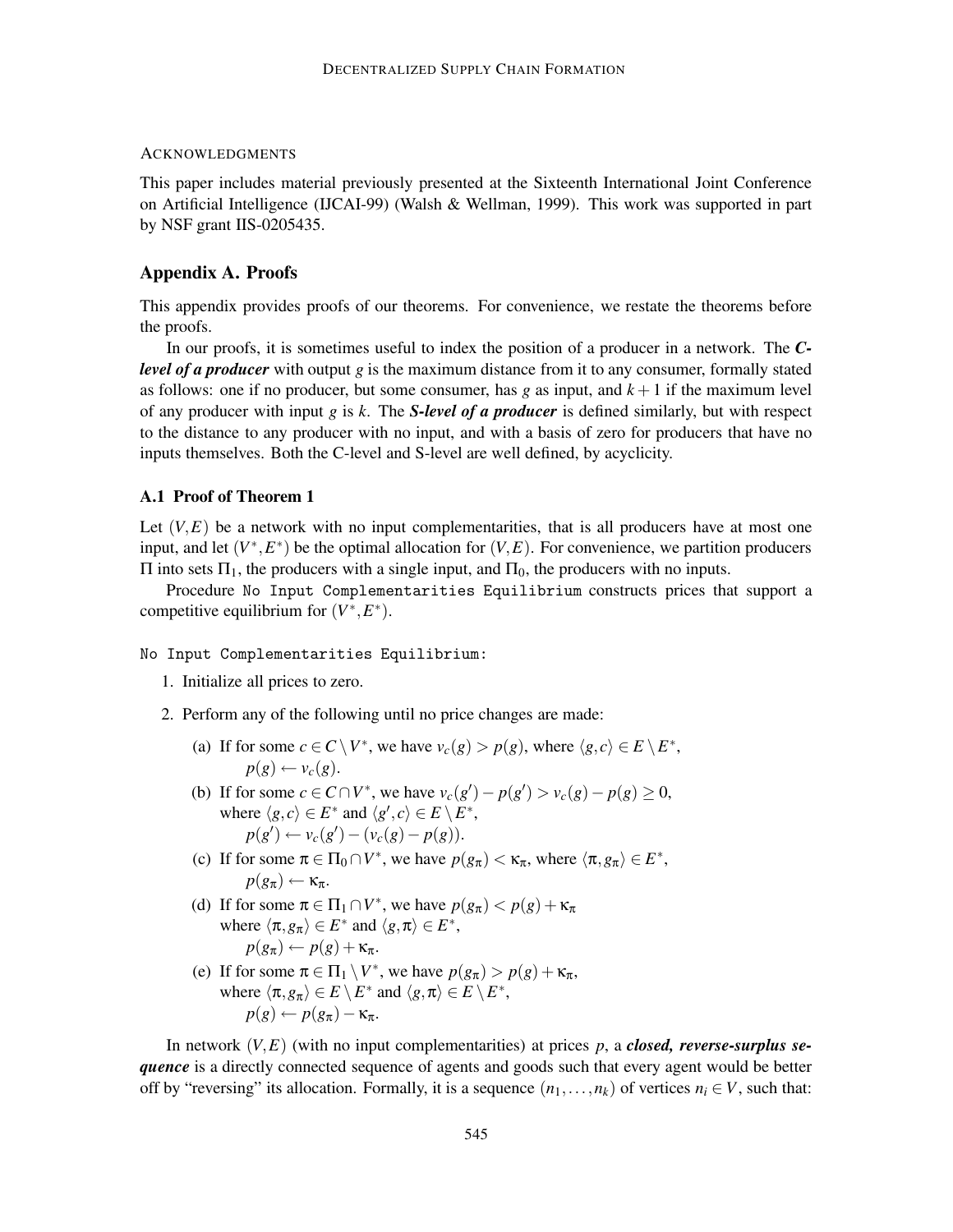#### Acknowledgments

This paper includes material previously presented at the Sixteenth International Joint Conference on Artificial Intelligence (IJCAI-99) (Walsh & Wellman, 1999). This work was supported in part by NSF grant IIS-0205435.

## Appendix A. Proofs

This appendix provides proofs of our theorems. For convenience, we restate the theorems before the proofs.

In our proofs, it is sometimes useful to index the position of a producer in a network. The ***C-level of a producer*** with output $g$ is the maximum distance from it to any consumer, formally stated as follows: one if no producer, but some consumer, has $g$ as input, and $k+1$ if the maximum level of any producer with input $g$ is $k$. The ***S-level of a producer*** is defined similarly, but with respect to the distance to any producer with no input, and with a basis of zero for producers that have no inputs themselves. Both the C-level and S-level are well defined, by acyclicity.

### A.1 Proof of Theorem 1

Let $(V,E)$ be a network with no input complementarities, that is all producers have at most one input, and let $(V^*,E^*)$ be the optimal allocation for $(V,E)$. For convenience, we partition producers $\Pi$ into sets $\Pi_1$, the producers with a single input, and $\Pi_0$, the producers with no inputs.

Procedure `No Input Complementarities Equilibrium` constructs prices that support a competitive equilibrium for $(V^*,E^*)$.

`No Input Complementarities Equilibrium:`

1. Initialize all prices to zero.
2. Perform any of the following until no price changes are made:
   (a) If for some $c \in C \setminus V^*$, we have $v_c(g) > p(g)$, where $\langle g,c\rangle \in E \setminus E^*$,
   $p(g) \leftarrow v_c(g)$.
   (b) If for some $c \in C \cap V^*$, we have $v_c(g') - p(g') > v_c(g) - p(g) \geq 0$,
   where $\langle g,c\rangle \in E^*$ and $\langle g',c\rangle \in E \setminus E^*$,
   $p(g') \leftarrow v_c(g') - (v_c(g) - p(g))$.
   (c) If for some $\pi \in \Pi_0 \cap V^*$, we have $p(g_\pi) < \kappa_\pi$, where $\langle \pi, g_\pi\rangle \in E^*$,
   $p(g_\pi) \leftarrow \kappa_\pi$.
   (d) If for some $\pi \in \Pi_1 \cap V^*$, we have $p(g_\pi) < p(g) + \kappa_\pi$
   where $\langle \pi, g_\pi\rangle \in E^*$ and $\langle g, \pi\rangle \in E^*$,
   $p(g_\pi) \leftarrow p(g) + \kappa_\pi$.
   (e) If for some $\pi \in \Pi_1 \setminus V^*$, we have $p(g_\pi) > p(g) + \kappa_\pi$,
   where $\langle \pi, g_\pi\rangle \in E \setminus E^*$ and $\langle g, \pi\rangle \in E \setminus E^*$,
   $p(g) \leftarrow p(g_\pi) - \kappa_\pi$.

In network $(V,E)$ (with no input complementarities) at prices $p$, a ***closed, reverse-surplus sequence*** is a directly connected sequence of agents and goods such that every agent would be better off by "reversing" its allocation. Formally, it is a sequence $(n_1,\ldots,n_k)$ of vertices $n_i \in V$, such that: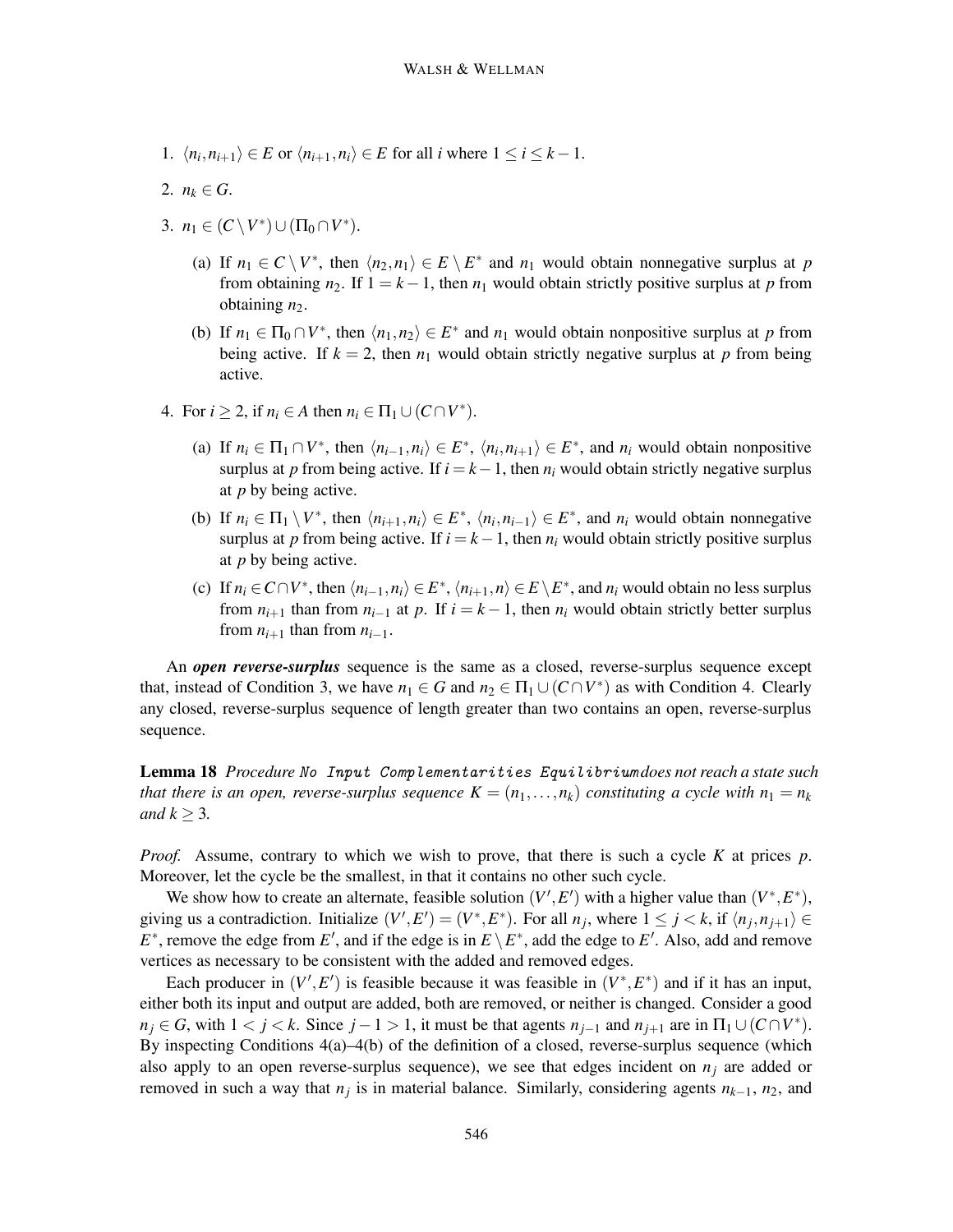1. $\langle n_i, n_{i+1} \rangle \in E$ or $\langle n_{i+1}, n_i \rangle \in E$ for all $i$ where $1 \leq i \leq k-1$.

2. $n_k \in G$.

3. $n_1 \in (C \setminus V^*) \cup (\Pi_0 \cap V^*)$.

   (a) If $n_1 \in C \setminus V^*$, then $\langle n_2, n_1 \rangle \in E \setminus E^*$ and $n_1$ would obtain nonnegative surplus at $p$ from obtaining $n_2$. If $1 = k-1$, then $n_1$ would obtain strictly positive surplus at $p$ from obtaining $n_2$.

   (b) If $n_1 \in \Pi_0 \cap V^*$, then $\langle n_1, n_2 \rangle \in E^*$ and $n_1$ would obtain nonpositive surplus at $p$ from being active. If $k = 2$, then $n_1$ would obtain strictly negative surplus at $p$ from being active.

4. For $i \geq 2$, if $n_i \in A$ then $n_i \in \Pi_1 \cup (C \cap V^*)$.

   (a) If $n_i \in \Pi_1 \cap V^*$, then $\langle n_{i-1}, n_i \rangle \in E^*$, $\langle n_i, n_{i+1} \rangle \in E^*$, and $n_i$ would obtain nonpositive surplus at $p$ from being active. If $i = k-1$, then $n_i$ would obtain strictly negative surplus at $p$ by being active.

   (b) If $n_i \in \Pi_1 \setminus V^*$, then $\langle n_{i+1}, n_i \rangle \in E^*$, $\langle n_i, n_{i-1} \rangle \in E^*$, and $n_i$ would obtain nonnegative surplus at $p$ from being active. If $i = k-1$, then $n_i$ would obtain strictly positive surplus at $p$ by being active.

   (c) If $n_i \in C \cap V^*$, then $\langle n_{i-1}, n_i \rangle \in E^*$, $\langle n_{i+1}, n \rangle \in E \setminus E^*$, and $n_i$ would obtain no less surplus from $n_{i+1}$ than from $n_{i-1}$ at $p$. If $i = k-1$, then $n_i$ would obtain strictly better surplus from $n_{i+1}$ than from $n_{i-1}$.

An ***open reverse-surplus*** sequence is the same as a closed, reverse-surplus sequence except that, instead of Condition 3, we have $n_1 \in G$ and $n_2 \in \Pi_1 \cup (C \cap V^*)$ as with Condition 4. Clearly any closed, reverse-surplus sequence of length greater than two contains an open, reverse-surplus sequence.

**Lemma 18** *Procedure* `No Input Complementarities Equilibrium` *does not reach a state such that there is an open, reverse-surplus sequence $K = (n_1, \ldots, n_k)$ constituting a cycle with $n_1 = n_k$ and $k \geq 3$.*

*Proof.* Assume, contrary to which we wish to prove, that there is such a cycle $K$ at prices $p$. Moreover, let the cycle be the smallest, in that it contains no other such cycle.

We show how to create an alternate, feasible solution $(V', E')$ with a higher value than $(V^*, E^*)$, giving us a contradiction. Initialize $(V', E') = (V^*, E^*)$. For all $n_j$, where $1 \leq j < k$, if $\langle n_j, n_{j+1} \rangle \in E^*$, remove the edge from $E'$, and if the edge is in $E \setminus E^*$, add the edge to $E'$. Also, add and remove vertices as necessary to be consistent with the added and removed edges.

Each producer in $(V', E')$ is feasible because it was feasible in $(V^*, E^*)$ and if it has an input, either both its input and output are added, both are removed, or neither is changed. Consider a good $n_j \in G$, with $1 < j < k$. Since $j - 1 > 1$, it must be that agents $n_{j-1}$ and $n_{j+1}$ are in $\Pi_1 \cup (C \cap V^*)$. By inspecting Conditions 4(a)–4(b) of the definition of a closed, reverse-surplus sequence (which also apply to an open reverse-surplus sequence), we see that edges incident on $n_j$ are added or removed in such a way that $n_j$ is in material balance. Similarly, considering agents $n_{k-1}$, $n_2$, and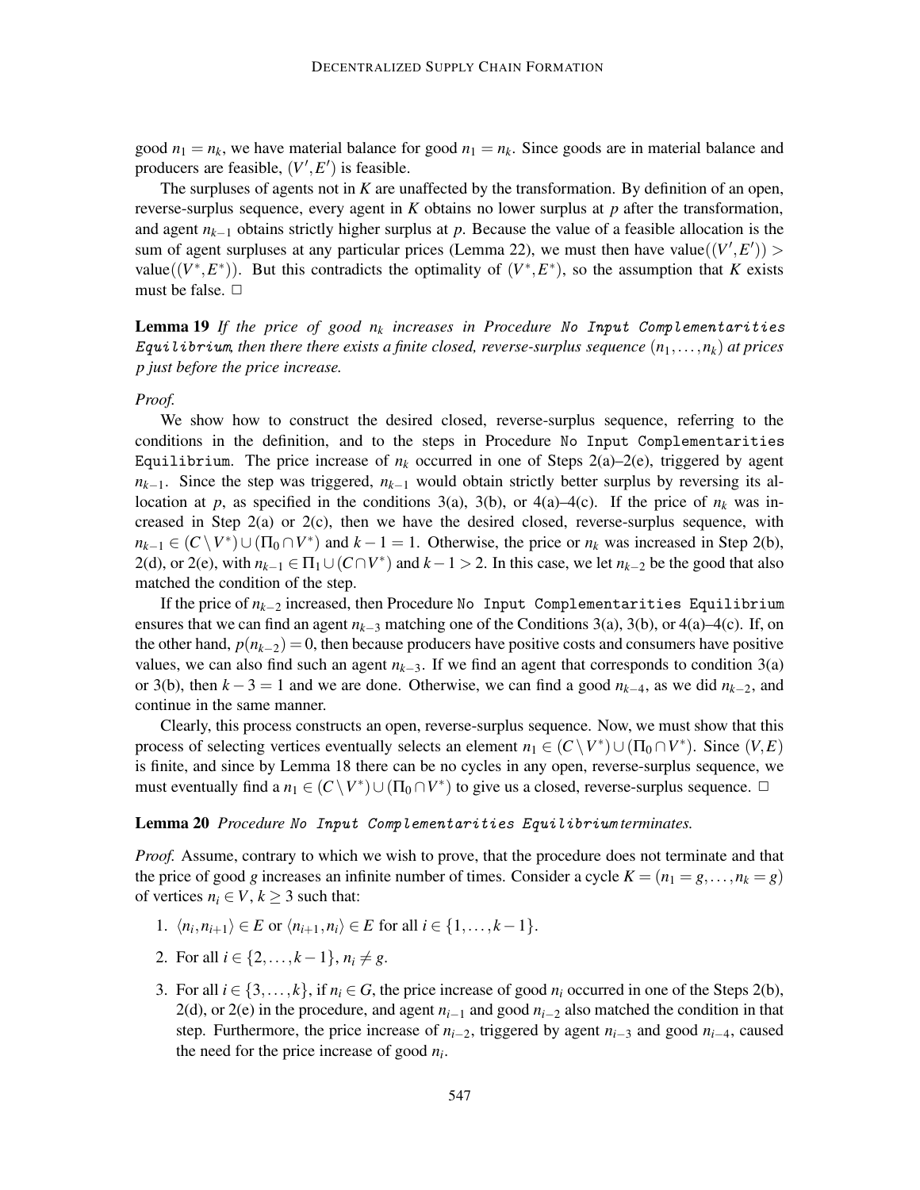good $n_1 = n_k$, we have material balance for good $n_1 = n_k$. Since goods are in material balance and producers are feasible, $(V', E')$ is feasible.

The surpluses of agents not in $K$ are unaffected by the transformation. By definition of an open, reverse-surplus sequence, every agent in $K$ obtains no lower surplus at $p$ after the transformation, and agent $n_{k-1}$ obtains strictly higher surplus at $p$. Because the value of a feasible allocation is the sum of agent surpluses at any particular prices (Lemma 22), we must then have value$((V', E')) >$ value$((V^*, E^*))$. But this contradicts the optimality of $(V^*, E^*)$, so the assumption that $K$ exists must be false. □

**Lemma 19** *If the price of good $n_k$ increases in Procedure* `No Input Complementarities Equilibrium`*, then there there exists a finite closed, reverse-surplus sequence $(n_1, \ldots, n_k)$ at prices $p$ just before the price increase.*

*Proof.*

We show how to construct the desired closed, reverse-surplus sequence, referring to the conditions in the definition, and to the steps in Procedure `No Input Complementarities Equilibrium`. The price increase of $n_k$ occurred in one of Steps 2(a)–2(e), triggered by agent $n_{k-1}$. Since the step was triggered, $n_{k-1}$ would obtain strictly better surplus by reversing its allocation at $p$, as specified in the conditions 3(a), 3(b), or 4(a)–4(c). If the price of $n_k$ was increased in Step 2(a) or 2(c), then we have the desired closed, reverse-surplus sequence, with $n_{k-1} \in (C \setminus V^*) \cup (\Pi_0 \cap V^*)$ and $k-1 = 1$. Otherwise, the price or $n_k$ was increased in Step 2(b), 2(d), or 2(e), with $n_{k-1} \in \Pi_1 \cup (C \cap V^*)$ and $k-1 > 2$. In this case, we let $n_{k-2}$ be the good that also matched the condition of the step.

If the price of $n_{k-2}$ increased, then Procedure `No Input Complementarities Equilibrium` ensures that we can find an agent $n_{k-3}$ matching one of the Conditions 3(a), 3(b), or 4(a)–4(c). If, on the other hand, $p(n_{k-2}) = 0$, then because producers have positive costs and consumers have positive values, we can also find such an agent $n_{k-3}$. If we find an agent that corresponds to condition 3(a) or 3(b), then $k-3 = 1$ and we are done. Otherwise, we can find a good $n_{k-4}$, as we did $n_{k-2}$, and continue in the same manner.

Clearly, this process constructs an open, reverse-surplus sequence. Now, we must show that this process of selecting vertices eventually selects an element $n_1 \in (C \setminus V^*) \cup (\Pi_0 \cap V^*)$. Since $(V, E)$ is finite, and since by Lemma 18 there can be no cycles in any open, reverse-surplus sequence, we must eventually find a $n_1 \in (C \setminus V^*) \cup (\Pi_0 \cap V^*)$ to give us a closed, reverse-surplus sequence. □

**Lemma 20** *Procedure* `No Input Complementarities Equilibrium` *terminates.*

*Proof.* Assume, contrary to which we wish to prove, that the procedure does not terminate and that the price of good $g$ increases an infinite number of times. Consider a cycle $K = (n_1 = g, \ldots, n_k = g)$ of vertices $n_i \in V$, $k \geq 3$ such that:

1. $\langle n_i, n_{i+1} \rangle \in E$ or $\langle n_{i+1}, n_i \rangle \in E$ for all $i \in \{1, \ldots, k-1\}$.
2. For all $i \in \{2, \ldots, k-1\}$, $n_i \neq g$.
3. For all $i \in \{3, \ldots, k\}$, if $n_i \in G$, the price increase of good $n_i$ occurred in one of the Steps 2(b), 2(d), or 2(e) in the procedure, and agent $n_{i-1}$ and good $n_{i-2}$ also matched the condition in that step. Furthermore, the price increase of $n_{i-2}$, triggered by agent $n_{i-3}$ and good $n_{i-4}$, caused the need for the price increase of good $n_i$.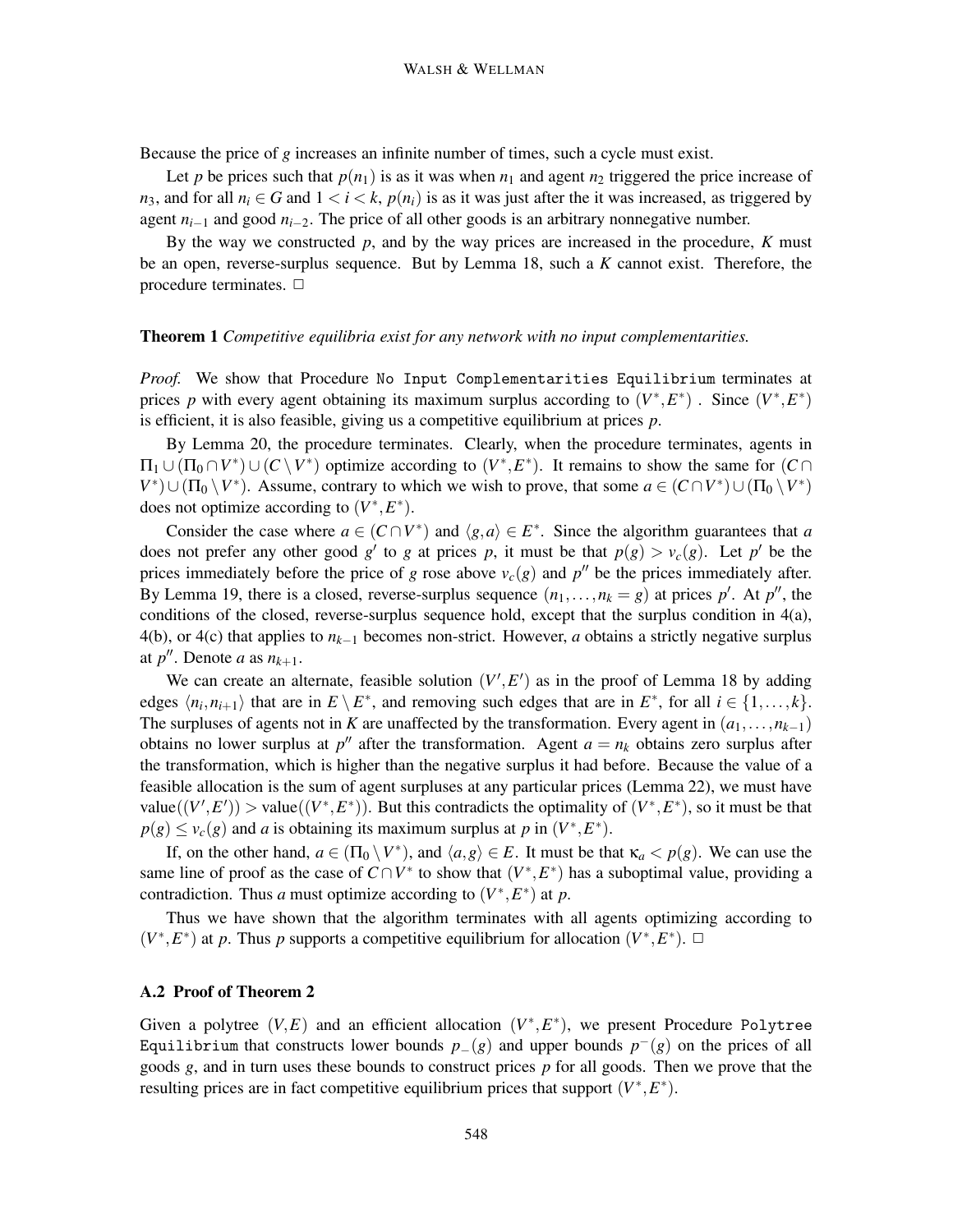Because the price of $g$ increases an infinite number of times, such a cycle must exist.

Let $p$ be prices such that $p(n_1)$ is as it was when $n_1$ and agent $n_2$ triggered the price increase of $n_3$, and for all $n_i \in G$ and $1 < i < k$, $p(n_i)$ is as it was just after the it was increased, as triggered by agent $n_{i-1}$ and good $n_{i-2}$. The price of all other goods is an arbitrary nonnegative number.

By the way we constructed $p$, and by the way prices are increased in the procedure, $K$ must be an open, reverse-surplus sequence. But by Lemma 18, such a $K$ cannot exist. Therefore, the procedure terminates. □

**Theorem 1** *Competitive equilibria exist for any network with no input complementarities.*

*Proof.* We show that Procedure `No Input Complementarities Equilibrium` terminates at prices $p$ with every agent obtaining its maximum surplus according to $(V^*, E^*)$ . Since $(V^*, E^*)$ is efficient, it is also feasible, giving us a competitive equilibrium at prices $p$.

By Lemma 20, the procedure terminates. Clearly, when the procedure terminates, agents in $\Pi_1 \cup (\Pi_0 \cap V^*) \cup (C \setminus V^*)$ optimize according to $(V^*, E^*)$. It remains to show the same for $(C \cap V^*) \cup (\Pi_0 \setminus V^*)$. Assume, contrary to which we wish to prove, that some $a \in (C \cap V^*) \cup (\Pi_0 \setminus V^*)$ does not optimize according to $(V^*, E^*)$.

Consider the case where $a \in (C \cap V^*)$ and $\langle g, a \rangle \in E^*$. Since the algorithm guarantees that $a$ does not prefer any other good $g'$ to $g$ at prices $p$, it must be that $p(g) > v_c(g)$. Let $p'$ be the prices immediately before the price of $g$ rose above $v_c(g)$ and $p''$ be the prices immediately after. By Lemma 19, there is a closed, reverse-surplus sequence $(n_1, \ldots, n_k = g)$ at prices $p'$. At $p''$, the conditions of the closed, reverse-surplus sequence hold, except that the surplus condition in 4(a), 4(b), or 4(c) that applies to $n_{k-1}$ becomes non-strict. However, $a$ obtains a strictly negative surplus at $p''$. Denote $a$ as $n_{k+1}$.

We can create an alternate, feasible solution $(V', E')$ as in the proof of Lemma 18 by adding edges $\langle n_i, n_{i+1} \rangle$ that are in $E \setminus E^*$, and removing such edges that are in $E^*$, for all $i \in \{1, \ldots, k\}$. The surpluses of agents not in $K$ are unaffected by the transformation. Every agent in $(a_1, \ldots, n_{k-1})$ obtains no lower surplus at $p''$ after the transformation. Agent $a = n_k$ obtains zero surplus after the transformation, which is higher than the negative surplus it had before. Because the value of a feasible allocation is the sum of agent surpluses at any particular prices (Lemma 22), we must have value$((V', E')) >$ value$((V^*, E^*))$. But this contradicts the optimality of $(V^*, E^*)$, so it must be that $p(g) \leq v_c(g)$ and $a$ is obtaining its maximum surplus at $p$ in $(V^*, E^*)$.

If, on the other hand, $a \in (\Pi_0 \setminus V^*)$, and $\langle a, g \rangle \in E$. It must be that $\kappa_a < p(g)$. We can use the same line of proof as the case of $C \cap V^*$ to show that $(V^*, E^*)$ has a suboptimal value, providing a contradiction. Thus $a$ must optimize according to $(V^*, E^*)$ at $p$.

Thus we have shown that the algorithm terminates with all agents optimizing according to $(V^*, E^*)$ at $p$. Thus $p$ supports a competitive equilibrium for allocation $(V^*, E^*)$. □

### A.2 Proof of Theorem 2

Given a polytree $(V, E)$ and an efficient allocation $(V^*, E^*)$, we present Procedure `Polytree Equilibrium` that constructs lower bounds $p_-(g)$ and upper bounds $p^-(g)$ on the prices of all goods $g$, and in turn uses these bounds to construct prices $p$ for all goods. Then we prove that the resulting prices are in fact competitive equilibrium prices that support $(V^*, E^*)$.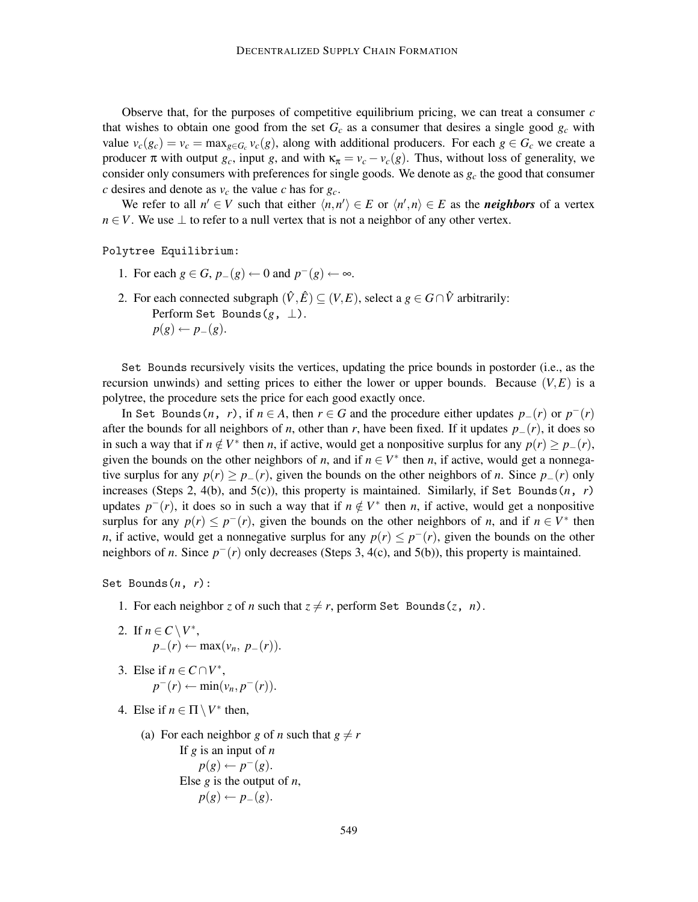Observe that, for the purposes of competitive equilibrium pricing, we can treat a consumer $c$ that wishes to obtain one good from the set $G_c$ as a consumer that desires a single good $g_c$ with value $v_c(g_c) = v_c = \max_{g \in G_c} v_c(g)$, along with additional producers. For each $g \in G_c$ we create a producer $\pi$ with output $g_c$, input $g$, and with $\kappa_\pi = v_c - v_c(g)$. Thus, without loss of generality, we consider only consumers with preferences for single goods. We denote as $g_c$ the good that consumer $c$ desires and denote as $v_c$ the value $c$ has for $g_c$.

We refer to all $n' \in V$ such that either $\langle n, n' \rangle \in E$ or $\langle n', n \rangle \in E$ as the ***neighbors*** of a vertex $n \in V$. We use $\perp$ to refer to a null vertex that is not a neighbor of any other vertex.

`Polytree Equilibrium:`

1. For each $g \in G$, $p_-(g) \leftarrow 0$ and $p^-(g) \leftarrow \infty$.
2. For each connected subgraph $(\hat{V}, \hat{E}) \subseteq (V, E)$, select a $g \in G \cap \hat{V}$ arbitrarily:
   Perform `Set Bounds(`$g$`, `$\perp$`)`.
   $p(g) \leftarrow p_-(g)$.

`Set Bounds` recursively visits the vertices, updating the price bounds in postorder (i.e., as the recursion unwinds) and setting prices to either the lower or upper bounds. Because $(V, E)$ is a polytree, the procedure sets the price for each good exactly once.

In `Set Bounds(`$n$`, `$r$`)`, if $n \in A$, then $r \in G$ and the procedure either updates $p_-(r)$ or $p^-(r)$ after the bounds for all neighbors of $n$, other than $r$, have been fixed. If it updates $p_-(r)$, it does so in such a way that if $n \notin V^*$ then $n$, if active, would get a nonpositive surplus for any $p(r) \geq p_-(r)$, given the bounds on the other neighbors of $n$, and if $n \in V^*$ then $n$, if active, would get a nonnegative surplus for any $p(r) \geq p_-(r)$, given the bounds on the other neighbors of $n$. Since $p_-(r)$ only increases (Steps 2, 4(b), and 5(c)), this property is maintained. Similarly, if `Set Bounds(`$n$`, `$r$`)` updates $p^-(r)$, it does so in such a way that if $n \notin V^*$ then $n$, if active, would get a nonpositive surplus for any $p(r) \leq p^-(r)$, given the bounds on the other neighbors of $n$, and if $n \in V^*$ then $n$, if active, would get a nonnegative surplus for any $p(r) \leq p^-(r)$, given the bounds on the other neighbors of $n$. Since $p^-(r)$ only decreases (Steps 3, 4(c), and 5(b)), this property is maintained.

`Set Bounds(`$n$`, `$r$`):`

1. For each neighbor $z$ of $n$ such that $z \neq r$, perform `Set Bounds(`$z$`, `$n$`)`.
2. If $n \in C \setminus V^*$,
   $p_-(r) \leftarrow \max(v_n, p_-(r))$.
3. Else if $n \in C \cap V^*$,
   $p^-(r) \leftarrow \min(v_n, p^-(r))$.
4. Else if $n \in \Pi \setminus V^*$ then,
   (a) For each neighbor $g$ of $n$ such that $g \neq r$
       If $g$ is an input of $n$
           $p(g) \leftarrow p^-(g)$.
       Else $g$ is the output of $n$,
           $p(g) \leftarrow p_-(g)$.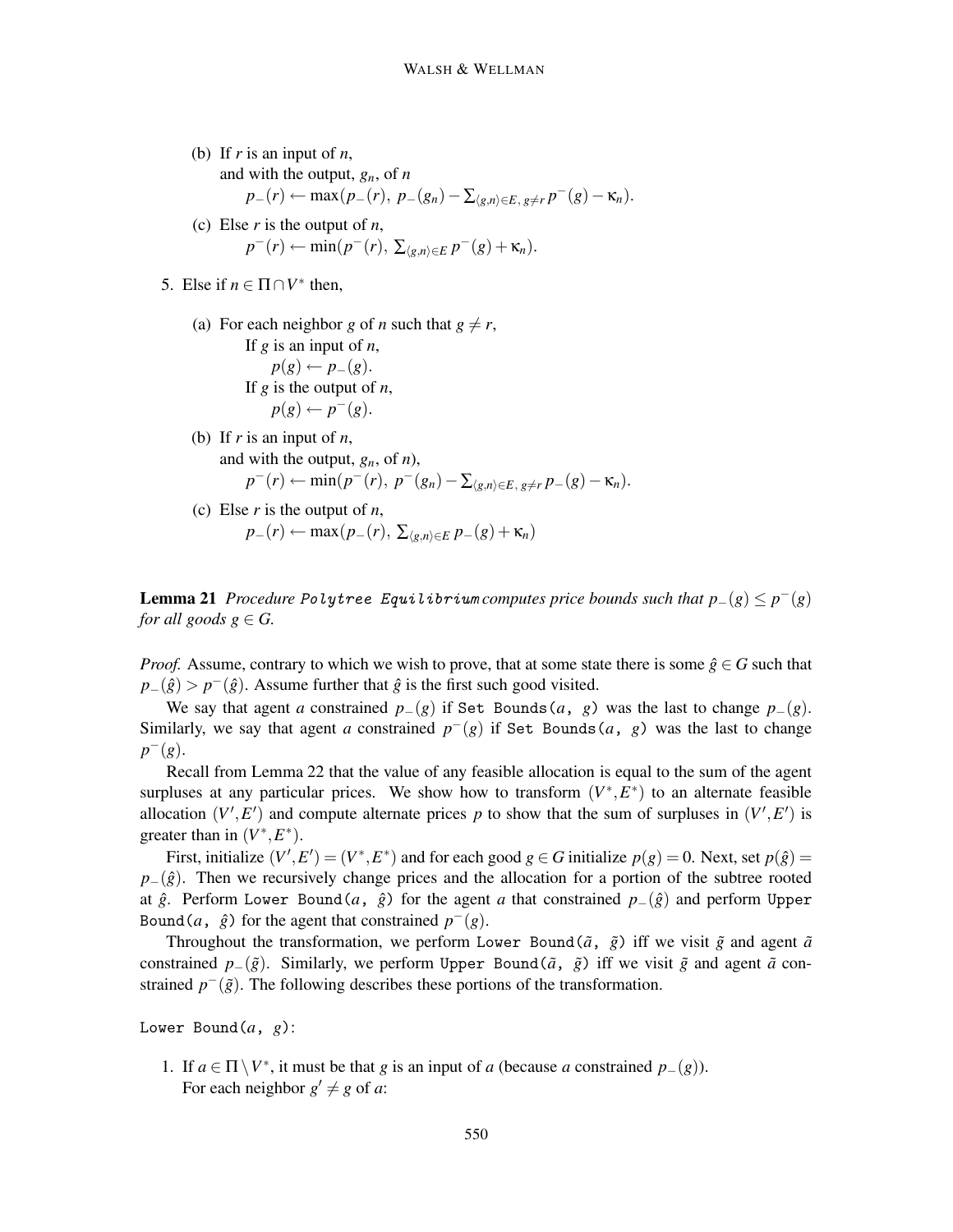(b) If $r$ is an input of $n$,
and with the output, $g_n$, of $n$
$p_-(r) \leftarrow \max(p_-(r),\ p_-(g_n) - \sum_{\langle g,n\rangle \in E,\, g \neq r} p^-(g) - \kappa_n)$.

(c) Else $r$ is the output of $n$,
$p^-(r) \leftarrow \min(p^-(r),\ \sum_{\langle g,n\rangle \in E} p^-(g) + \kappa_n)$.

5. Else if $n \in \Pi \cap V^*$ then,

(a) For each neighbor $g$ of $n$ such that $g \neq r$,
If $g$ is an input of $n$,
$p(g) \leftarrow p_-(g)$.
If $g$ is the output of $n$,
$p(g) \leftarrow p^-(g)$.

(b) If $r$ is an input of $n$,
and with the output, $g_n$, of $n$),
$p^-(r) \leftarrow \min(p^-(r),\ p^-(g_n) - \sum_{\langle g,n\rangle \in E,\, g \neq r} p_-(g) - \kappa_n)$.

(c) Else $r$ is the output of $n$,
$p_-(r) \leftarrow \max(p_-(r),\ \sum_{\langle g,n\rangle \in E} p_-(g) + \kappa_n)$

**Lemma 21** *Procedure* `Polytree Equilibrium` *computes price bounds such that $p_-(g) \leq p^-(g)$ for all goods $g \in G$.*

*Proof.* Assume, contrary to which we wish to prove, that at some state there is some $\hat{g} \in G$ such that $p_-(\hat{g}) > p^-(\hat{g})$. Assume further that $\hat{g}$ is the first such good visited.

We say that agent $a$ constrained $p_-(g)$ if `Set Bounds(`$a$`, `$g$`)` was the last to change $p_-(g)$. Similarly, we say that agent $a$ constrained $p^-(g)$ if `Set Bounds(`$a$`, `$g$`)` was the last to change $p^-(g)$.

Recall from Lemma 22 that the value of any feasible allocation is equal to the sum of the agent surpluses at any particular prices. We show how to transform $(V^*, E^*)$ to an alternate feasible allocation $(V', E')$ and compute alternate prices $p$ to show that the sum of surpluses in $(V', E')$ is greater than in $(V^*, E^*)$.

First, initialize $(V', E') = (V^*, E^*)$ and for each good $g \in G$ initialize $p(g) = 0$. Next, set $p(\hat{g}) = p_-(\hat{g})$. Then we recursively change prices and the allocation for a portion of the subtree rooted at $\hat{g}$. Perform `Lower Bound(`$a$`, `$\hat{g}$`)` for the agent $a$ that constrained $p_-(\hat{g})$ and perform `Upper Bound(`$a$`, `$\hat{g}$`)` for the agent that constrained $p^-(g)$.

Throughout the transformation, we perform `Lower Bound(`$\tilde{a}$`, `$\tilde{g}$`)` iff we visit $\tilde{g}$ and agent $\tilde{a}$ constrained $p_-(\tilde{g})$. Similarly, we perform `Upper Bound(`$\tilde{a}$`, `$\tilde{g}$`)` iff we visit $\tilde{g}$ and agent $\tilde{a}$ constrained $p^-(\tilde{g})$. The following describes these portions of the transformation.

`Lower Bound(`$a$`, `$g$`)`:

1. If $a \in \Pi \setminus V^*$, it must be that $g$ is an input of $a$ (because $a$ constrained $p_-(g)$).
For each neighbor $g' \neq g$ of $a$: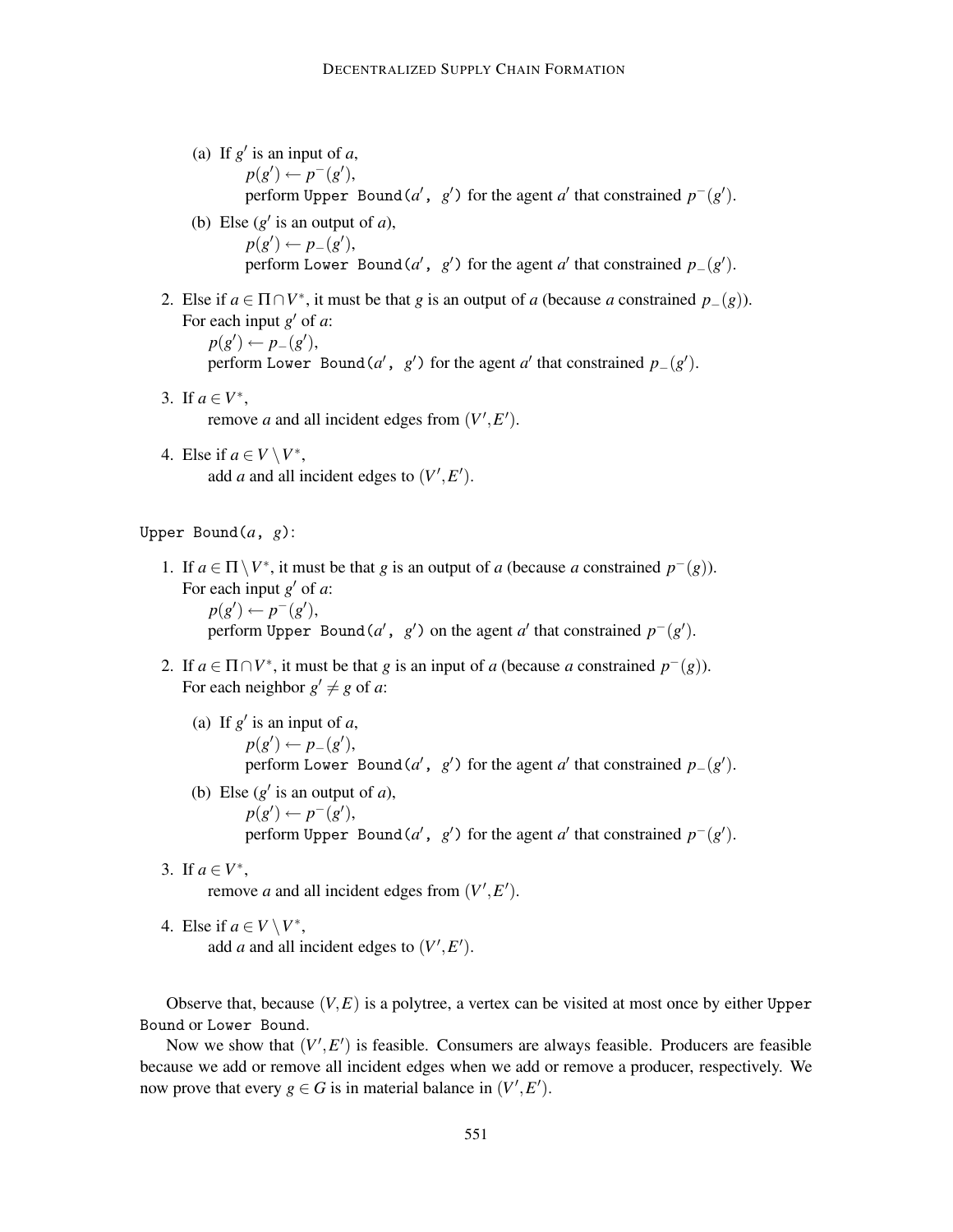(a) If $g'$ is an input of $a$,
      $p(g') \leftarrow p^-(g')$,
      perform `Upper Bound(`$a'$`, `$g'$`)` for the agent $a'$ that constrained $p^-(g')$.

   (b) Else ($g'$ is an output of $a$),
      $p(g') \leftarrow p_-(g')$,
      perform `Lower Bound(`$a'$`, `$g'$`)` for the agent $a'$ that constrained $p_-(g')$.

2. Else if $a \in \Pi \cap V^*$, it must be that $g$ is an output of $a$ (because $a$ constrained $p_-(g)$).
   For each input $g'$ of $a$:
      $p(g') \leftarrow p_-(g')$,
      perform `Lower Bound(`$a'$`, `$g'$`)` for the agent $a'$ that constrained $p_-(g')$.

3. If $a \in V^*$,
      remove $a$ and all incident edges from $(V', E')$.

4. Else if $a \in V \setminus V^*$,
      add $a$ and all incident edges to $(V', E')$.

`Upper Bound(`$a$`, `$g$`)`:

1. If $a \in \Pi \setminus V^*$, it must be that $g$ is an output of $a$ (because $a$ constrained $p^-(g)$).
   For each input $g'$ of $a$:
      $p(g') \leftarrow p^-(g')$,
      perform `Upper Bound(`$a'$`, `$g'$`)` on the agent $a'$ that constrained $p^-(g')$.

2. If $a \in \Pi \cap V^*$, it must be that $g$ is an input of $a$ (because $a$ constrained $p^-(g)$).
   For each neighbor $g' \neq g$ of $a$:

   (a) If $g'$ is an input of $a$,
      $p(g') \leftarrow p_-(g')$,
      perform `Lower Bound(`$a'$`, `$g'$`)` for the agent $a'$ that constrained $p_-(g')$.

   (b) Else ($g'$ is an output of $a$),
      $p(g') \leftarrow p^-(g')$,
      perform `Upper Bound(`$a'$`, `$g'$`)` for the agent $a'$ that constrained $p^-(g')$.

3. If $a \in V^*$,
      remove $a$ and all incident edges from $(V', E')$.

4. Else if $a \in V \setminus V^*$,
      add $a$ and all incident edges to $(V', E')$.

Observe that, because $(V, E)$ is a polytree, a vertex can be visited at most once by either `Upper Bound` or `Lower Bound`.

Now we show that $(V', E')$ is feasible. Consumers are always feasible. Producers are feasible because we add or remove all incident edges when we add or remove a producer, respectively. We now prove that every $g \in G$ is in material balance in $(V', E')$.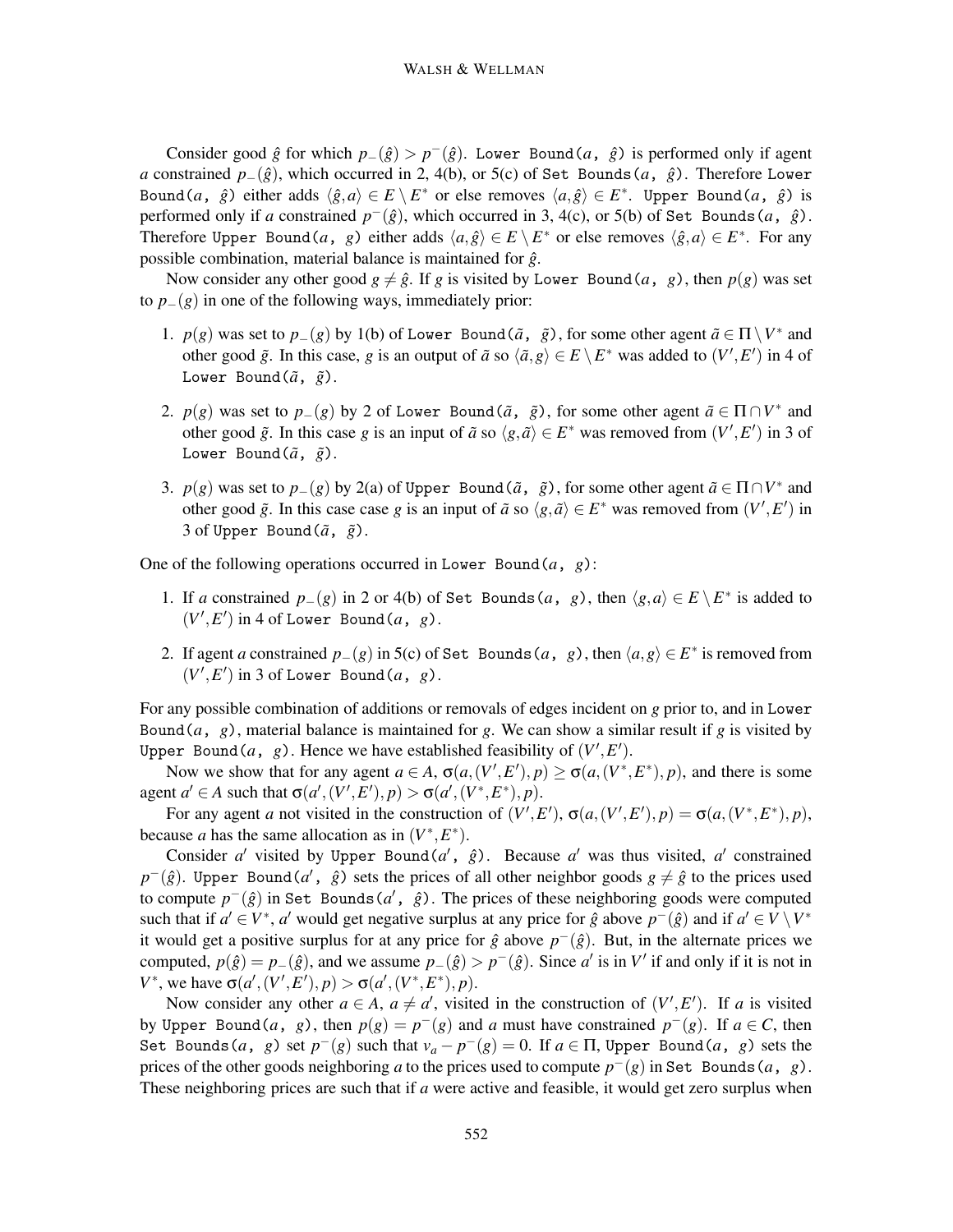Consider good $\hat{g}$ for which $p_-(\hat{g}) > p^-(\hat{g})$. `Lower Bound(a, ĝ)` is performed only if agent $a$ constrained $p_-(\hat{g})$, which occurred in 2, 4(b), or 5(c) of `Set Bounds(a, ĝ)`. Therefore `Lower Bound(a, ĝ)` either adds $\langle \hat{g}, a\rangle \in E \setminus E^*$ or else removes $\langle a, \hat{g}\rangle \in E^*$. `Upper Bound(a, ĝ)` is performed only if $a$ constrained $p^-(\hat{g})$, which occurred in 3, 4(c), or 5(b) of `Set Bounds(a, ĝ)`. Therefore `Upper Bound(a, g)` either adds $\langle a, \hat{g}\rangle \in E \setminus E^*$ or else removes $\langle \hat{g}, a\rangle \in E^*$. For any possible combination, material balance is maintained for $\hat{g}$.

Now consider any other good $g \neq \hat{g}$. If $g$ is visited by `Lower Bound(a, g)`, then $p(g)$ was set to $p_-(g)$ in one of the following ways, immediately prior:

1. $p(g)$ was set to $p_-(g)$ by 1(b) of `Lower Bound(ã, g̃)`, for some other agent $\tilde{a} \in \Pi \setminus V^*$ and other good $\tilde{g}$. In this case, $g$ is an output of $\tilde{a}$ so $\langle \tilde{a}, g\rangle \in E \setminus E^*$ was added to $(V', E')$ in 4 of `Lower Bound(ã, g̃)`.
2. $p(g)$ was set to $p_-(g)$ by 2 of `Lower Bound(ã, g̃)`, for some other agent $\tilde{a} \in \Pi \cap V^*$ and other good $\tilde{g}$. In this case $g$ is an input of $\tilde{a}$ so $\langle g, \tilde{a}\rangle \in E^*$ was removed from $(V', E')$ in 3 of `Lower Bound(ã, g̃)`.
3. $p(g)$ was set to $p_-(g)$ by 2(a) of `Upper Bound(ã, g̃)`, for some other agent $\tilde{a} \in \Pi \cap V^*$ and other good $\tilde{g}$. In this case case $g$ is an input of $\tilde{a}$ so $\langle g, \tilde{a}\rangle \in E^*$ was removed from $(V', E')$ in 3 of `Upper Bound(ã, g̃)`.

One of the following operations occurred in `Lower Bound(a, g)`:

1. If $a$ constrained $p_-(g)$ in 2 or 4(b) of `Set Bounds(a, g)`, then $\langle g, a\rangle \in E \setminus E^*$ is added to $(V', E')$ in 4 of `Lower Bound(a, g)`.
2. If agent $a$ constrained $p_-(g)$ in 5(c) of `Set Bounds(a, g)`, then $\langle a, g\rangle \in E^*$ is removed from $(V', E')$ in 3 of `Lower Bound(a, g)`.

For any possible combination of additions or removals of edges incident on $g$ prior to, and in `Lower Bound(a, g)`, material balance is maintained for $g$. We can show a similar result if $g$ is visited by `Upper Bound(a, g)`. Hence we have established feasibility of $(V', E')$.

Now we show that for any agent $a \in A$, $\sigma(a, (V', E'), p) \geq \sigma(a, (V^*, E^*), p)$, and there is some agent $a' \in A$ such that $\sigma(a', (V', E'), p) > \sigma(a', (V^*, E^*), p)$.

For any agent $a$ not visited in the construction of $(V', E')$, $\sigma(a, (V', E'), p) = \sigma(a, (V^*, E^*), p)$, because $a$ has the same allocation as in $(V^*, E^*)$.

Consider $a'$ visited by `Upper Bound(a', ĝ)`. Because $a'$ was thus visited, $a'$ constrained $p^-(\hat{g})$. `Upper Bound(a', ĝ)` sets the prices of all other neighbor goods $g \neq \hat{g}$ to the prices used to compute $p^-(\hat{g})$ in `Set Bounds(a', ĝ)`. The prices of these neighboring goods were computed such that if $a' \in V^*$, $a'$ would get negative surplus at any price for $\hat{g}$ above $p^-(\hat{g})$ and if $a' \in V \setminus V^*$ it would get a positive surplus for at any price for $\hat{g}$ above $p^-(\hat{g})$. But, in the alternate prices we computed, $p(\hat{g}) = p_-(\hat{g})$, and we assume $p_-(\hat{g}) > p^-(\hat{g})$. Since $a'$ is in $V'$ if and only if it is not in $V^*$, we have $\sigma(a', (V', E'), p) > \sigma(a', (V^*, E^*), p)$.

Now consider any other $a \in A$, $a \neq a'$, visited in the construction of $(V', E')$. If $a$ is visited by `Upper Bound(a, g)`, then $p(g) = p^-(g)$ and $a$ must have constrained $p^-(g)$. If $a \in C$, then `Set Bounds(a, g)` set $p^-(g)$ such that $v_a - p^-(g) = 0$. If $a \in \Pi$, `Upper Bound(a, g)` sets the prices of the other goods neighboring $a$ to the prices used to compute $p^-(g)$ in `Set Bounds(a, g)`. These neighboring prices are such that if $a$ were active and feasible, it would get zero surplus when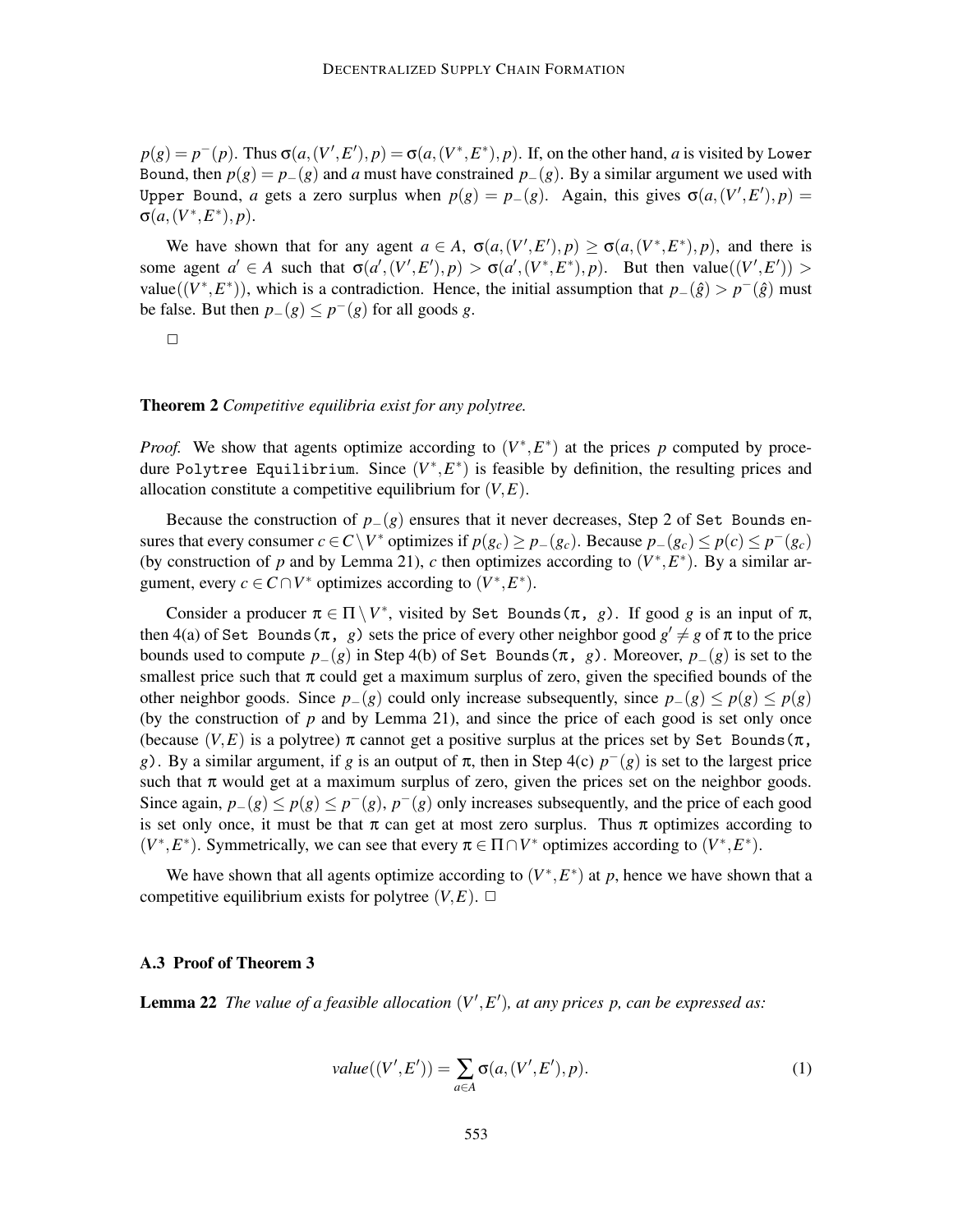$p(g) = p^-(p)$. Thus $\sigma(a,(V',E'),p) = \sigma(a,(V^*,E^*),p)$. If, on the other hand, $a$ is visited by `Lower Bound`, then $p(g) = p_-(g)$ and $a$ must have constrained $p_-(g)$. By a similar argument we used with `Upper Bound`, $a$ gets a zero surplus when $p(g) = p_-(g)$. Again, this gives $\sigma(a,(V',E'),p) = \sigma(a,(V^*,E^*),p)$.

We have shown that for any agent $a \in A$, $\sigma(a,(V',E'),p) \geq \sigma(a,(V^*,E^*),p)$, and there is some agent $a' \in A$ such that $\sigma(a',(V',E'),p) > \sigma(a',(V^*,E^*),p)$. But then value$((V',E'))$ > value$((V^*,E^*))$, which is a contradiction. Hence, the initial assumption that $p_-(\hat{g}) > p^-(\hat{g})$ must be false. But then $p_-(g) \leq p^-(g)$ for all goods $g$.

□

**Theorem 2** *Competitive equilibria exist for any polytree.*

*Proof.* We show that agents optimize according to $(V^*,E^*)$ at the prices $p$ computed by procedure `Polytree Equilibrium`. Since $(V^*,E^*)$ is feasible by definition, the resulting prices and allocation constitute a competitive equilibrium for $(V,E)$.

Because the construction of $p_-(g)$ ensures that it never decreases, Step 2 of `Set Bounds` ensures that every consumer $c \in C \setminus V^*$ optimizes if $p(g_c) \geq p_-(g_c)$. Because $p_-(g_c) \leq p(c) \leq p^-(g_c)$ (by construction of $p$ and by Lemma 21), $c$ then optimizes according to $(V^*,E^*)$. By a similar argument, every $c \in C \cap V^*$ optimizes according to $(V^*,E^*)$.

Consider a producer $\pi \in \Pi \setminus V^*$, visited by `Set Bounds(`$\pi$`, `$g$`)`. If good $g$ is an input of $\pi$, then 4(a) of `Set Bounds(`$\pi$`, `$g$`)` sets the price of every other neighbor good $g' \neq g$ of $\pi$ to the price bounds used to compute $p_-(g)$ in Step 4(b) of `Set Bounds(`$\pi$`, `$g$`)`. Moreover, $p_-(g)$ is set to the smallest price such that $\pi$ could get a maximum surplus of zero, given the specified bounds of the other neighbor goods. Since $p_-(g)$ could only increase subsequently, since $p_-(g) \leq p(g) \leq p(g)$ (by the construction of $p$ and by Lemma 21), and since the price of each good is set only once (because $(V,E)$ is a polytree) $\pi$ cannot get a positive surplus at the prices set by `Set Bounds(`$\pi$`, `$g$`)`. By a similar argument, if $g$ is an output of $\pi$, then in Step 4(c) $p^-(g)$ is set to the largest price such that $\pi$ would get at a maximum surplus of zero, given the prices set on the neighbor goods. Since again, $p_-(g) \leq p(g) \leq p^-(g)$, $p^-(g)$ only increases subsequently, and the price of each good is set only once, it must be that $\pi$ can get at most zero surplus. Thus $\pi$ optimizes according to $(V^*,E^*)$. Symmetrically, we can see that every $\pi \in \Pi \cap V^*$ optimizes according to $(V^*,E^*)$.

We have shown that all agents optimize according to $(V^*,E^*)$ at $p$, hence we have shown that a competitive equilibrium exists for polytree $(V,E)$. □

### A.3 Proof of Theorem 3

**Lemma 22** *The value of a feasible allocation $(V',E')$, at any prices $p$, can be expressed as:*

$$value((V',E')) = \sum_{a \in A} \sigma(a,(V',E'),p). \tag{1}$$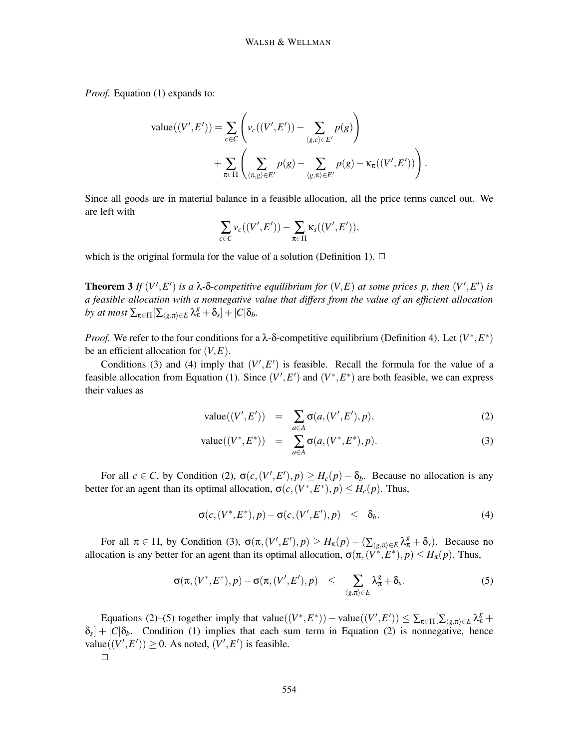*Proof.* Equation (1) expands to:

$$\text{value}((V',E')) = \sum_{c \in C} \left( v_c((V',E')) - \sum_{\langle g,c \rangle \in E'} p(g) \right) + \sum_{\pi \in \Pi} \left( \sum_{\langle \pi,g \rangle \in E'} p(g) - \sum_{\langle g,\pi \rangle \in E'} p(g) - \kappa_\pi((V',E')) \right).$$

Since all goods are in material balance in a feasible allocation, all the price terms cancel out. We are left with

$$\sum_{c \in C} v_c((V',E')) - \sum_{\pi \in \Pi} \kappa_s((V',E')),$$

which is the original formula for the value of a solution (Definition 1). □

**Theorem 3** *If $(V',E')$ is a λ-δ-competitive equilibrium for $(V,E)$ at some prices $p$, then $(V',E')$ is a feasible allocation with a nonnegative value that differs from the value of an efficient allocation by at most $\sum_{\pi \in \Pi}[\sum_{\langle g,\pi \rangle \in E} \lambda_\pi^g + \delta_s] + |C|\delta_b$.*

*Proof.* We refer to the four conditions for a λ-δ-competitive equilibrium (Definition 4). Let $(V^*,E^*)$ be an efficient allocation for $(V,E)$.

Conditions (3) and (4) imply that $(V',E')$ is feasible. Recall the formula for the value of a feasible allocation from Equation (1). Since $(V',E')$ and $(V^*,E^*)$ are both feasible, we can express their values as

$$\text{value}((V',E')) = \sum_{a \in A} \sigma(a,(V',E'),p), \tag{2}$$

$$\text{value}((V^*,E^*)) = \sum_{a \in A} \sigma(a,(V^*,E^*),p). \tag{3}$$

For all $c \in C$, by Condition (2), $\sigma(c,(V',E'),p) \geq H_c(p) - \delta_b$. Because no allocation is any better for an agent than its optimal allocation, $\sigma(c,(V^*,E^*),p) \leq H_c(p)$. Thus,

$$\sigma(c,(V^*,E^*),p) - \sigma(c,(V',E'),p) \leq \delta_b. \tag{4}$$

For all $\pi \in \Pi$, by Condition (3), $\sigma(\pi,(V',E'),p) \geq H_\pi(p) - (\sum_{\langle g,\pi \rangle \in E} \lambda_\pi^g + \delta_s)$. Because no allocation is any better for an agent than its optimal allocation, $\sigma(\pi,(V^*,E^*),p) \leq H_\pi(p)$. Thus,

$$\sigma(\pi,(V^*,E^*),p) - \sigma(\pi,(V',E'),p) \leq \sum_{\langle g,\pi \rangle \in E} \lambda_\pi^g + \delta_s. \tag{5}$$

Equations (2)–(5) together imply that $\text{value}((V^*,E^*)) - \text{value}((V',E')) \leq \sum_{\pi \in \Pi}[\sum_{\langle g,\pi \rangle \in E} \lambda_\pi^g + \delta_s] + |C|\delta_b$. Condition (1) implies that each sum term in Equation (2) is nonnegative, hence $\text{value}((V',E')) \geq 0$. As noted, $(V',E')$ is feasible.

□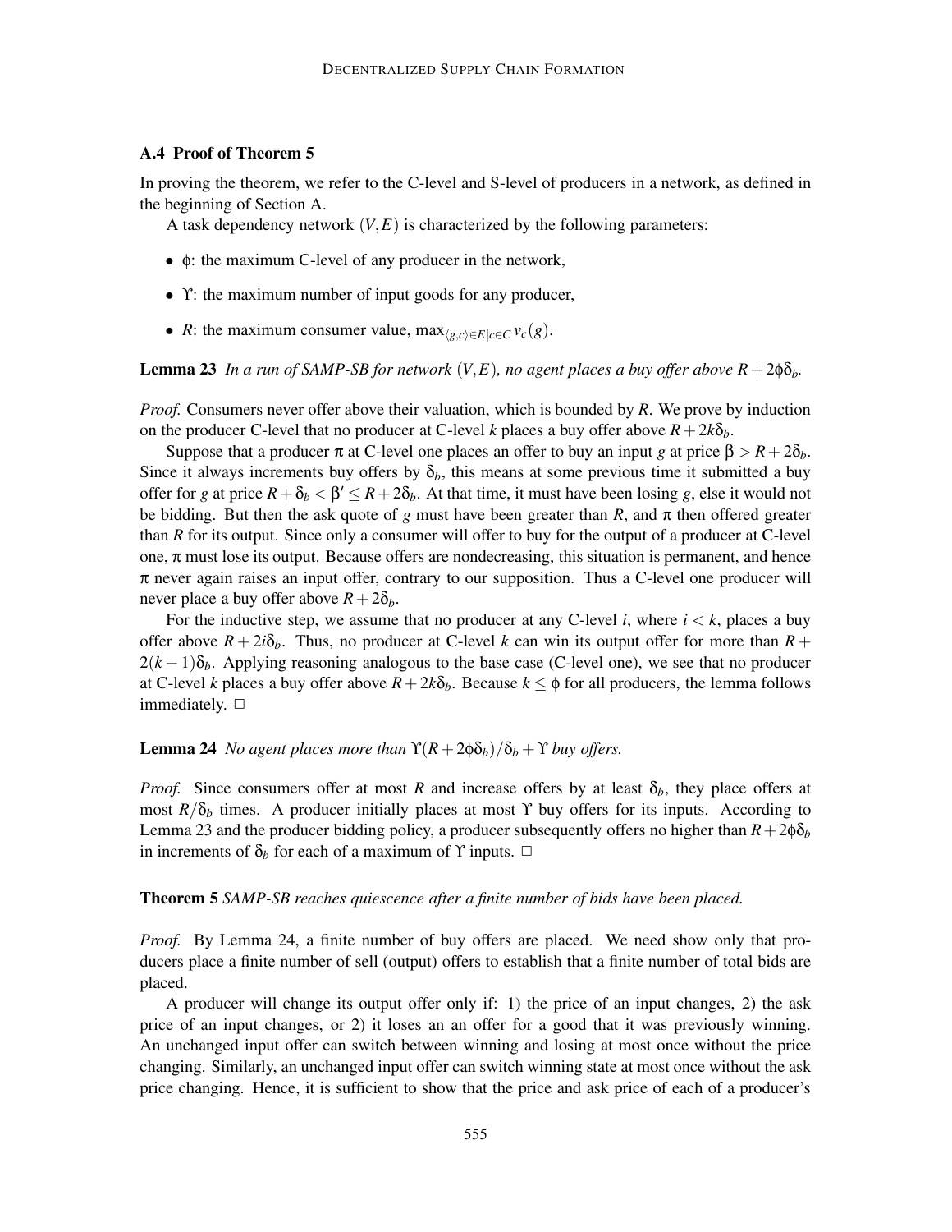### A.4 Proof of Theorem 5

In proving the theorem, we refer to the C-level and S-level of producers in a network, as defined in the beginning of Section A.

A task dependency network $(V,E)$ is characterized by the following parameters:

- $\phi$: the maximum C-level of any producer in the network,
- $\Upsilon$: the maximum number of input goods for any producer,
- $R$: the maximum consumer value, $\max_{\langle g,c\rangle \in E | c \in C} v_c(g)$.

**Lemma 23** *In a run of SAMP-SB for network $(V,E)$, no agent places a buy offer above $R + 2\phi\delta_b$.*

*Proof.* Consumers never offer above their valuation, which is bounded by $R$. We prove by induction on the producer C-level that no producer at C-level $k$ places a buy offer above $R + 2k\delta_b$.

Suppose that a producer $\pi$ at C-level one places an offer to buy an input $g$ at price $\beta > R + 2\delta_b$. Since it always increments buy offers by $\delta_b$, this means at some previous time it submitted a buy offer for $g$ at price $R + \delta_b < \beta' \leq R + 2\delta_b$. At that time, it must have been losing $g$, else it would not be bidding. But then the ask quote of $g$ must have been greater than $R$, and $\pi$ then offered greater than $R$ for its output. Since only a consumer will offer to buy for the output of a producer at C-level one, $\pi$ must lose its output. Because offers are nondecreasing, this situation is permanent, and hence $\pi$ never again raises an input offer, contrary to our supposition. Thus a C-level one producer will never place a buy offer above $R + 2\delta_b$.

For the inductive step, we assume that no producer at any C-level $i$, where $i < k$, places a buy offer above $R + 2i\delta_b$. Thus, no producer at C-level $k$ can win its output offer for more than $R + 2(k-1)\delta_b$. Applying reasoning analogous to the base case (C-level one), we see that no producer at C-level $k$ places a buy offer above $R + 2k\delta_b$. Because $k \leq \phi$ for all producers, the lemma follows immediately. □

**Lemma 24** *No agent places more than $\Upsilon(R + 2\phi\delta_b)/\delta_b + \Upsilon$ buy offers.*

*Proof.* Since consumers offer at most $R$ and increase offers by at least $\delta_b$, they place offers at most $R/\delta_b$ times. A producer initially places at most $\Upsilon$ buy offers for its inputs. According to Lemma 23 and the producer bidding policy, a producer subsequently offers no higher than $R + 2\phi\delta_b$ in increments of $\delta_b$ for each of a maximum of $\Upsilon$ inputs. □

**Theorem 5** *SAMP-SB reaches quiescence after a finite number of bids have been placed.*

*Proof.* By Lemma 24, a finite number of buy offers are placed. We need show only that producers place a finite number of sell (output) offers to establish that a finite number of total bids are placed.

A producer will change its output offer only if: 1) the price of an input changes, 2) the ask price of an input changes, or 2) it loses an an offer for a good that it was previously winning. An unchanged input offer can switch between winning and losing at most once without the price changing. Similarly, an unchanged input offer can switch winning state at most once without the ask price changing. Hence, it is sufficient to show that the price and ask price of each of a producer's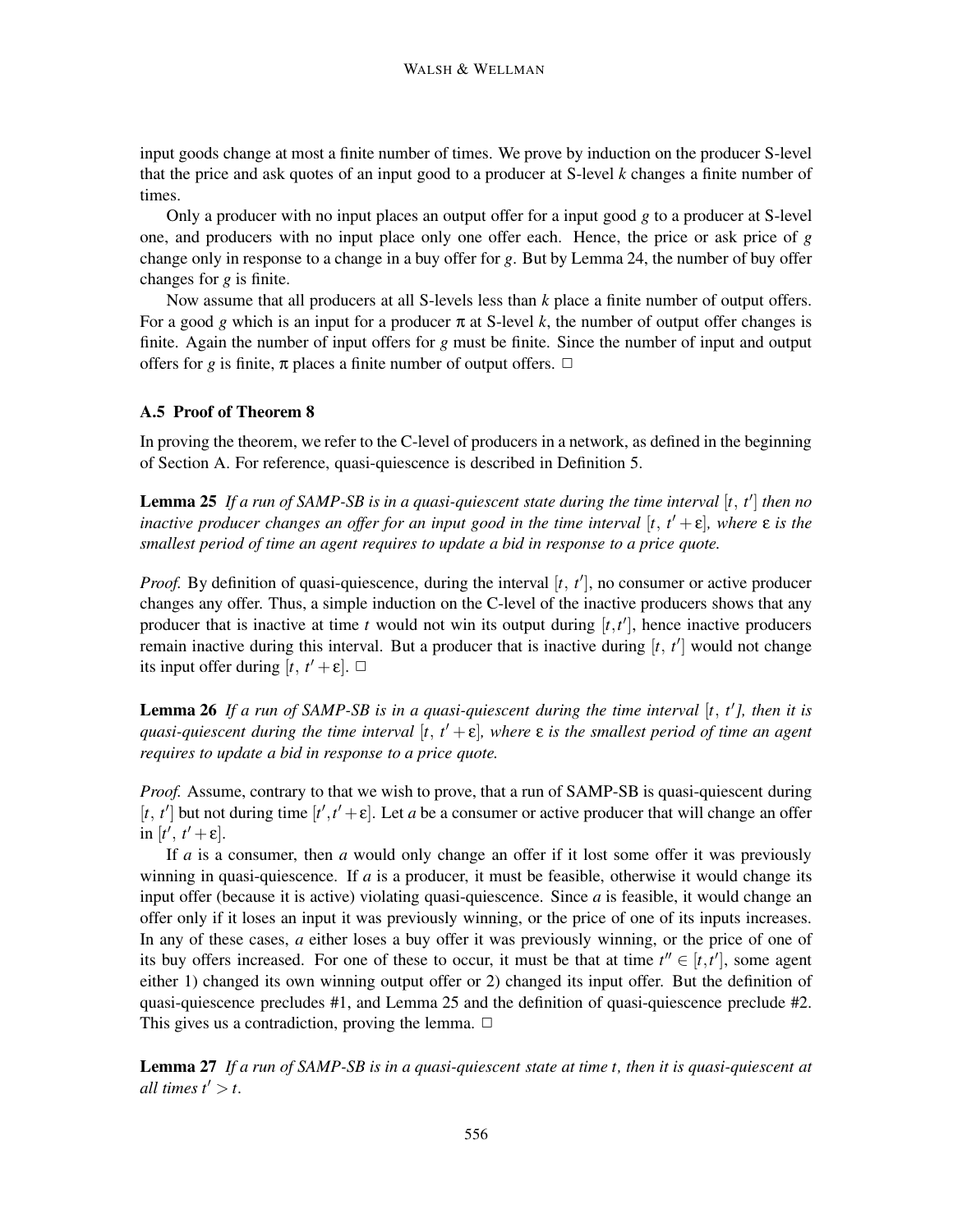input goods change at most a finite number of times. We prove by induction on the producer S-level that the price and ask quotes of an input good to a producer at S-level $k$ changes a finite number of times.

Only a producer with no input places an output offer for a input good $g$ to a producer at S-level one, and producers with no input place only one offer each. Hence, the price or ask price of $g$ change only in response to a change in a buy offer for $g$. But by Lemma 24, the number of buy offer changes for $g$ is finite.

Now assume that all producers at all S-levels less than $k$ place a finite number of output offers. For a good $g$ which is an input for a producer $\pi$ at S-level $k$, the number of output offer changes is finite. Again the number of input offers for $g$ must be finite. Since the number of input and output offers for $g$ is finite, $\pi$ places a finite number of output offers. $\square$

### A.5 Proof of Theorem 8

In proving the theorem, we refer to the C-level of producers in a network, as defined in the beginning of Section A. For reference, quasi-quiescence is described in Definition 5.

**Lemma 25** *If a run of SAMP-SB is in a quasi-quiescent state during the time interval $[t,\ t']$ then no inactive producer changes an offer for an input good in the time interval $[t,\ t'+\varepsilon]$, where $\varepsilon$ is the smallest period of time an agent requires to update a bid in response to a price quote.*

*Proof.* By definition of quasi-quiescence, during the interval $[t,\ t']$, no consumer or active producer changes any offer. Thus, a simple induction on the C-level of the inactive producers shows that any producer that is inactive at time $t$ would not win its output during $[t, t']$, hence inactive producers remain inactive during this interval. But a producer that is inactive during $[t,\ t']$ would not change its input offer during $[t,\ t'+\varepsilon]$. $\square$

**Lemma 26** *If a run of SAMP-SB is in a quasi-quiescent during the time interval $[t,\ t']$, then it is quasi-quiescent during the time interval $[t,\ t'+\varepsilon]$, where $\varepsilon$ is the smallest period of time an agent requires to update a bid in response to a price quote.*

*Proof.* Assume, contrary to that we wish to prove, that a run of SAMP-SB is quasi-quiescent during $[t,\ t']$ but not during time $[t', t'+\varepsilon]$. Let $a$ be a consumer or active producer that will change an offer in $[t',\ t'+\varepsilon]$.

If $a$ is a consumer, then $a$ would only change an offer if it lost some offer it was previously winning in quasi-quiescence. If $a$ is a producer, it must be feasible, otherwise it would change its input offer (because it is active) violating quasi-quiescence. Since $a$ is feasible, it would change an offer only if it loses an input it was previously winning, or the price of one of its inputs increases. In any of these cases, $a$ either loses a buy offer it was previously winning, or the price of one of its buy offers increased. For one of these to occur, it must be that at time $t'' \in [t, t']$, some agent either 1) changed its own winning output offer or 2) changed its input offer. But the definition of quasi-quiescence precludes #1, and Lemma 25 and the definition of quasi-quiescence preclude #2. This gives us a contradiction, proving the lemma. $\square$

**Lemma 27** *If a run of SAMP-SB is in a quasi-quiescent state at time $t$, then it is quasi-quiescent at all times $t' > t$.*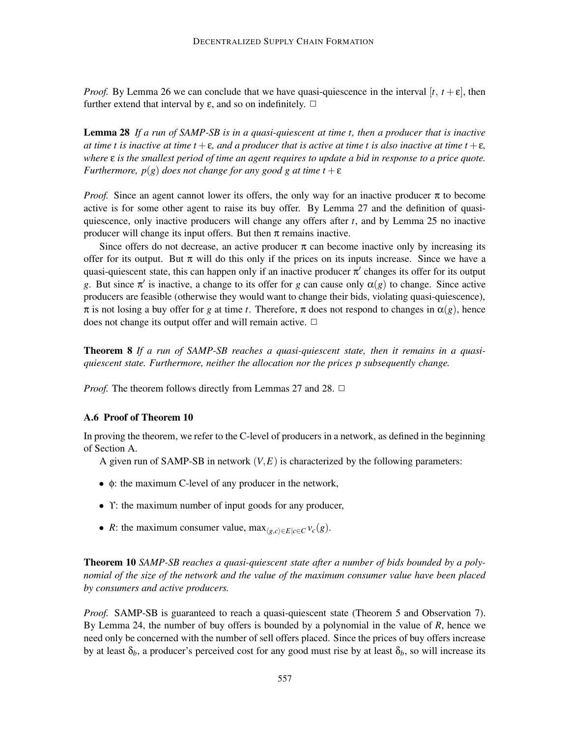*Proof.* By Lemma 26 we can conclude that we have quasi-quiescence in the interval $[t,\ t+\varepsilon]$, then further extend that interval by $\varepsilon$, and so on indefinitely. □

**Lemma 28** *If a run of SAMP-SB is in a quasi-quiescent at time t, then a producer that is inactive at time t is inactive at time $t+\varepsilon$, and a producer that is active at time t is also inactive at time $t+\varepsilon$, where $\varepsilon$ is the smallest period of time an agent requires to update a bid in response to a price quote. Furthermore, $p(g)$ does not change for any good g at time $t+\varepsilon$*

*Proof.* Since an agent cannot lower its offers, the only way for an inactive producer $\pi$ to become active is for some other agent to raise its buy offer. By Lemma 27 and the definition of quasi-quiescence, only inactive producers will change any offers after $t$, and by Lemma 25 no inactive producer will change its input offers. But then $\pi$ remains inactive.

Since offers do not decrease, an active producer $\pi$ can become inactive only by increasing its offer for its output. But $\pi$ will do this only if the prices on its inputs increase. Since we have a quasi-quiescent state, this can happen only if an inactive producer $\pi'$ changes its offer for its output $g$. But since $\pi'$ is inactive, a change to its offer for $g$ can cause only $\alpha(g)$ to change. Since active producers are feasible (otherwise they would want to change their bids, violating quasi-quiescence), $\pi$ is not losing a buy offer for $g$ at time $t$. Therefore, $\pi$ does not respond to changes in $\alpha(g)$, hence does not change its output offer and will remain active. □

**Theorem 8** *If a run of SAMP-SB reaches a quasi-quiescent state, then it remains in a quasi-quiescent state. Furthermore, neither the allocation nor the prices p subsequently change.*

*Proof.* The theorem follows directly from Lemmas 27 and 28. □

### A.6 Proof of Theorem 10

In proving the theorem, we refer to the C-level of producers in a network, as defined in the beginning of Section A.

A given run of SAMP-SB in network $(V,E)$ is characterized by the following parameters:

- $\phi$: the maximum C-level of any producer in the network,
- $\Upsilon$: the maximum number of input goods for any producer,
- $R$: the maximum consumer value, $\max_{\langle g,c\rangle \in E | c \in C} v_c(g)$.

**Theorem 10** *SAMP-SB reaches a quasi-quiescent state after a number of bids bounded by a polynomial of the size of the network and the value of the maximum consumer value have been placed by consumers and active producers.*

*Proof.* SAMP-SB is guaranteed to reach a quasi-quiescent state (Theorem 5 and Observation 7). By Lemma 24, the number of buy offers is bounded by a polynomial in the value of $R$, hence we need only be concerned with the number of sell offers placed. Since the prices of buy offers increase by at least $\delta_b$, a producer's perceived cost for any good must rise by at least $\delta_b$, so will increase its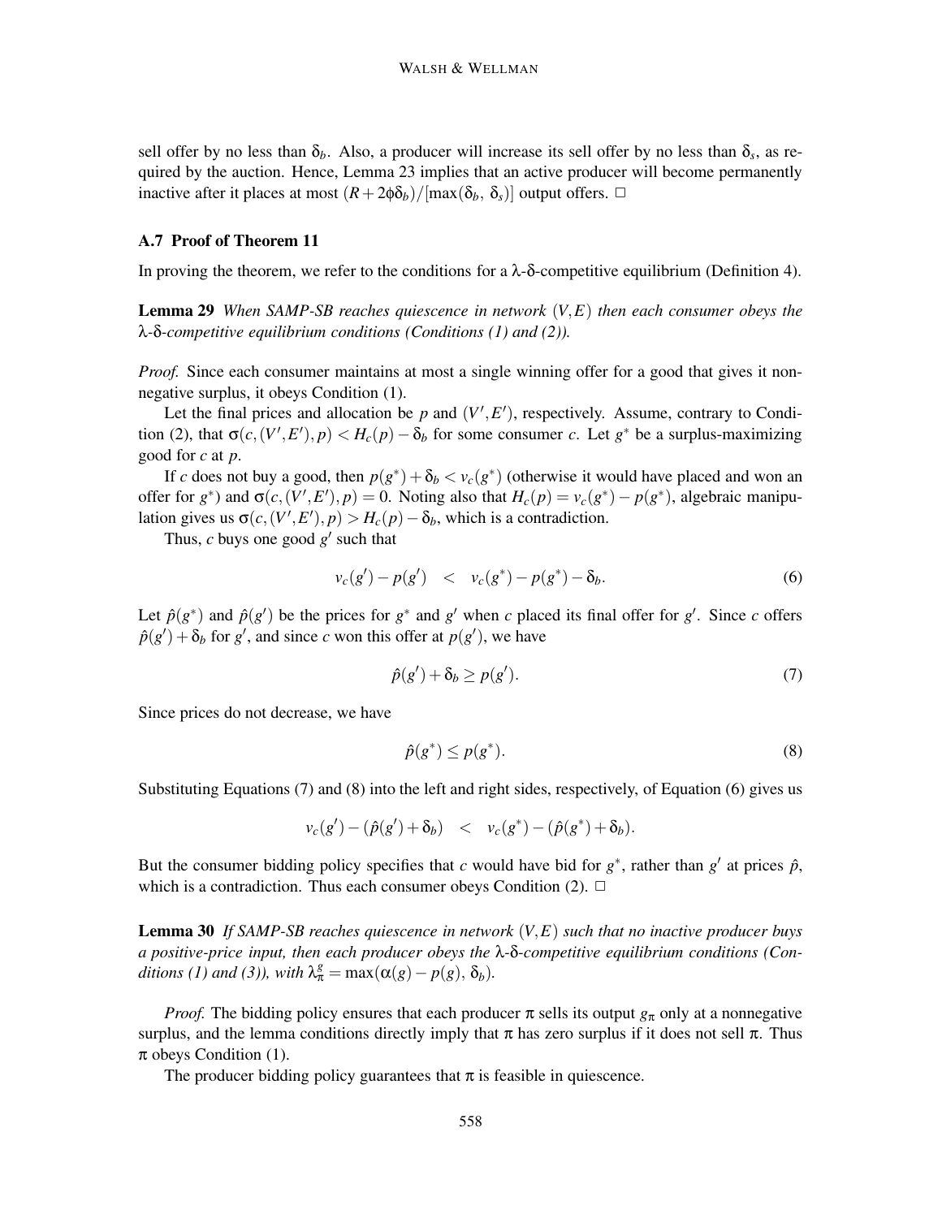sell offer by no less than $\delta_b$. Also, a producer will increase its sell offer by no less than $\delta_s$, as required by the auction. Hence, Lemma 23 implies that an active producer will become permanently inactive after it places at most $(R + 2\phi\delta_b)/[\max(\delta_b, \delta_s)]$ output offers. □

### A.7 Proof of Theorem 11

In proving the theorem, we refer to the conditions for a λ-δ-competitive equilibrium (Definition 4).

**Lemma 29** *When SAMP-SB reaches quiescence in network $(V,E)$ then each consumer obeys the λ-δ-competitive equilibrium conditions (Conditions (1) and (2)).*

*Proof.* Since each consumer maintains at most a single winning offer for a good that gives it nonnegative surplus, it obeys Condition (1).

Let the final prices and allocation be $p$ and $(V',E')$, respectively. Assume, contrary to Condition (2), that $\sigma(c,(V',E'),p) < H_c(p) - \delta_b$ for some consumer $c$. Let $g^*$ be a surplus-maximizing good for $c$ at $p$.

If $c$ does not buy a good, then $p(g^*) + \delta_b < v_c(g^*)$ (otherwise it would have placed and won an offer for $g^*$) and $\sigma(c,(V',E'),p) = 0$. Noting also that $H_c(p) = v_c(g^*) - p(g^*)$, algebraic manipulation gives us $\sigma(c,(V',E'),p) > H_c(p) - \delta_b$, which is a contradiction.

Thus, $c$ buys one good $g'$ such that

$$v_c(g') - p(g') \quad < \quad v_c(g^*) - p(g^*) - \delta_b. \tag{6}$$

Let $\hat{p}(g^*)$ and $\hat{p}(g')$ be the prices for $g^*$ and $g'$ when $c$ placed its final offer for $g'$. Since $c$ offers $\hat{p}(g') + \delta_b$ for $g'$, and since $c$ won this offer at $p(g')$, we have

$$\hat{p}(g') + \delta_b \geq p(g'). \tag{7}$$

Since prices do not decrease, we have

$$\hat{p}(g^*) \leq p(g^*). \tag{8}$$

Substituting Equations (7) and (8) into the left and right sides, respectively, of Equation (6) gives us

$$v_c(g') - (\hat{p}(g') + \delta_b) \quad < \quad v_c(g^*) - (\hat{p}(g^*) + \delta_b).$$

But the consumer bidding policy specifies that $c$ would have bid for $g^*$, rather than $g'$ at prices $\hat{p}$, which is a contradiction. Thus each consumer obeys Condition (2). □

**Lemma 30** *If SAMP-SB reaches quiescence in network $(V,E)$ such that no inactive producer buys a positive-price input, then each producer obeys the λ-δ-competitive equilibrium conditions (Conditions (1) and (3)), with $\lambda_\pi^g = \max(\alpha(g) - p(g),\ \delta_b)$.*

*Proof.* The bidding policy ensures that each producer $\pi$ sells its output $g_\pi$ only at a nonnegative surplus, and the lemma conditions directly imply that $\pi$ has zero surplus if it does not sell $\pi$. Thus $\pi$ obeys Condition (1).

The producer bidding policy guarantees that $\pi$ is feasible in quiescence.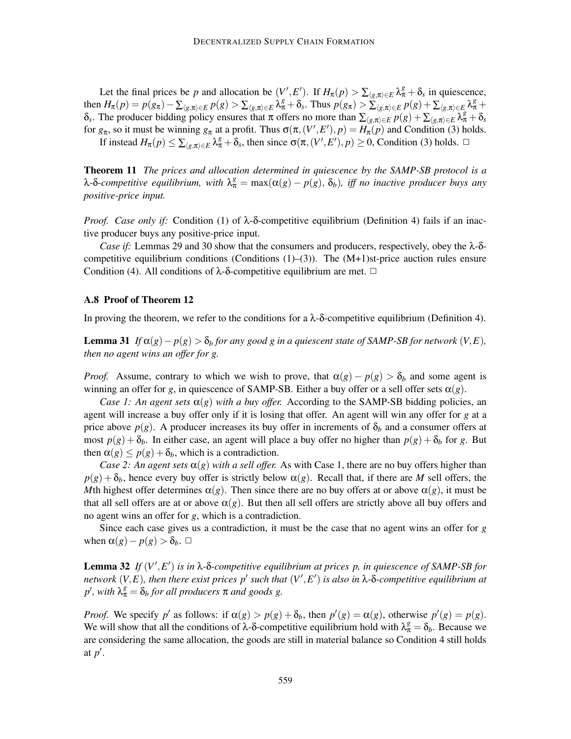Let the final prices be $p$ and allocation be $(V', E')$. If $H_\pi(p) > \sum_{\langle g,\pi\rangle \in E} \lambda_\pi^g + \delta_s$ in quiescence, then $H_\pi(p) = p(g_\pi) - \sum_{\langle g,\pi\rangle \in E} p(g) > \sum_{\langle g,\pi\rangle \in E} \lambda_\pi^g + \delta_s$. Thus $p(g_\pi) > \sum_{\langle g,\pi\rangle \in E} p(g) + \sum_{\langle g,\pi\rangle \in E} \lambda_\pi^g + \delta_s$. The producer bidding policy ensures that $\pi$ offers no more than $\sum_{\langle g,\pi\rangle \in E} p(g) + \sum_{\langle g,\pi\rangle \in E} \lambda_\pi^g + \delta_s$ for $g_\pi$, so it must be winning $g_\pi$ at a profit. Thus $\sigma(\pi, (V', E'), p) = H_\pi(p)$ and Condition (3) holds.

If instead $H_\pi(p) \le \sum_{\langle g,\pi\rangle \in E} \lambda_\pi^g + \delta_s$, then since $\sigma(\pi, (V', E'), p) \ge 0$, Condition (3) holds. □

**Theorem 11** *The prices and allocation determined in quiescence by the SAMP-SB protocol is a* $\lambda$-$\delta$-*competitive equilibrium, with* $\lambda_\pi^g = \max(\alpha(g) - p(g), \delta_b)$, *iff no inactive producer buys any positive-price input.*

*Proof. Case only if:* Condition (1) of $\lambda$-$\delta$-competitive equilibrium (Definition 4) fails if an inactive producer buys any positive-price input.

*Case if:* Lemmas 29 and 30 show that the consumers and producers, respectively, obey the $\lambda$-$\delta$-competitive equilibrium conditions (Conditions (1)–(3)). The (M+1)st-price auction rules ensure Condition (4). All conditions of $\lambda$-$\delta$-competitive equilibrium are met. □

### A.8 Proof of Theorem 12

In proving the theorem, we refer to the conditions for a $\lambda$-$\delta$-competitive equilibrium (Definition 4).

**Lemma 31** *If* $\alpha(g) - p(g) > \delta_b$ *for any good* $g$ *in a quiescent state of SAMP-SB for network* $(V, E)$, *then no agent wins an offer for* $g$.

*Proof.* Assume, contrary to which we wish to prove, that $\alpha(g) - p(g) > \delta_b$ and some agent is winning an offer for $g$, in quiescence of SAMP-SB. Either a buy offer or a sell offer sets $\alpha(g)$.

*Case 1: An agent sets* $\alpha(g)$ *with a buy offer.* According to the SAMP-SB bidding policies, an agent will increase a buy offer only if it is losing that offer. An agent will win any offer for $g$ at a price above $p(g)$. A producer increases its buy offer in increments of $\delta_b$ and a consumer offers at most $p(g) + \delta_b$. In either case, an agent will place a buy offer no higher than $p(g) + \delta_b$ for $g$. But then $\alpha(g) \le p(g) + \delta_b$, which is a contradiction.

*Case 2: An agent sets* $\alpha(g)$ *with a sell offer.* As with Case 1, there are no buy offers higher than $p(g) + \delta_b$, hence every buy offer is strictly below $\alpha(g)$. Recall that, if there are $M$ sell offers, the $M$th highest offer determines $\alpha(g)$. Then since there are no buy offers at or above $\alpha(g)$, it must be that all sell offers are at or above $\alpha(g)$. But then all sell offers are strictly above all buy offers and no agent wins an offer for $g$, which is a contradiction.

Since each case gives us a contradiction, it must be the case that no agent wins an offer for $g$ when $\alpha(g) - p(g) > \delta_b$. □

**Lemma 32** *If* $(V', E')$ *is in* $\lambda$-$\delta$-*competitive equilibrium at prices* $p$, *in quiescence of SAMP-SB for network* $(V, E)$, *then there exist prices* $p'$ *such that* $(V', E')$ *is also in* $\lambda$-$\delta$-*competitive equilibrium at* $p'$, *with* $\lambda_\pi^g = \delta_b$ *for all producers* $\pi$ *and goods* $g$.

*Proof.* We specify $p'$ as follows: if $\alpha(g) > p(g) + \delta_b$, then $p'(g) = \alpha(g)$, otherwise $p'(g) = p(g)$. We will show that all the conditions of $\lambda$-$\delta$-competitive equilibrium hold with $\lambda_\pi^g = \delta_b$. Because we are considering the same allocation, the goods are still in material balance so Condition 4 still holds at $p'$.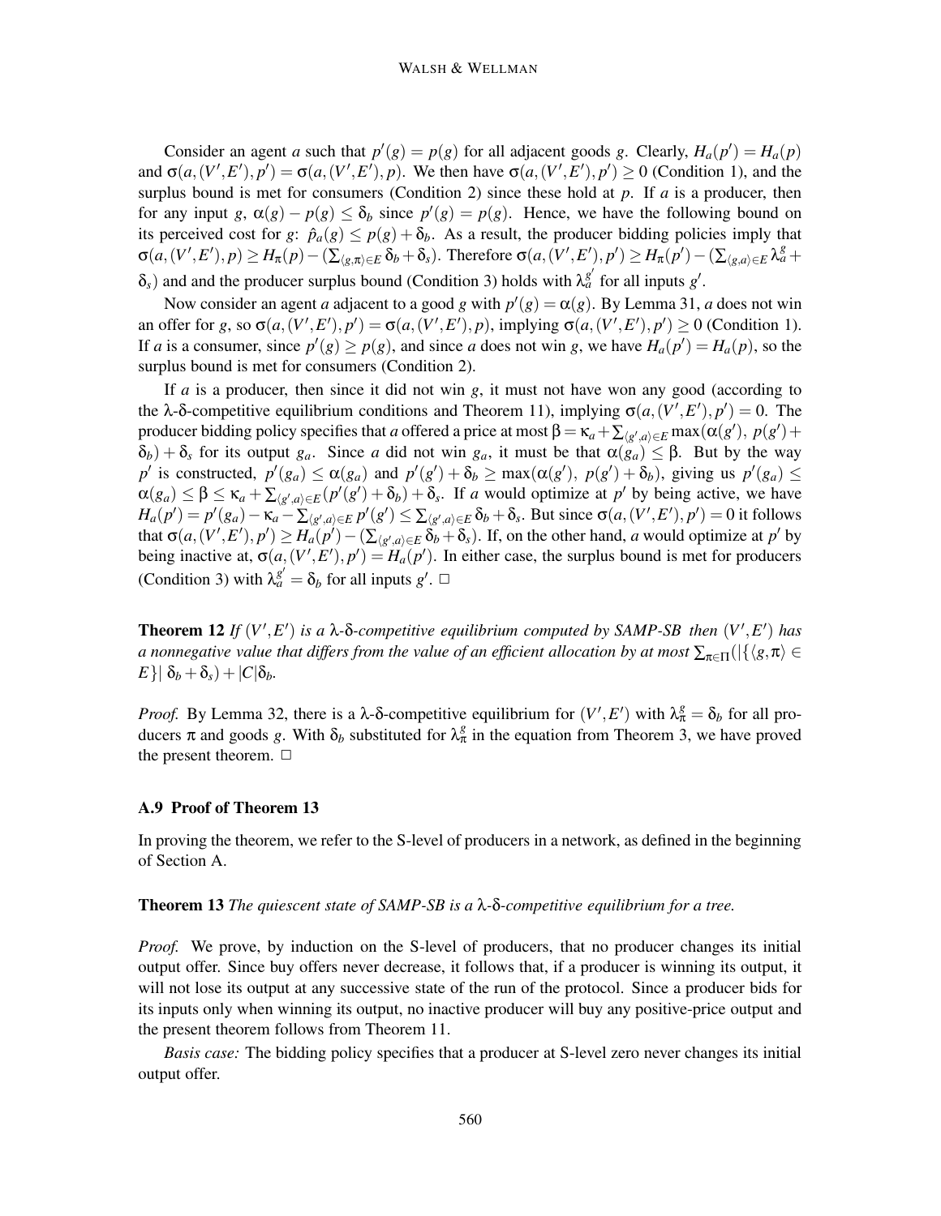Consider an agent $a$ such that $p'(g) = p(g)$ for all adjacent goods $g$. Clearly, $H_a(p') = H_a(p)$ and $\sigma(a,(V',E'),p') = \sigma(a,(V',E'),p)$. We then have $\sigma(a,(V',E'),p') \geq 0$ (Condition 1), and the surplus bound is met for consumers (Condition 2) since these hold at $p$. If $a$ is a producer, then for any input $g$, $\alpha(g) - p(g) \leq \delta_b$ since $p'(g) = p(g)$. Hence, we have the following bound on its perceived cost for $g$: $\hat{p}_a(g) \leq p(g) + \delta_b$. As a result, the producer bidding policies imply that $\sigma(a,(V',E'),p) \geq H_\pi(p) - (\sum_{\langle g,\pi\rangle \in E} \delta_b + \delta_s)$. Therefore $\sigma(a,(V',E'),p') \geq H_\pi(p') - (\sum_{\langle g,a\rangle \in E} \lambda_a^g + \delta_s)$ and and the producer surplus bound (Condition 3) holds with $\lambda_a^{g'}$ for all inputs $g'$.

Now consider an agent $a$ adjacent to a good $g$ with $p'(g) = \alpha(g)$. By Lemma 31, $a$ does not win an offer for $g$, so $\sigma(a,(V',E'),p') = \sigma(a,(V',E'),p)$, implying $\sigma(a,(V',E'),p') \geq 0$ (Condition 1). If $a$ is a consumer, since $p'(g) \geq p(g)$, and since $a$ does not win $g$, we have $H_a(p') = H_a(p)$, so the surplus bound is met for consumers (Condition 2).

If $a$ is a producer, then since it did not win $g$, it must not have won any good (according to the $\lambda$-$\delta$-competitive equilibrium conditions and Theorem 11), implying $\sigma(a,(V',E'),p') = 0$. The producer bidding policy specifies that $a$ offered a price at most $\beta = \kappa_a + \sum_{\langle g',a\rangle \in E} \max(\alpha(g'),\ p(g') + \delta_b) + \delta_s$ for its output $g_a$. Since $a$ did not win $g_a$, it must be that $\alpha(g_a) \leq \beta$. But by the way $p'$ is constructed, $p'(g_a) \leq \alpha(g_a)$ and $p'(g') + \delta_b \geq \max(\alpha(g'),\ p(g') + \delta_b)$, giving us $p'(g_a) \leq \alpha(g_a) \leq \beta \leq \kappa_a + \sum_{\langle g',a\rangle \in E}(p'(g') + \delta_b) + \delta_s$. If $a$ would optimize at $p'$ by being active, we have $H_a(p') = p'(g_a) - \kappa_a - \sum_{\langle g',a\rangle \in E} p'(g') \leq \sum_{\langle g',a\rangle \in E} \delta_b + \delta_s$. But since $\sigma(a,(V',E'),p') = 0$ it follows that $\sigma(a,(V',E'),p') \geq H_a(p') - (\sum_{\langle g',a\rangle \in E} \delta_b + \delta_s)$. If, on the other hand, $a$ would optimize at $p'$ by being inactive at, $\sigma(a,(V',E'),p') = H_a(p')$. In either case, the surplus bound is met for producers (Condition 3) with $\lambda_a^{g'} = \delta_b$ for all inputs $g'$. $\square$

**Theorem 12** *If $(V',E')$ is a $\lambda$-$\delta$-competitive equilibrium computed by SAMP-SB then $(V',E')$ has a nonnegative value that differs from the value of an efficient allocation by at most $\sum_{\pi \in \Pi}(|\{\langle g,\pi\rangle \in E\}|\ \delta_b + \delta_s) + |C|\delta_b$.*

*Proof.* By Lemma 32, there is a $\lambda$-$\delta$-competitive equilibrium for $(V',E')$ with $\lambda_\pi^g = \delta_b$ for all producers $\pi$ and goods $g$. With $\delta_b$ substituted for $\lambda_\pi^g$ in the equation from Theorem 3, we have proved the present theorem. $\square$

### A.9 Proof of Theorem 13

In proving the theorem, we refer to the S-level of producers in a network, as defined in the beginning of Section A.

**Theorem 13** *The quiescent state of SAMP-SB is a $\lambda$-$\delta$-competitive equilibrium for a tree.*

*Proof.* We prove, by induction on the S-level of producers, that no producer changes its initial output offer. Since buy offers never decrease, it follows that, if a producer is winning its output, it will not lose its output at any successive state of the run of the protocol. Since a producer bids for its inputs only when winning its output, no inactive producer will buy any positive-price output and the present theorem follows from Theorem 11.

*Basis case:* The bidding policy specifies that a producer at S-level zero never changes its initial output offer.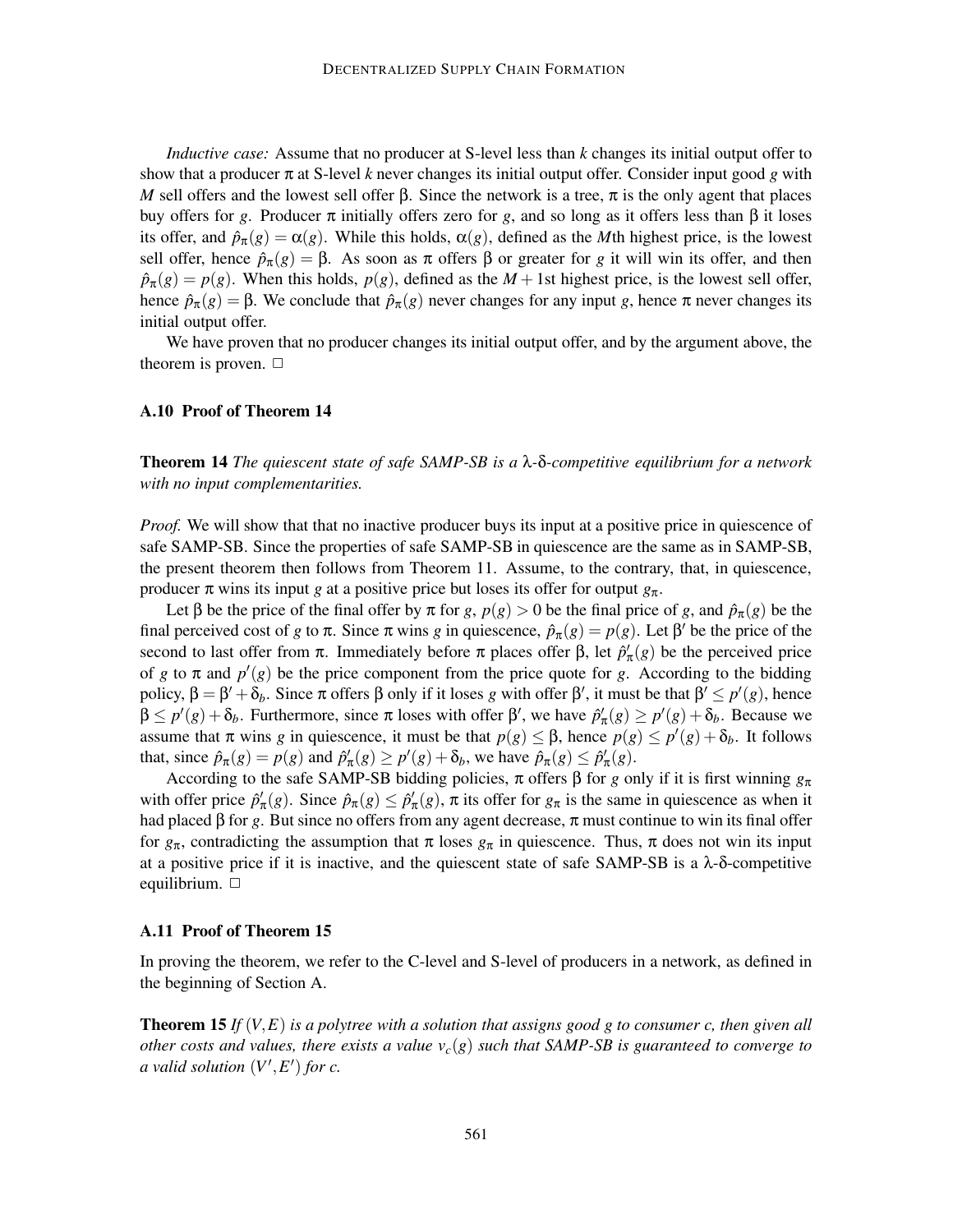*Inductive case:* Assume that no producer at S-level less than $k$ changes its initial output offer to show that a producer $\pi$ at S-level $k$ never changes its initial output offer. Consider input good $g$ with $M$ sell offers and the lowest sell offer $\beta$. Since the network is a tree, $\pi$ is the only agent that places buy offers for $g$. Producer $\pi$ initially offers zero for $g$, and so long as it offers less than $\beta$ it loses its offer, and $\hat{p}_\pi(g) = \alpha(g)$. While this holds, $\alpha(g)$, defined as the $M$th highest price, is the lowest sell offer, hence $\hat{p}_\pi(g) = \beta$. As soon as $\pi$ offers $\beta$ or greater for $g$ it will win its offer, and then $\hat{p}_\pi(g) = p(g)$. When this holds, $p(g)$, defined as the $M+1$st highest price, is the lowest sell offer, hence $\hat{p}_\pi(g) = \beta$. We conclude that $\hat{p}_\pi(g)$ never changes for any input $g$, hence $\pi$ never changes its initial output offer.

We have proven that no producer changes its initial output offer, and by the argument above, the theorem is proven. □

### A.10 Proof of Theorem 14

**Theorem 14** *The quiescent state of safe SAMP-SB is a $\lambda$-$\delta$-competitive equilibrium for a network with no input complementarities.*

*Proof.* We will show that that no inactive producer buys its input at a positive price in quiescence of safe SAMP-SB. Since the properties of safe SAMP-SB in quiescence are the same as in SAMP-SB, the present theorem then follows from Theorem 11. Assume, to the contrary, that, in quiescence, producer $\pi$ wins its input $g$ at a positive price but loses its offer for output $g_\pi$.

Let $\beta$ be the price of the final offer by $\pi$ for $g$, $p(g) > 0$ be the final price of $g$, and $\hat{p}_\pi(g)$ be the final perceived cost of $g$ to $\pi$. Since $\pi$ wins $g$ in quiescence, $\hat{p}_\pi(g) = p(g)$. Let $\beta'$ be the price of the second to last offer from $\pi$. Immediately before $\pi$ places offer $\beta$, let $\hat{p}'_\pi(g)$ be the perceived price of $g$ to $\pi$ and $p'(g)$ be the price component from the price quote for $g$. According to the bidding policy, $\beta = \beta' + \delta_b$. Since $\pi$ offers $\beta$ only if it loses $g$ with offer $\beta'$, it must be that $\beta' \leq p'(g)$, hence $\beta \leq p'(g) + \delta_b$. Furthermore, since $\pi$ loses with offer $\beta'$, we have $\hat{p}'_\pi(g) \geq p'(g) + \delta_b$. Because we assume that $\pi$ wins $g$ in quiescence, it must be that $p(g) \leq \beta$, hence $p(g) \leq p'(g) + \delta_b$. It follows that, since $\hat{p}_\pi(g) = p(g)$ and $\hat{p}'_\pi(g) \geq p'(g) + \delta_b$, we have $\hat{p}_\pi(g) \leq \hat{p}'_\pi(g)$.

According to the safe SAMP-SB bidding policies, $\pi$ offers $\beta$ for $g$ only if it is first winning $g_\pi$ with offer price $\hat{p}'_\pi(g)$. Since $\hat{p}_\pi(g) \leq \hat{p}'_\pi(g)$, $\pi$ its offer for $g_\pi$ is the same in quiescence as when it had placed $\beta$ for $g$. But since no offers from any agent decrease, $\pi$ must continue to win its final offer for $g_\pi$, contradicting the assumption that $\pi$ loses $g_\pi$ in quiescence. Thus, $\pi$ does not win its input at a positive price if it is inactive, and the quiescent state of safe SAMP-SB is a $\lambda$-$\delta$-competitive equilibrium. □

### A.11 Proof of Theorem 15

In proving the theorem, we refer to the C-level and S-level of producers in a network, as defined in the beginning of Section A.

**Theorem 15** *If $(V,E)$ is a polytree with a solution that assigns good $g$ to consumer $c$, then given all other costs and values, there exists a value $v_c(g)$ such that SAMP-SB is guaranteed to converge to a valid solution $(V',E')$ for $c$.*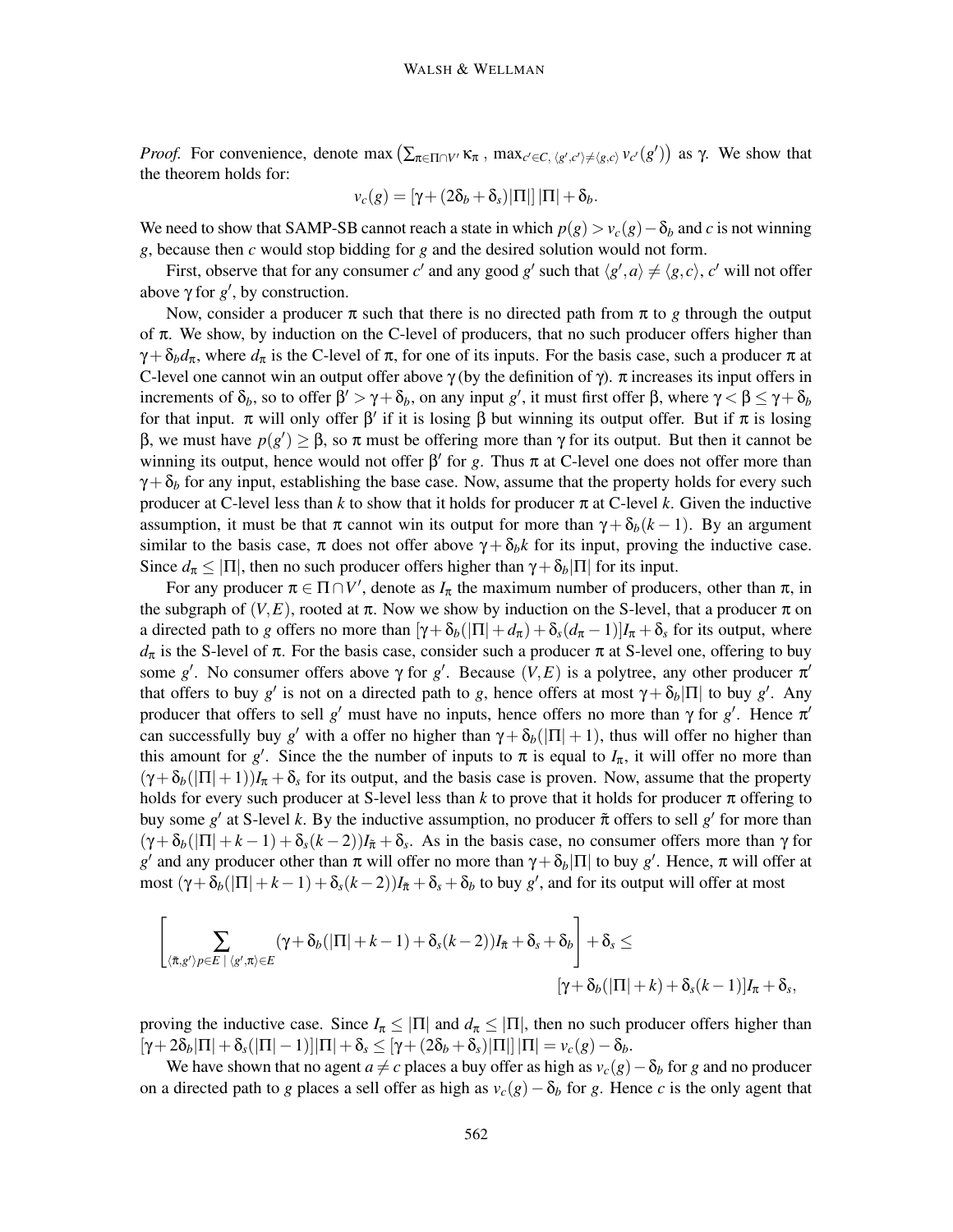*Proof.* For convenience, denote $\max\left(\sum_{\pi \in \Pi \cap V'} \kappa_\pi \, , \, \max_{c' \in C, \, \langle g', c' \rangle \neq \langle g, c \rangle} v_{c'}(g')\right)$ as $\gamma$. We show that the theorem holds for:

$$v_c(g) = [\gamma + (2\delta_b + \delta_s)|\Pi|]\,|\Pi| + \delta_b.$$

We need to show that SAMP-SB cannot reach a state in which $p(g) > v_c(g) - \delta_b$ and $c$ is not winning $g$, because then $c$ would stop bidding for $g$ and the desired solution would not form.

First, observe that for any consumer $c'$ and any good $g'$ such that $\langle g', a \rangle \neq \langle g, c \rangle$, $c'$ will not offer above $\gamma$ for $g'$, by construction.

Now, consider a producer $\pi$ such that there is no directed path from $\pi$ to $g$ through the output of $\pi$. We show, by induction on the C-level of producers, that no such producer offers higher than $\gamma + \delta_b d_\pi$, where $d_\pi$ is the C-level of $\pi$, for one of its inputs. For the basis case, such a producer $\pi$ at C-level one cannot win an output offer above $\gamma$ (by the definition of $\gamma$). $\pi$ increases its input offers in increments of $\delta_b$, so to offer $\beta' > \gamma + \delta_b$, on any input $g'$, it must first offer $\beta$, where $\gamma < \beta \leq \gamma + \delta_b$ for that input. $\pi$ will only offer $\beta'$ if it is losing $\beta$ but winning its output offer. But if $\pi$ is losing $\beta$, we must have $p(g') \geq \beta$, so $\pi$ must be offering more than $\gamma$ for its output. But then it cannot be winning its output, hence would not offer $\beta'$ for $g$. Thus $\pi$ at C-level one does not offer more than $\gamma + \delta_b$ for any input, establishing the base case. Now, assume that the property holds for every such producer at C-level less than $k$ to show that it holds for producer $\pi$ at C-level $k$. Given the inductive assumption, it must be that $\pi$ cannot win its output for more than $\gamma + \delta_b(k-1)$. By an argument similar to the basis case, $\pi$ does not offer above $\gamma + \delta_b k$ for its input, proving the inductive case. Since $d_\pi \leq |\Pi|$, then no such producer offers higher than $\gamma + \delta_b |\Pi|$ for its input.

For any producer $\pi \in \Pi \cap V'$, denote as $I_\pi$ the maximum number of producers, other than $\pi$, in the subgraph of $(V, E)$, rooted at $\pi$. Now we show by induction on the S-level, that a producer $\pi$ on a directed path to $g$ offers no more than $[\gamma + \delta_b(|\Pi| + d_\pi) + \delta_s(d_\pi - 1)]I_\pi + \delta_s$ for its output, where $d_\pi$ is the S-level of $\pi$. For the basis case, consider such a producer $\pi$ at S-level one, offering to buy some $g'$. No consumer offers above $\gamma$ for $g'$. Because $(V, E)$ is a polytree, any other producer $\pi'$ that offers to buy $g'$ is not on a directed path to $g$, hence offers at most $\gamma + \delta_b|\Pi|$ to buy $g'$. Any producer that offers to sell $g'$ must have no inputs, hence offers no more than $\gamma$ for $g'$. Hence $\pi'$ can successfully buy $g'$ with a offer no higher than $\gamma + \delta_b(|\Pi| + 1)$, thus will offer no higher than this amount for $g'$. Since the the number of inputs to $\pi$ is equal to $I_\pi$, it will offer no more than $(\gamma + \delta_b(|\Pi| + 1))I_\pi + \delta_s$ for its output, and the basis case is proven. Now, assume that the property holds for every such producer at S-level less than $k$ to prove that it holds for producer $\pi$ offering to buy some $g'$ at S-level $k$. By the inductive assumption, no producer $\tilde{\pi}$ offers to sell $g'$ for more than $(\gamma + \delta_b(|\Pi| + k - 1) + \delta_s(k-2))I_{\tilde{\pi}} + \delta_s$. As in the basis case, no consumer offers more than $\gamma$ for $g'$ and any producer other than $\pi$ will offer no more than $\gamma + \delta_b|\Pi|$ to buy $g'$. Hence, $\pi$ will offer at most $(\gamma + \delta_b(|\Pi| + k - 1) + \delta_s(k-2))I_{\tilde{\pi}} + \delta_s + \delta_b$ to buy $g'$, and for its output will offer at most

$$\left[\sum_{\langle \tilde{\pi}, g' \rangle p \in E \;|\; \langle g', \pi \rangle \in E} (\gamma + \delta_b(|\Pi| + k - 1) + \delta_s(k-2))I_{\tilde{\pi}} + \delta_s + \delta_b\right] + \delta_s \leq$$

$$[\gamma + \delta_b(|\Pi| + k) + \delta_s(k-1)]I_\pi + \delta_s,$$

proving the inductive case. Since $I_\pi \leq |\Pi|$ and $d_\pi \leq |\Pi|$, then no such producer offers higher than $[\gamma + 2\delta_b|\Pi| + \delta_s(|\Pi| - 1)]|\Pi| + \delta_s \leq [\gamma + (2\delta_b + \delta_s)|\Pi|]\,|\Pi| = v_c(g) - \delta_b$.

We have shown that no agent $a \neq c$ places a buy offer as high as $v_c(g) - \delta_b$ for $g$ and no producer on a directed path to $g$ places a sell offer as high as $v_c(g) - \delta_b$ for $g$. Hence $c$ is the only agent that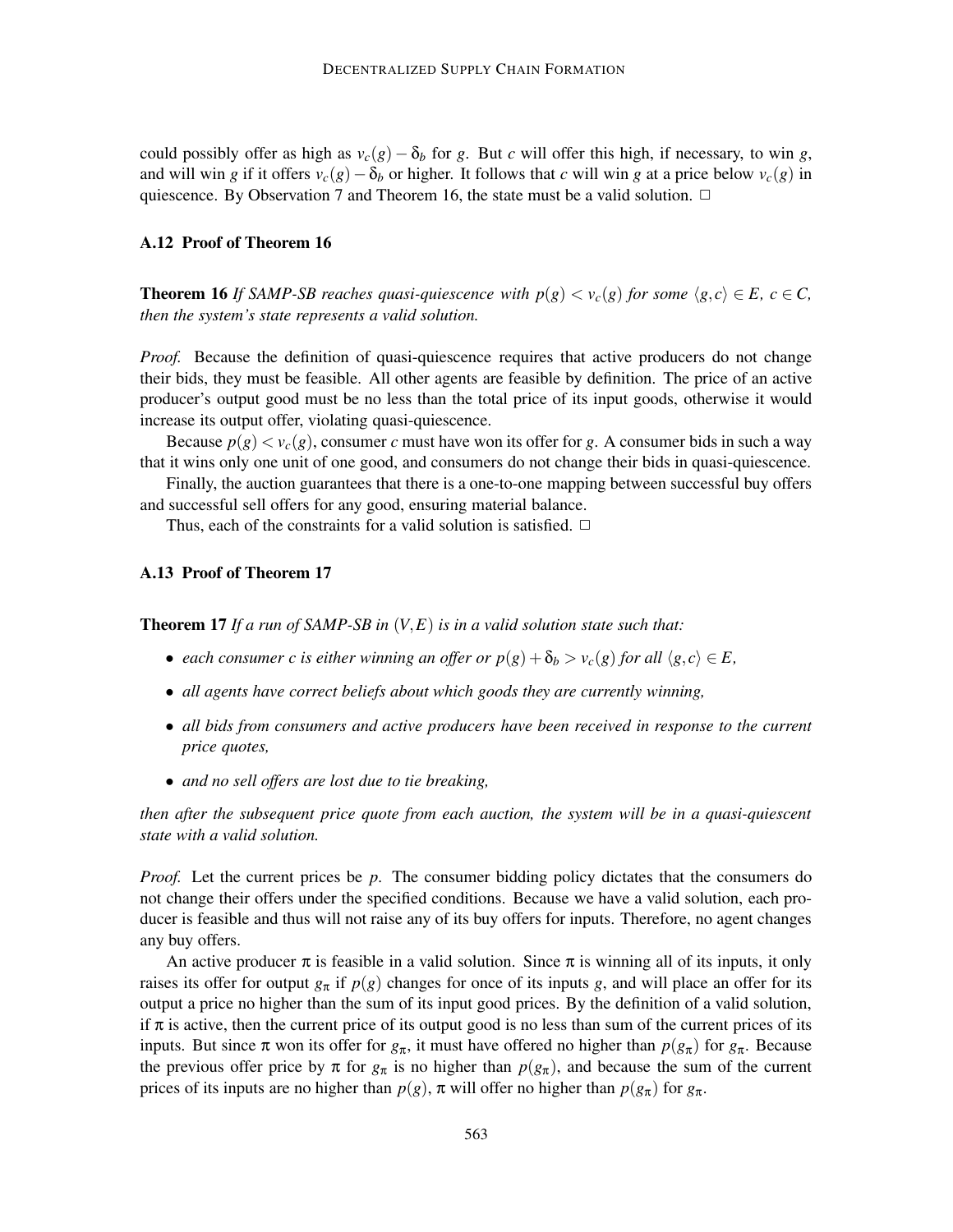could possibly offer as high as $v_c(g) - \delta_b$ for $g$. But $c$ will offer this high, if necessary, to win $g$, and will win $g$ if it offers $v_c(g) - \delta_b$ or higher. It follows that $c$ will win $g$ at a price below $v_c(g)$ in quiescence. By Observation 7 and Theorem 16, the state must be a valid solution. □

### A.12 Proof of Theorem 16

**Theorem 16** *If SAMP-SB reaches quasi-quiescence with $p(g) < v_c(g)$ for some $\langle g, c\rangle \in E$, $c \in C$, then the system's state represents a valid solution.*

*Proof.* Because the definition of quasi-quiescence requires that active producers do not change their bids, they must be feasible. All other agents are feasible by definition. The price of an active producer's output good must be no less than the total price of its input goods, otherwise it would increase its output offer, violating quasi-quiescence.

Because $p(g) < v_c(g)$, consumer $c$ must have won its offer for $g$. A consumer bids in such a way that it wins only one unit of one good, and consumers do not change their bids in quasi-quiescence.

Finally, the auction guarantees that there is a one-to-one mapping between successful buy offers and successful sell offers for any good, ensuring material balance.

Thus, each of the constraints for a valid solution is satisfied. □

### A.13 Proof of Theorem 17

**Theorem 17** *If a run of SAMP-SB in $(V, E)$ is in a valid solution state such that:*

- *each consumer $c$ is either winning an offer or $p(g) + \delta_b > v_c(g)$ for all $\langle g, c\rangle \in E$,*
- *all agents have correct beliefs about which goods they are currently winning,*
- *all bids from consumers and active producers have been received in response to the current price quotes,*
- *and no sell offers are lost due to tie breaking,*

*then after the subsequent price quote from each auction, the system will be in a quasi-quiescent state with a valid solution.*

*Proof.* Let the current prices be $p$. The consumer bidding policy dictates that the consumers do not change their offers under the specified conditions. Because we have a valid solution, each producer is feasible and thus will not raise any of its buy offers for inputs. Therefore, no agent changes any buy offers.

An active producer $\pi$ is feasible in a valid solution. Since $\pi$ is winning all of its inputs, it only raises its offer for output $g_\pi$ if $p(g)$ changes for once of its inputs $g$, and will place an offer for its output a price no higher than the sum of its input good prices. By the definition of a valid solution, if $\pi$ is active, then the current price of its output good is no less than sum of the current prices of its inputs. But since $\pi$ won its offer for $g_\pi$, it must have offered no higher than $p(g_\pi)$ for $g_\pi$. Because the previous offer price by $\pi$ for $g_\pi$ is no higher than $p(g_\pi)$, and because the sum of the current prices of its inputs are no higher than $p(g)$, $\pi$ will offer no higher than $p(g_\pi)$ for $g_\pi$.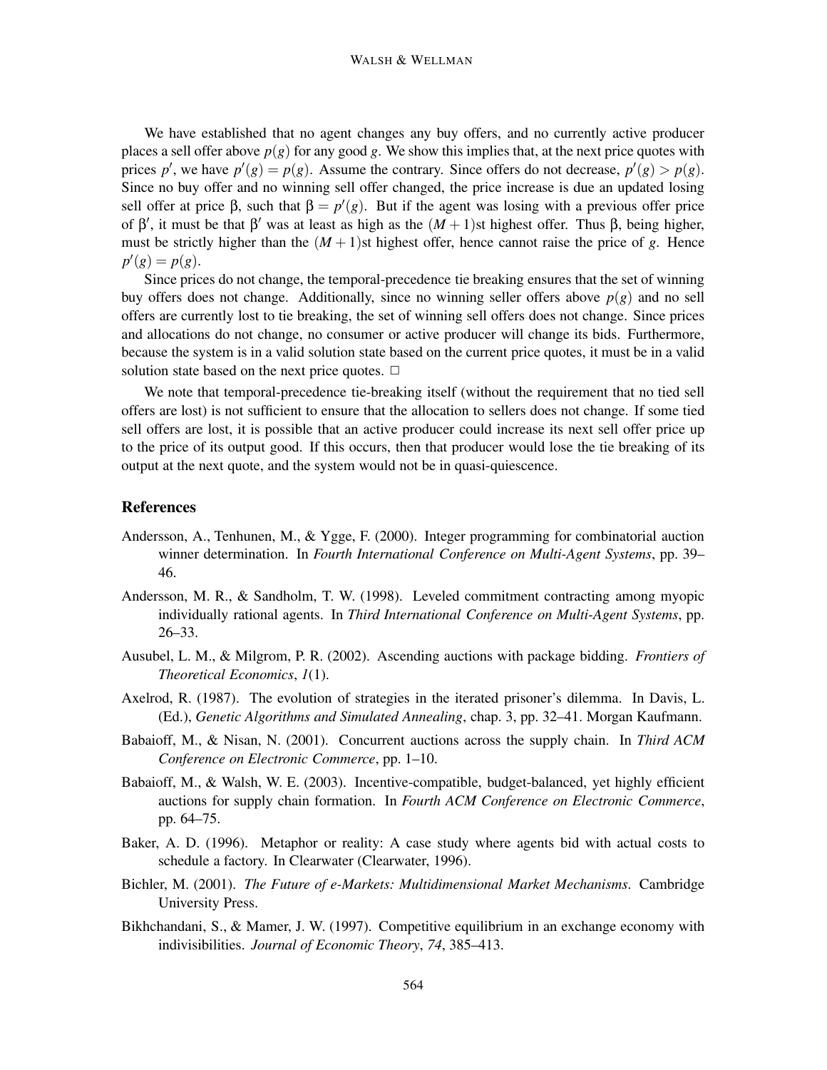We have established that no agent changes any buy offers, and no currently active producer places a sell offer above $p(g)$ for any good $g$. We show this implies that, at the next price quotes with prices $p'$, we have $p'(g) = p(g)$. Assume the contrary. Since offers do not decrease, $p'(g) > p(g)$. Since no buy offer and no winning sell offer changed, the price increase is due an updated losing sell offer at price $\beta$, such that $\beta = p'(g)$. But if the agent was losing with a previous offer price of $\beta'$, it must be that $\beta'$ was at least as high as the $(M+1)$st highest offer. Thus $\beta$, being higher, must be strictly higher than the $(M+1)$st highest offer, hence cannot raise the price of $g$. Hence $p'(g) = p(g)$.

Since prices do not change, the temporal-precedence tie breaking ensures that the set of winning buy offers does not change. Additionally, since no winning seller offers above $p(g)$ and no sell offers are currently lost to tie breaking, the set of winning sell offers does not change. Since prices and allocations do not change, no consumer or active producer will change its bids. Furthermore, because the system is in a valid solution state based on the current price quotes, it must be in a valid solution state based on the next price quotes. □

We note that temporal-precedence tie-breaking itself (without the requirement that no tied sell offers are lost) is not sufficient to ensure that the allocation to sellers does not change. If some tied sell offers are lost, it is possible that an active producer could increase its next sell offer price up to the price of its output good. If this occurs, then that producer would lose the tie breaking of its output at the next quote, and the system would not be in quasi-quiescence.

## References

Andersson, A., Tenhunen, M., & Ygge, F. (2000). Integer programming for combinatorial auction winner determination. In *Fourth International Conference on Multi-Agent Systems*, pp. 39–46.

Andersson, M. R., & Sandholm, T. W. (1998). Leveled commitment contracting among myopic individually rational agents. In *Third International Conference on Multi-Agent Systems*, pp. 26–33.

Ausubel, L. M., & Milgrom, P. R. (2002). Ascending auctions with package bidding. *Frontiers of Theoretical Economics*, *1*(1).

Axelrod, R. (1987). The evolution of strategies in the iterated prisoner's dilemma. In Davis, L. (Ed.), *Genetic Algorithms and Simulated Annealing*, chap. 3, pp. 32–41. Morgan Kaufmann.

Babaioff, M., & Nisan, N. (2001). Concurrent auctions across the supply chain. In *Third ACM Conference on Electronic Commerce*, pp. 1–10.

Babaioff, M., & Walsh, W. E. (2003). Incentive-compatible, budget-balanced, yet highly efficient auctions for supply chain formation. In *Fourth ACM Conference on Electronic Commerce*, pp. 64–75.

Baker, A. D. (1996). Metaphor or reality: A case study where agents bid with actual costs to schedule a factory. In Clearwater (Clearwater, 1996).

Bichler, M. (2001). *The Future of e-Markets: Multidimensional Market Mechanisms*. Cambridge University Press.

Bikhchandani, S., & Mamer, J. W. (1997). Competitive equilibrium in an exchange economy with indivisibilities. *Journal of Economic Theory*, *74*, 385–413.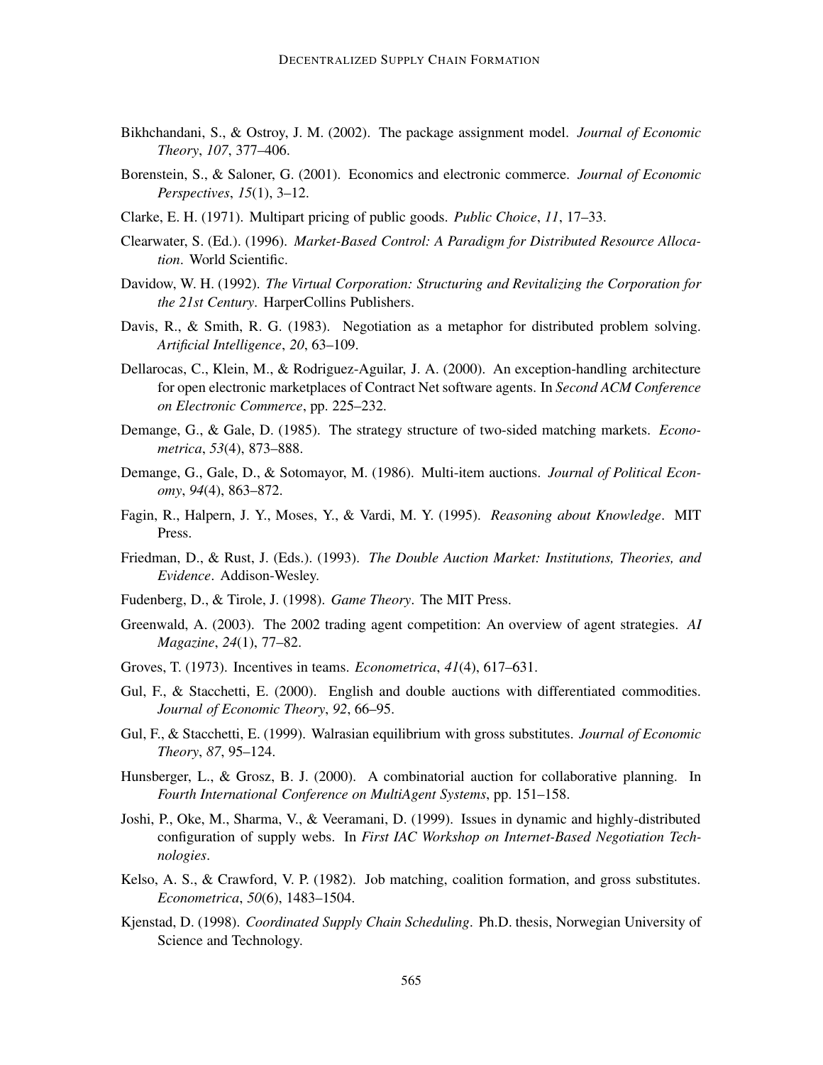Bikhchandani, S., & Ostroy, J. M. (2002). The package assignment model. *Journal of Economic Theory*, *107*, 377–406.

Borenstein, S., & Saloner, G. (2001). Economics and electronic commerce. *Journal of Economic Perspectives*, *15*(1), 3–12.

Clarke, E. H. (1971). Multipart pricing of public goods. *Public Choice*, *11*, 17–33.

Clearwater, S. (Ed.). (1996). *Market-Based Control: A Paradigm for Distributed Resource Allocation*. World Scientific.

Davidow, W. H. (1992). *The Virtual Corporation: Structuring and Revitalizing the Corporation for the 21st Century*. HarperCollins Publishers.

Davis, R., & Smith, R. G. (1983). Negotiation as a metaphor for distributed problem solving. *Artificial Intelligence*, *20*, 63–109.

Dellarocas, C., Klein, M., & Rodriguez-Aguilar, J. A. (2000). An exception-handling architecture for open electronic marketplaces of Contract Net software agents. In *Second ACM Conference on Electronic Commerce*, pp. 225–232.

Demange, G., & Gale, D. (1985). The strategy structure of two-sided matching markets. *Econometrica*, *53*(4), 873–888.

Demange, G., Gale, D., & Sotomayor, M. (1986). Multi-item auctions. *Journal of Political Economy*, *94*(4), 863–872.

Fagin, R., Halpern, J. Y., Moses, Y., & Vardi, M. Y. (1995). *Reasoning about Knowledge*. MIT Press.

Friedman, D., & Rust, J. (Eds.). (1993). *The Double Auction Market: Institutions, Theories, and Evidence*. Addison-Wesley.

Fudenberg, D., & Tirole, J. (1998). *Game Theory*. The MIT Press.

Greenwald, A. (2003). The 2002 trading agent competition: An overview of agent strategies. *AI Magazine*, *24*(1), 77–82.

Groves, T. (1973). Incentives in teams. *Econometrica*, *41*(4), 617–631.

Gul, F., & Stacchetti, E. (2000). English and double auctions with differentiated commodities. *Journal of Economic Theory*, *92*, 66–95.

Gul, F., & Stacchetti, E. (1999). Walrasian equilibrium with gross substitutes. *Journal of Economic Theory*, *87*, 95–124.

Hunsberger, L., & Grosz, B. J. (2000). A combinatorial auction for collaborative planning. In *Fourth International Conference on MultiAgent Systems*, pp. 151–158.

Joshi, P., Oke, M., Sharma, V., & Veeramani, D. (1999). Issues in dynamic and highly-distributed configuration of supply webs. In *First IAC Workshop on Internet-Based Negotiation Technologies*.

Kelso, A. S., & Crawford, V. P. (1982). Job matching, coalition formation, and gross substitutes. *Econometrica*, *50*(6), 1483–1504.

Kjenstad, D. (1998). *Coordinated Supply Chain Scheduling*. Ph.D. thesis, Norwegian University of Science and Technology.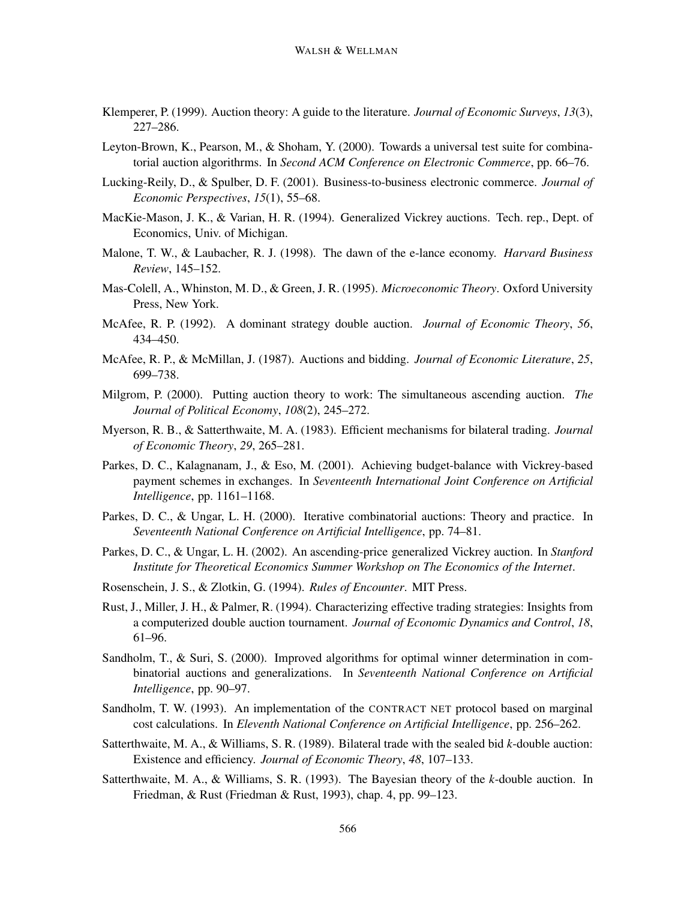Klemperer, P. (1999). Auction theory: A guide to the literature. *Journal of Economic Surveys*, *13*(3), 227–286.

Leyton-Brown, K., Pearson, M., & Shoham, Y. (2000). Towards a universal test suite for combinatorial auction algorithrms. In *Second ACM Conference on Electronic Commerce*, pp. 66–76.

Lucking-Reily, D., & Spulber, D. F. (2001). Business-to-business electronic commerce. *Journal of Economic Perspectives*, *15*(1), 55–68.

MacKie-Mason, J. K., & Varian, H. R. (1994). Generalized Vickrey auctions. Tech. rep., Dept. of Economics, Univ. of Michigan.

Malone, T. W., & Laubacher, R. J. (1998). The dawn of the e-lance economy. *Harvard Business Review*, 145–152.

Mas-Colell, A., Whinston, M. D., & Green, J. R. (1995). *Microeconomic Theory*. Oxford University Press, New York.

McAfee, R. P. (1992). A dominant strategy double auction. *Journal of Economic Theory*, *56*, 434–450.

McAfee, R. P., & McMillan, J. (1987). Auctions and bidding. *Journal of Economic Literature*, *25*, 699–738.

Milgrom, P. (2000). Putting auction theory to work: The simultaneous ascending auction. *The Journal of Political Economy*, *108*(2), 245–272.

Myerson, R. B., & Satterthwaite, M. A. (1983). Efficient mechanisms for bilateral trading. *Journal of Economic Theory*, *29*, 265–281.

Parkes, D. C., Kalagnanam, J., & Eso, M. (2001). Achieving budget-balance with Vickrey-based payment schemes in exchanges. In *Seventeenth International Joint Conference on Artificial Intelligence*, pp. 1161–1168.

Parkes, D. C., & Ungar, L. H. (2000). Iterative combinatorial auctions: Theory and practice. In *Seventeenth National Conference on Artificial Intelligence*, pp. 74–81.

Parkes, D. C., & Ungar, L. H. (2002). An ascending-price generalized Vickrey auction. In *Stanford Institute for Theoretical Economics Summer Workshop on The Economics of the Internet*.

Rosenschein, J. S., & Zlotkin, G. (1994). *Rules of Encounter*. MIT Press.

Rust, J., Miller, J. H., & Palmer, R. (1994). Characterizing effective trading strategies: Insights from a computerized double auction tournament. *Journal of Economic Dynamics and Control*, *18*, 61–96.

Sandholm, T., & Suri, S. (2000). Improved algorithms for optimal winner determination in combinatorial auctions and generalizations. In *Seventeenth National Conference on Artificial Intelligence*, pp. 90–97.

Sandholm, T. W. (1993). An implementation of the CONTRACT NET protocol based on marginal cost calculations. In *Eleventh National Conference on Artificial Intelligence*, pp. 256–262.

Satterthwaite, M. A., & Williams, S. R. (1989). Bilateral trade with the sealed bid *k*-double auction: Existence and efficiency. *Journal of Economic Theory*, *48*, 107–133.

Satterthwaite, M. A., & Williams, S. R. (1993). The Bayesian theory of the *k*-double auction. In Friedman, & Rust (Friedman & Rust, 1993), chap. 4, pp. 99–123.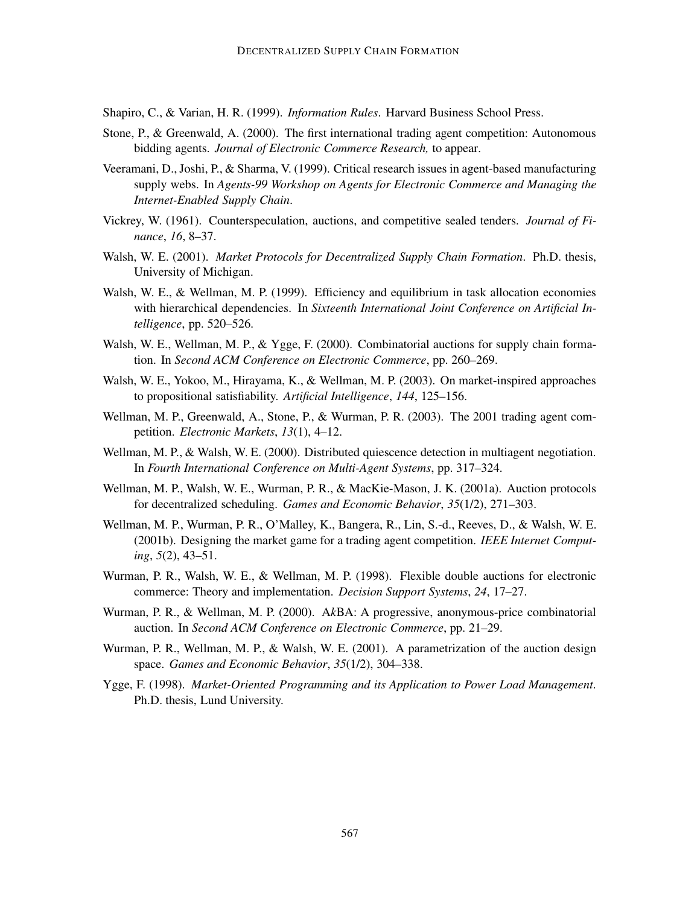Shapiro, C., & Varian, H. R. (1999). *Information Rules*. Harvard Business School Press.

Stone, P., & Greenwald, A. (2000). The first international trading agent competition: Autonomous bidding agents. *Journal of Electronic Commerce Research,* to appear.

Veeramani, D., Joshi, P., & Sharma, V. (1999). Critical research issues in agent-based manufacturing supply webs. In *Agents-99 Workshop on Agents for Electronic Commerce and Managing the Internet-Enabled Supply Chain*.

Vickrey, W. (1961). Counterspeculation, auctions, and competitive sealed tenders. *Journal of Finance*, *16*, 8–37.

Walsh, W. E. (2001). *Market Protocols for Decentralized Supply Chain Formation*. Ph.D. thesis, University of Michigan.

Walsh, W. E., & Wellman, M. P. (1999). Efficiency and equilibrium in task allocation economies with hierarchical dependencies. In *Sixteenth International Joint Conference on Artificial Intelligence*, pp. 520–526.

Walsh, W. E., Wellman, M. P., & Ygge, F. (2000). Combinatorial auctions for supply chain formation. In *Second ACM Conference on Electronic Commerce*, pp. 260–269.

Walsh, W. E., Yokoo, M., Hirayama, K., & Wellman, M. P. (2003). On market-inspired approaches to propositional satisfiability. *Artificial Intelligence*, *144*, 125–156.

Wellman, M. P., Greenwald, A., Stone, P., & Wurman, P. R. (2003). The 2001 trading agent competition. *Electronic Markets*, *13*(1), 4–12.

Wellman, M. P., & Walsh, W. E. (2000). Distributed quiescence detection in multiagent negotiation. In *Fourth International Conference on Multi-Agent Systems*, pp. 317–324.

Wellman, M. P., Walsh, W. E., Wurman, P. R., & MacKie-Mason, J. K. (2001a). Auction protocols for decentralized scheduling. *Games and Economic Behavior*, *35*(1/2), 271–303.

Wellman, M. P., Wurman, P. R., O'Malley, K., Bangera, R., Lin, S.-d., Reeves, D., & Walsh, W. E. (2001b). Designing the market game for a trading agent competition. *IEEE Internet Computing*, *5*(2), 43–51.

Wurman, P. R., Walsh, W. E., & Wellman, M. P. (1998). Flexible double auctions for electronic commerce: Theory and implementation. *Decision Support Systems*, *24*, 17–27.

Wurman, P. R., & Wellman, M. P. (2000). A*k*BA: A progressive, anonymous-price combinatorial auction. In *Second ACM Conference on Electronic Commerce*, pp. 21–29.

Wurman, P. R., Wellman, M. P., & Walsh, W. E. (2001). A parametrization of the auction design space. *Games and Economic Behavior*, *35*(1/2), 304–338.

Ygge, F. (1998). *Market-Oriented Programming and its Application to Power Load Management*. Ph.D. thesis, Lund University.